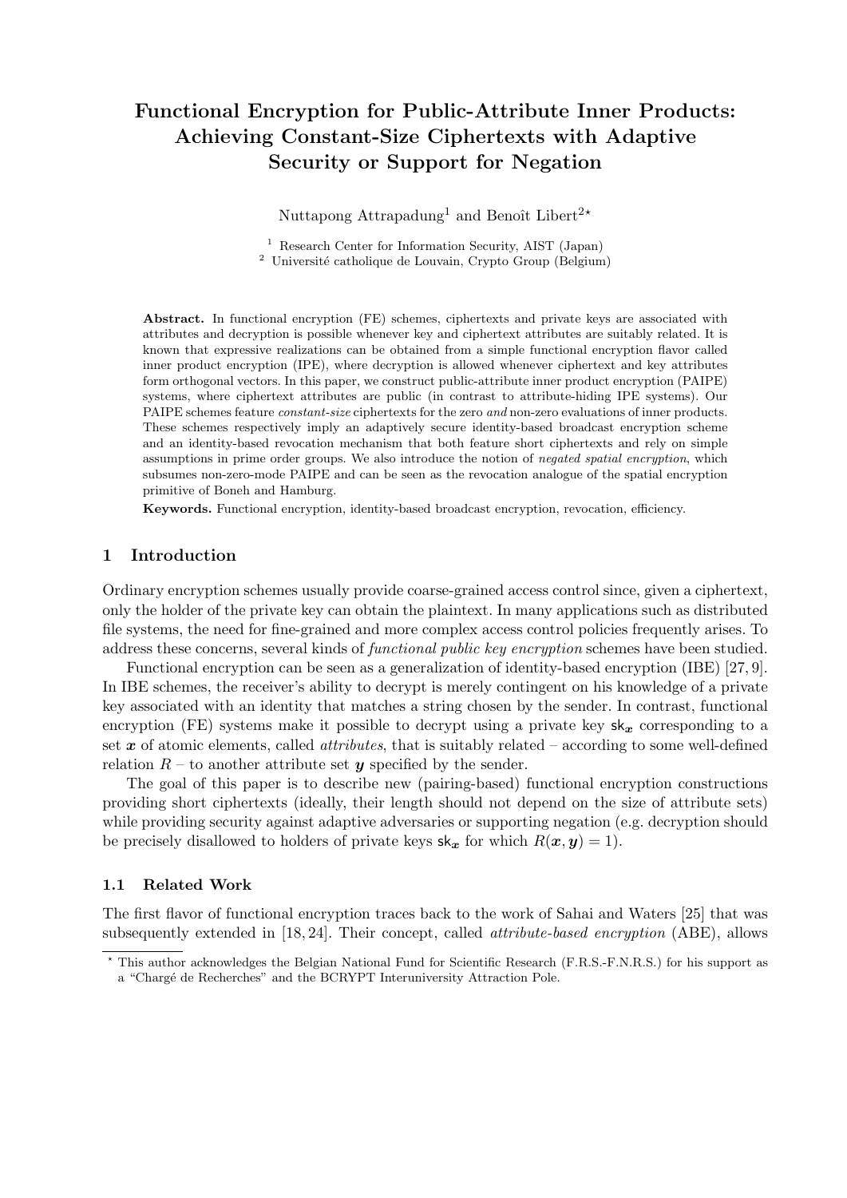# Functional Encryption for Public-Attribute Inner Products: Achieving Constant-Size Ciphertexts with Adaptive Security or Support for Negation

Nuttapong Attrapadung[1] and Benoît Libert[2⋆]

[1] Research Center for Information Security, AIST (Japan)
[2] Université catholique de Louvain, Crypto Group (Belgium)

**Abstract.** In functional encryption (FE) schemes, ciphertexts and private keys are associated with attributes and decryption is possible whenever key and ciphertext attributes are suitably related. It is known that expressive realizations can be obtained from a simple functional encryption flavor called inner product encryption (IPE), where decryption is allowed whenever ciphertext and key attributes form orthogonal vectors. In this paper, we construct public-attribute inner product encryption (PAIPE) systems, where ciphertext attributes are public (in contrast to attribute-hiding IPE systems). Our PAIPE schemes feature *constant-size* ciphertexts for the zero *and* non-zero evaluations of inner products. These schemes respectively imply an adaptively secure identity-based broadcast encryption scheme and an identity-based revocation mechanism that both feature short ciphertexts and rely on simple assumptions in prime order groups. We also introduce the notion of *negated spatial encryption*, which subsumes non-zero-mode PAIPE and can be seen as the revocation analogue of the spatial encryption primitive of Boneh and Hamburg.

**Keywords.** Functional encryption, identity-based broadcast encryption, revocation, efficiency.

## 1 Introduction

Ordinary encryption schemes usually provide coarse-grained access control since, given a ciphertext, only the holder of the private key can obtain the plaintext. In many applications such as distributed file systems, the need for fine-grained and more complex access control policies frequently arises. To address these concerns, several kinds of *functional public key encryption* schemes have been studied.

Functional encryption can be seen as a generalization of identity-based encryption (IBE) [27, 9]. In IBE schemes, the receiver's ability to decrypt is merely contingent on his knowledge of a private key associated with an identity that matches a string chosen by the sender. In contrast, functional encryption (FE) systems make it possible to decrypt using a private key $\mathsf{sk}_{\boldsymbol{x}}$ corresponding to a set $\boldsymbol{x}$ of atomic elements, called *attributes*, that is suitably related – according to some well-defined relation $R$ – to another attribute set $\boldsymbol{y}$ specified by the sender.

The goal of this paper is to describe new (pairing-based) functional encryption constructions providing short ciphertexts (ideally, their length should not depend on the size of attribute sets) while providing security against adaptive adversaries or supporting negation (e.g. decryption should be precisely disallowed to holders of private keys $\mathsf{sk}_{\boldsymbol{x}}$ for which $R(\boldsymbol{x}, \boldsymbol{y}) = 1$).

### 1.1 Related Work

The first flavor of functional encryption traces back to the work of Sahai and Waters [25] that was subsequently extended in [18, 24]. Their concept, called *attribute-based encryption* (ABE), allows

⋆ This author acknowledges the Belgian National Fund for Scientific Research (F.R.S.-F.N.R.S.) for his support as a "Chargé de Recherches" and the BCRYPT Interuniversity Attraction Pole.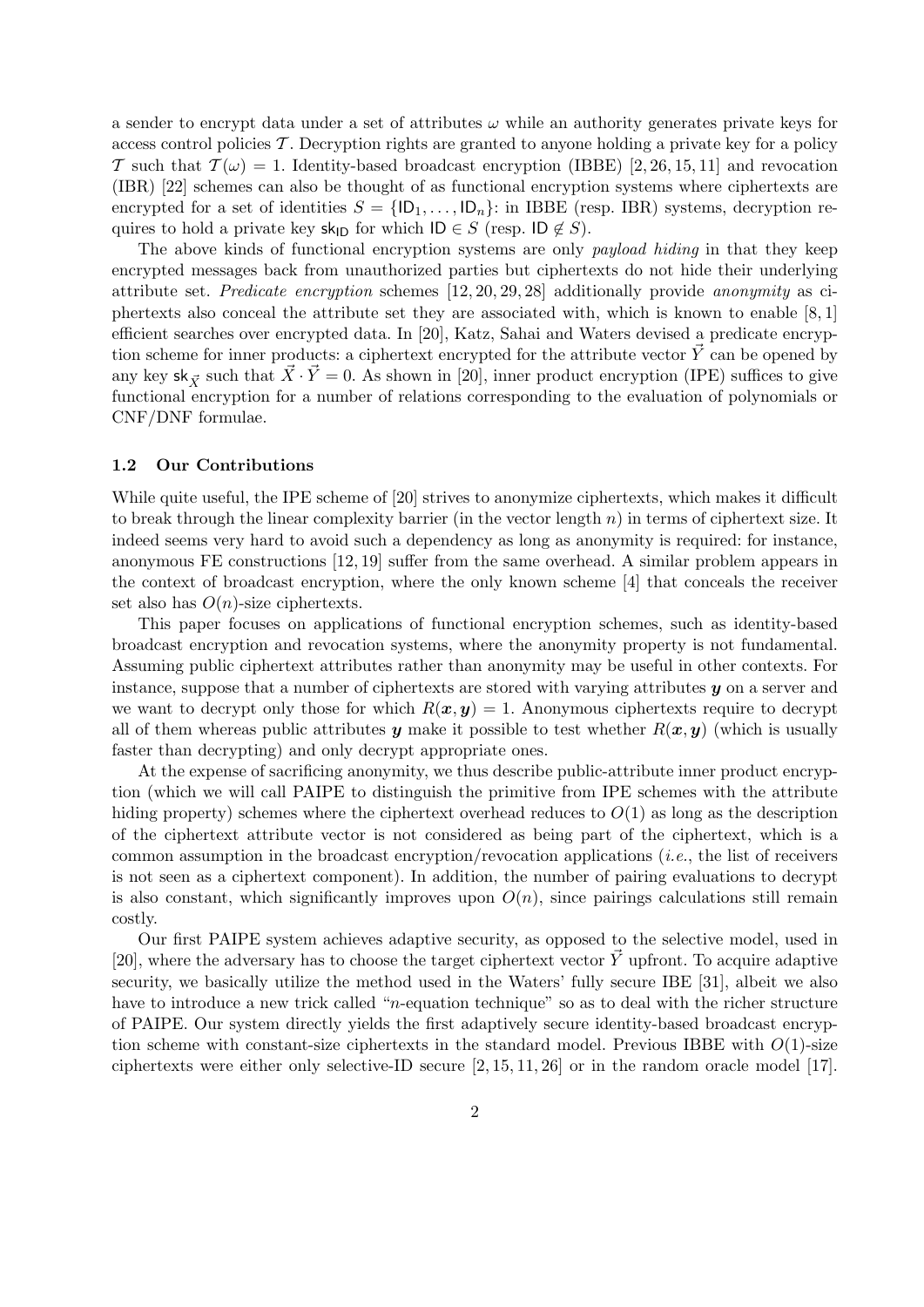a sender to encrypt data under a set of attributes $\omega$ while an authority generates private keys for access control policies $\mathcal{T}$. Decryption rights are granted to anyone holding a private key for a policy $\mathcal{T}$ such that $\mathcal{T}(\omega) = 1$. Identity-based broadcast encryption (IBBE) [2, 26, 15, 11] and revocation (IBR) [22] schemes can also be thought of as functional encryption systems where ciphertexts are encrypted for a set of identities $S = \{\mathsf{ID}_1, \ldots, \mathsf{ID}_n\}$: in IBBE (resp. IBR) systems, decryption requires to hold a private key $\mathsf{sk}_{\mathsf{ID}}$ for which $\mathsf{ID} \in S$ (resp. $\mathsf{ID} \notin S$).

The above kinds of functional encryption systems are only *payload hiding* in that they keep encrypted messages back from unauthorized parties but ciphertexts do not hide their underlying attribute set. *Predicate encryption* schemes [12, 20, 29, 28] additionally provide *anonymity* as ciphertexts also conceal the attribute set they are associated with, which is known to enable [8, 1] efficient searches over encrypted data. In [20], Katz, Sahai and Waters devised a predicate encryption scheme for inner products: a ciphertext encrypted for the attribute vector $\vec{Y}$ can be opened by any key $\mathsf{sk}_{\vec{X}}$ such that $\vec{X} \cdot \vec{Y} = 0$. As shown in [20], inner product encryption (IPE) suffices to give functional encryption for a number of relations corresponding to the evaluation of polynomials or CNF/DNF formulae.

### 1.2 Our Contributions

While quite useful, the IPE scheme of [20] strives to anonymize ciphertexts, which makes it difficult to break through the linear complexity barrier (in the vector length $n$) in terms of ciphertext size. It indeed seems very hard to avoid such a dependency as long as anonymity is required: for instance, anonymous FE constructions [12, 19] suffer from the same overhead. A similar problem appears in the context of broadcast encryption, where the only known scheme [4] that conceals the receiver set also has $O(n)$-size ciphertexts.

This paper focuses on applications of functional encryption schemes, such as identity-based broadcast encryption and revocation systems, where the anonymity property is not fundamental. Assuming public ciphertext attributes rather than anonymity may be useful in other contexts. For instance, suppose that a number of ciphertexts are stored with varying attributes $\boldsymbol{y}$ on a server and we want to decrypt only those for which $R(\boldsymbol{x}, \boldsymbol{y}) = 1$. Anonymous ciphertexts require to decrypt all of them whereas public attributes $\boldsymbol{y}$ make it possible to test whether $R(\boldsymbol{x}, \boldsymbol{y})$ (which is usually faster than decrypting) and only decrypt appropriate ones.

At the expense of sacrificing anonymity, we thus describe public-attribute inner product encryption (which we will call PAIPE to distinguish the primitive from IPE schemes with the attribute hiding property) schemes where the ciphertext overhead reduces to $O(1)$ as long as the description of the ciphertext attribute vector is not considered as being part of the ciphertext, which is a common assumption in the broadcast encryption/revocation applications (*i.e.*, the list of receivers is not seen as a ciphertext component). In addition, the number of pairing evaluations to decrypt is also constant, which significantly improves upon $O(n)$, since pairings calculations still remain costly.

Our first PAIPE system achieves adaptive security, as opposed to the selective model, used in [20], where the adversary has to choose the target ciphertext vector $\vec{Y}$ upfront. To acquire adaptive security, we basically utilize the method used in the Waters' fully secure IBE [31], albeit we also have to introduce a new trick called "$n$-equation technique" so as to deal with the richer structure of PAIPE. Our system directly yields the first adaptively secure identity-based broadcast encryption scheme with constant-size ciphertexts in the standard model. Previous IBBE with $O(1)$-size ciphertexts were either only selective-ID secure [2, 15, 11, 26] or in the random oracle model [17].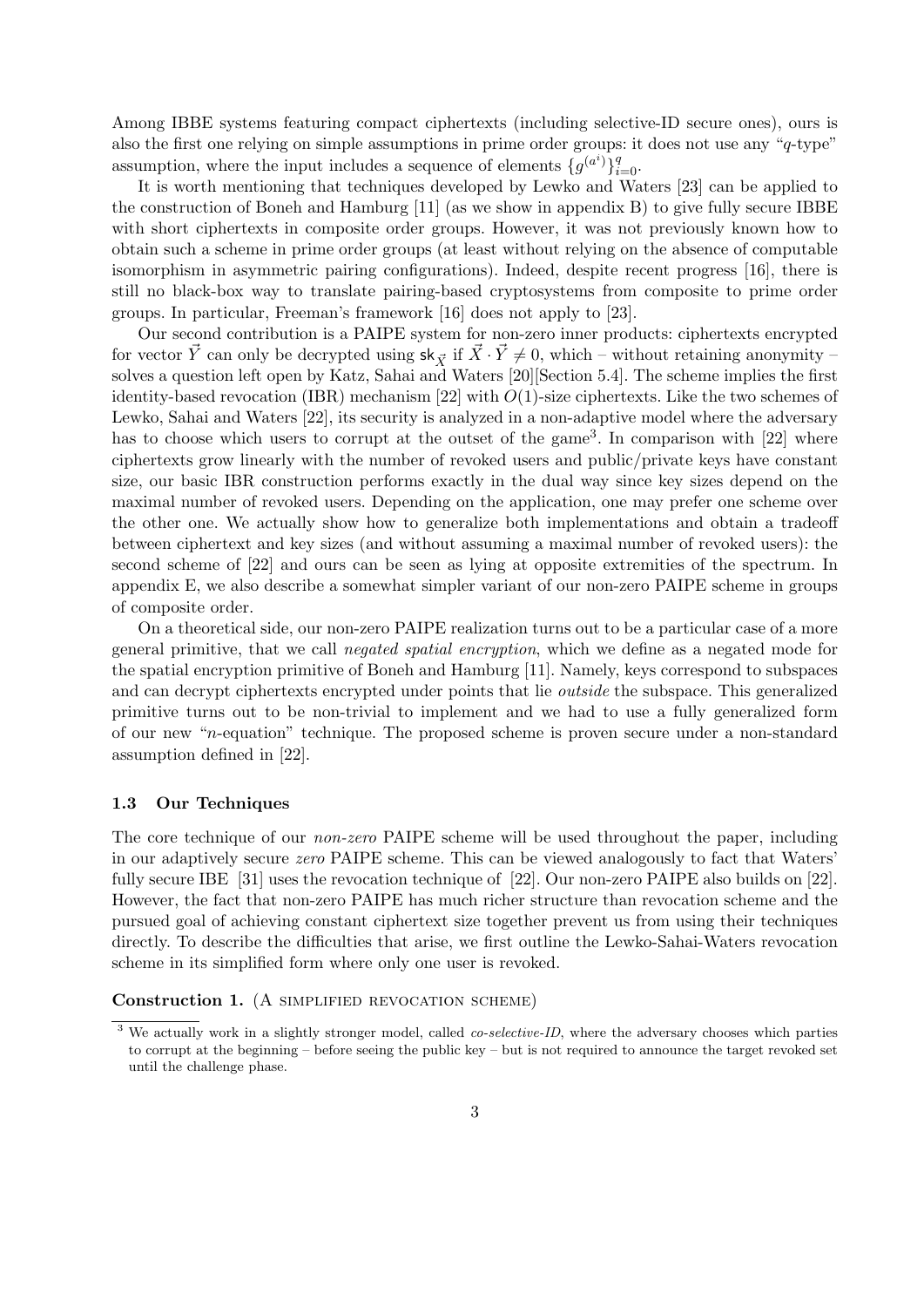Among IBBE systems featuring compact ciphertexts (including selective-ID secure ones), ours is also the first one relying on simple assumptions in prime order groups: it does not use any "$q$-type" assumption, where the input includes a sequence of elements $\{g^{(a^i)}\}_{i=0}^{q}$.

It is worth mentioning that techniques developed by Lewko and Waters [23] can be applied to the construction of Boneh and Hamburg [11] (as we show in appendix B) to give fully secure IBBE with short ciphertexts in composite order groups. However, it was not previously known how to obtain such a scheme in prime order groups (at least without relying on the absence of computable isomorphism in asymmetric pairing configurations). Indeed, despite recent progress [16], there is still no black-box way to translate pairing-based cryptosystems from composite to prime order groups. In particular, Freeman's framework [16] does not apply to [23].

Our second contribution is a PAIPE system for non-zero inner products: ciphertexts encrypted for vector $\vec{Y}$ can only be decrypted using $\mathsf{sk}_{\vec{X}}$ if $\vec{X} \cdot \vec{Y} \neq 0$, which – without retaining anonymity – solves a question left open by Katz, Sahai and Waters [20][Section 5.4]. The scheme implies the first identity-based revocation (IBR) mechanism [22] with $O(1)$-size ciphertexts. Like the two schemes of Lewko, Sahai and Waters [22], its security is analyzed in a non-adaptive model where the adversary has to choose which users to corrupt at the outset of the game[3]. In comparison with [22] where ciphertexts grow linearly with the number of revoked users and public/private keys have constant size, our basic IBR construction performs exactly in the dual way since key sizes depend on the maximal number of revoked users. Depending on the application, one may prefer one scheme over the other one. We actually show how to generalize both implementations and obtain a tradeoff between ciphertext and key sizes (and without assuming a maximal number of revoked users): the second scheme of [22] and ours can be seen as lying at opposite extremities of the spectrum. In appendix E, we also describe a somewhat simpler variant of our non-zero PAIPE scheme in groups of composite order.

On a theoretical side, our non-zero PAIPE realization turns out to be a particular case of a more general primitive, that we call *negated spatial encryption*, which we define as a negated mode for the spatial encryption primitive of Boneh and Hamburg [11]. Namely, keys correspond to subspaces and can decrypt ciphertexts encrypted under points that lie *outside* the subspace. This generalized primitive turns out to be non-trivial to implement and we had to use a fully generalized form of our new "$n$-equation" technique. The proposed scheme is proven secure under a non-standard assumption defined in [22].

### 1.3 Our Techniques

The core technique of our *non-zero* PAIPE scheme will be used throughout the paper, including in our adaptively secure *zero* PAIPE scheme. This can be viewed analogously to fact that Waters' fully secure IBE [31] uses the revocation technique of [22]. Our non-zero PAIPE also builds on [22]. However, the fact that non-zero PAIPE has much richer structure than revocation scheme and the pursued goal of achieving constant ciphertext size together prevent us from using their techniques directly. To describe the difficulties that arise, we first outline the Lewko-Sahai-Waters revocation scheme in its simplified form where only one user is revoked.

**Construction 1.** (A SIMPLIFIED REVOCATION SCHEME)

[3] We actually work in a slightly stronger model, called *co-selective-ID*, where the adversary chooses which parties to corrupt at the beginning – before seeing the public key – but is not required to announce the target revoked set until the challenge phase.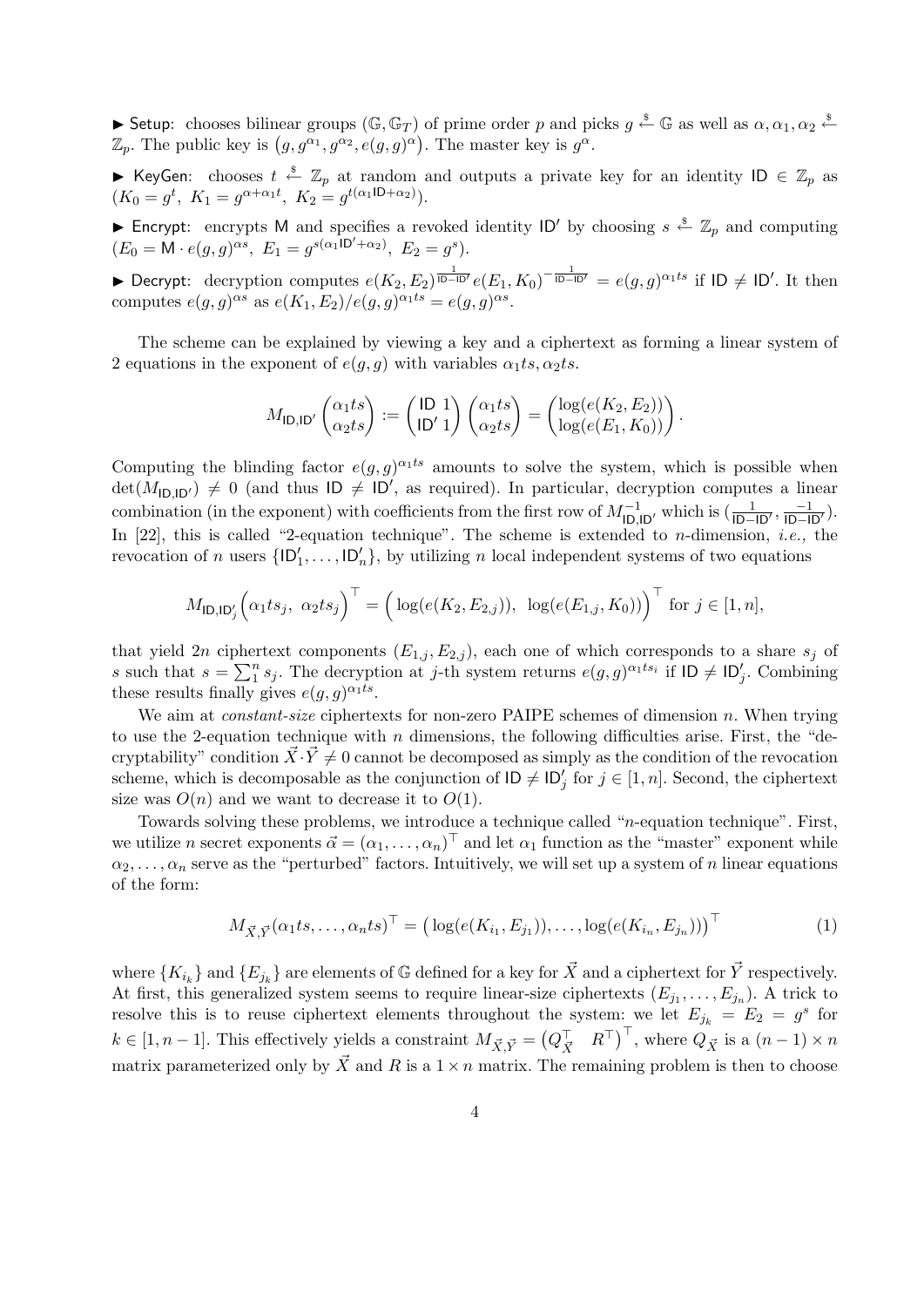▶ Setup: chooses bilinear groups $(\mathbb{G}, \mathbb{G}_T)$ of prime order $p$ and picks $g \xleftarrow{\$} \mathbb{G}$ as well as $\alpha, \alpha_1, \alpha_2 \xleftarrow{\$} \mathbb{Z}_p$. The public key is $\big(g, g^{\alpha_1}, g^{\alpha_2}, e(g,g)^{\alpha}\big)$. The master key is $g^{\alpha}$.

▶ KeyGen: chooses $t \xleftarrow{\$} \mathbb{Z}_p$ at random and outputs a private key for an identity $\mathsf{ID} \in \mathbb{Z}_p$ as $(K_0 = g^t,\ K_1 = g^{\alpha+\alpha_1 t},\ K_2 = g^{t(\alpha_1 \mathsf{ID}+\alpha_2)})$.

▶ Encrypt: encrypts $\mathsf{M}$ and specifies a revoked identity $\mathsf{ID}'$ by choosing $s \xleftarrow{\$} \mathbb{Z}_p$ and computing $(E_0 = \mathsf{M} \cdot e(g,g)^{\alpha s},\ E_1 = g^{s(\alpha_1 \mathsf{ID}'+\alpha_2)},\ E_2 = g^s)$.

▶ Decrypt: decryption computes $e(K_2, E_2)^{\frac{1}{\mathsf{ID}-\mathsf{ID}'}} e(E_1, K_0)^{-\frac{1}{\mathsf{ID}-\mathsf{ID}'}} = e(g,g)^{\alpha_1 ts}$ if $\mathsf{ID} \neq \mathsf{ID}'$. It then computes $e(g,g)^{\alpha s}$ as $e(K_1, E_2)/e(g,g)^{\alpha_1 ts} = e(g,g)^{\alpha s}$.

The scheme can be explained by viewing a key and a ciphertext as forming a linear system of 2 equations in the exponent of $e(g,g)$ with variables $\alpha_1 ts, \alpha_2 ts$.

$$M_{\mathsf{ID},\mathsf{ID}'} \begin{pmatrix} \alpha_1 ts \\ \alpha_2 ts \end{pmatrix} := \begin{pmatrix} \mathsf{ID} & 1 \\ \mathsf{ID}' & 1 \end{pmatrix} \begin{pmatrix} \alpha_1 ts \\ \alpha_2 ts \end{pmatrix} = \begin{pmatrix} \log(e(K_2, E_2)) \\ \log(e(E_1, K_0)) \end{pmatrix}.$$

Computing the blinding factor $e(g,g)^{\alpha_1 ts}$ amounts to solve the system, which is possible when $\det(M_{\mathsf{ID},\mathsf{ID}'}) \neq 0$ (and thus $\mathsf{ID} \neq \mathsf{ID}'$, as required). In particular, decryption computes a linear combination (in the exponent) with coefficients from the first row of $M^{-1}_{\mathsf{ID},\mathsf{ID}'}$ which is $(\frac{1}{\mathsf{ID}-\mathsf{ID}'}, \frac{-1}{\mathsf{ID}-\mathsf{ID}'})$. In [22], this is called "2-equation technique". The scheme is extended to $n$-dimension, *i.e.,* the revocation of $n$ users $\{\mathsf{ID}'_1, \ldots, \mathsf{ID}'_n\}$, by utilizing $n$ local independent systems of two equations

$$M_{\mathsf{ID},\mathsf{ID}'_j}\Big(\alpha_1 ts_j,\ \alpha_2 ts_j\Big)^{\top} = \Big(\log(e(K_2, E_{2,j})),\ \log(e(E_{1,j}, K_0))\Big)^{\top} \text{ for } j \in [1,n],$$

that yield $2n$ ciphertext components $(E_{1,j}, E_{2,j})$, each one of which corresponds to a share $s_j$ of $s$ such that $s = \sum_1^n s_j$. The decryption at $j$-th system returns $e(g,g)^{\alpha_1 ts_i}$ if $\mathsf{ID} \neq \mathsf{ID}'_j$. Combining these results finally gives $e(g,g)^{\alpha_1 ts}$.

We aim at *constant-size* ciphertexts for non-zero PAIPE schemes of dimension $n$. When trying to use the 2-equation technique with $n$ dimensions, the following difficulties arise. First, the "decryptability" condition $\vec{X} \cdot \vec{Y} \neq 0$ cannot be decomposed as simply as the condition of the revocation scheme, which is decomposable as the conjunction of $\mathsf{ID} \neq \mathsf{ID}'_j$ for $j \in [1,n]$. Second, the ciphertext size was $O(n)$ and we want to decrease it to $O(1)$.

Towards solving these problems, we introduce a technique called "$n$-equation technique". First, we utilize $n$ secret exponents $\vec{\alpha} = (\alpha_1, \ldots, \alpha_n)^{\top}$ and let $\alpha_1$ function as the "master" exponent while $\alpha_2, \ldots, \alpha_n$ serve as the "perturbed" factors. Intuitively, we will set up a system of $n$ linear equations of the form:

$$M_{\vec{X},\vec{Y}}(\alpha_1 ts, \ldots, \alpha_n ts)^{\top} = \big(\log(e(K_{i_1}, E_{j_1})), \ldots, \log(e(K_{i_n}, E_{j_n}))\big)^{\top} \tag{1}$$

where $\{K_{i_k}\}$ and $\{E_{j_k}\}$ are elements of $\mathbb{G}$ defined for a key for $\vec{X}$ and a ciphertext for $\vec{Y}$ respectively. At first, this generalized system seems to require linear-size ciphertexts $(E_{j_1}, \ldots, E_{j_n})$. A trick to resolve this is to reuse ciphertext elements throughout the system: we let $E_{j_k} = E_2 = g^s$ for $k \in [1, n-1]$. This effectively yields a constraint $M_{\vec{X},\vec{Y}} = \big(Q_{\vec{X}}^{\top} \quad R^{\top}\big)^{\top}$, where $Q_{\vec{X}}$ is a $(n-1) \times n$ matrix parameterized only by $\vec{X}$ and $R$ is a $1 \times n$ matrix. The remaining problem is then to choose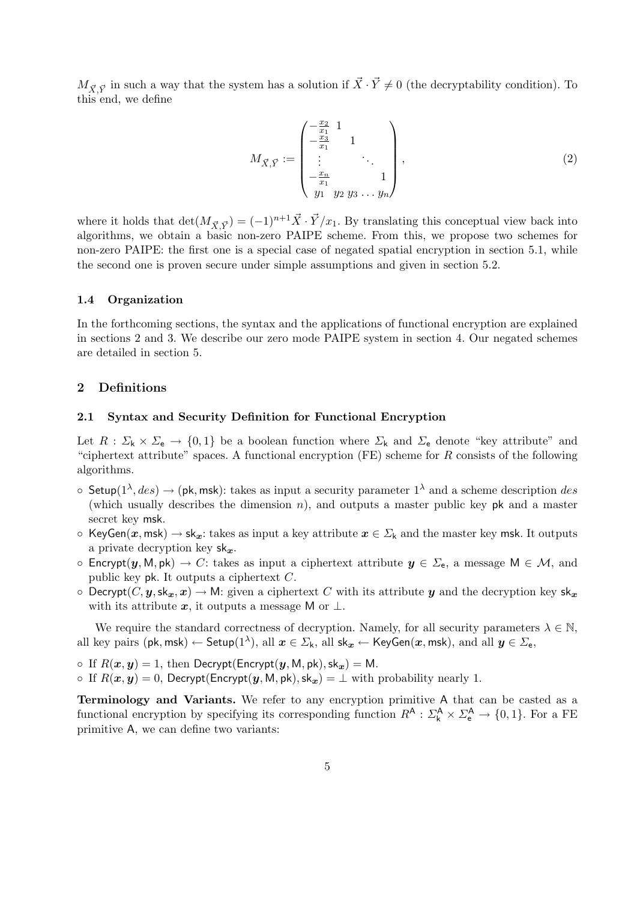$M_{\vec{X},\vec{Y}}$ in such a way that the system has a solution if $\vec{X} \cdot \vec{Y} \neq 0$ (the decryptability condition). To this end, we define

$$M_{\vec{X},\vec{Y}} := \begin{pmatrix} -\frac{x_2}{x_1} & 1 & & & \\ -\frac{x_3}{x_1} & & 1 & & \\ \vdots & & & \ddots & \\ -\frac{x_n}{x_1} & & & & 1 \\ y_1 & y_2 & y_3 & \dots & y_n \end{pmatrix}, \tag{2}$$

where it holds that $\det(M_{\vec{X},\vec{Y}}) = (-1)^{n+1}\vec{X} \cdot \vec{Y}/x_1$. By translating this conceptual view back into algorithms, we obtain a basic non-zero PAIPE scheme. From this, we propose two schemes for non-zero PAIPE: the first one is a special case of negated spatial encryption in section 5.1, while the second one is proven secure under simple assumptions and given in section 5.2.

### 1.4 Organization

In the forthcoming sections, the syntax and the applications of functional encryption are explained in sections 2 and 3. We describe our zero mode PAIPE system in section 4. Our negated schemes are detailed in section 5.

## 2 Definitions

### 2.1 Syntax and Security Definition for Functional Encryption

Let $R : \Sigma_{\mathsf{k}} \times \Sigma_{\mathsf{e}} \rightarrow \{0, 1\}$ be a boolean function where $\Sigma_{\mathsf{k}}$ and $\Sigma_{\mathsf{e}}$ denote "key attribute" and "ciphertext attribute" spaces. A functional encryption (FE) scheme for $R$ consists of the following algorithms.

- $\mathsf{Setup}(1^\lambda, des) \rightarrow (\mathsf{pk}, \mathsf{msk})$: takes as input a security parameter $1^\lambda$ and a scheme description $des$ (which usually describes the dimension $n$), and outputs a master public key $\mathsf{pk}$ and a master secret key $\mathsf{msk}$.
- $\mathsf{KeyGen}(\boldsymbol{x}, \mathsf{msk}) \rightarrow \mathsf{sk}_{\boldsymbol{x}}$: takes as input a key attribute $\boldsymbol{x} \in \Sigma_{\mathsf{k}}$ and the master key $\mathsf{msk}$. It outputs a private decryption key $\mathsf{sk}_{\boldsymbol{x}}$.
- $\mathsf{Encrypt}(\boldsymbol{y}, \mathsf{M}, \mathsf{pk}) \rightarrow C$: takes as input a ciphertext attribute $\boldsymbol{y} \in \Sigma_{\mathsf{e}}$, a message $\mathsf{M} \in \mathcal{M}$, and public key $\mathsf{pk}$. It outputs a ciphertext $C$.
- $\mathsf{Decrypt}(C, \boldsymbol{y}, \mathsf{sk}_{\boldsymbol{x}}, \boldsymbol{x}) \rightarrow \mathsf{M}$: given a ciphertext $C$ with its attribute $\boldsymbol{y}$ and the decryption key $\mathsf{sk}_{\boldsymbol{x}}$ with its attribute $\boldsymbol{x}$, it outputs a message $\mathsf{M}$ or $\perp$.

We require the standard correctness of decryption. Namely, for all security parameters $\lambda \in \mathbb{N}$, all key pairs $(\mathsf{pk}, \mathsf{msk}) \leftarrow \mathsf{Setup}(1^\lambda)$, all $\boldsymbol{x} \in \Sigma_{\mathsf{k}}$, all $\mathsf{sk}_{\boldsymbol{x}} \leftarrow \mathsf{KeyGen}(\boldsymbol{x}, \mathsf{msk})$, and all $\boldsymbol{y} \in \Sigma_{\mathsf{e}}$,

- If $R(\boldsymbol{x}, \boldsymbol{y}) = 1$, then $\mathsf{Decrypt}(\mathsf{Encrypt}(\boldsymbol{y}, \mathsf{M}, \mathsf{pk}), \mathsf{sk}_{\boldsymbol{x}}) = \mathsf{M}$.
- If $R(\boldsymbol{x}, \boldsymbol{y}) = 0$, $\mathsf{Decrypt}(\mathsf{Encrypt}(\boldsymbol{y}, \mathsf{M}, \mathsf{pk}), \mathsf{sk}_{\boldsymbol{x}}) = \perp$ with probability nearly 1.

**Terminology and Variants.** We refer to any encryption primitive $\mathsf{A}$ that can be casted as a functional encryption by specifying its corresponding function $R^{\mathsf{A}} : \Sigma^{\mathsf{A}}_{\mathsf{k}} \times \Sigma^{\mathsf{A}}_{\mathsf{e}} \rightarrow \{0, 1\}$. For a FE primitive $\mathsf{A}$, we can define two variants: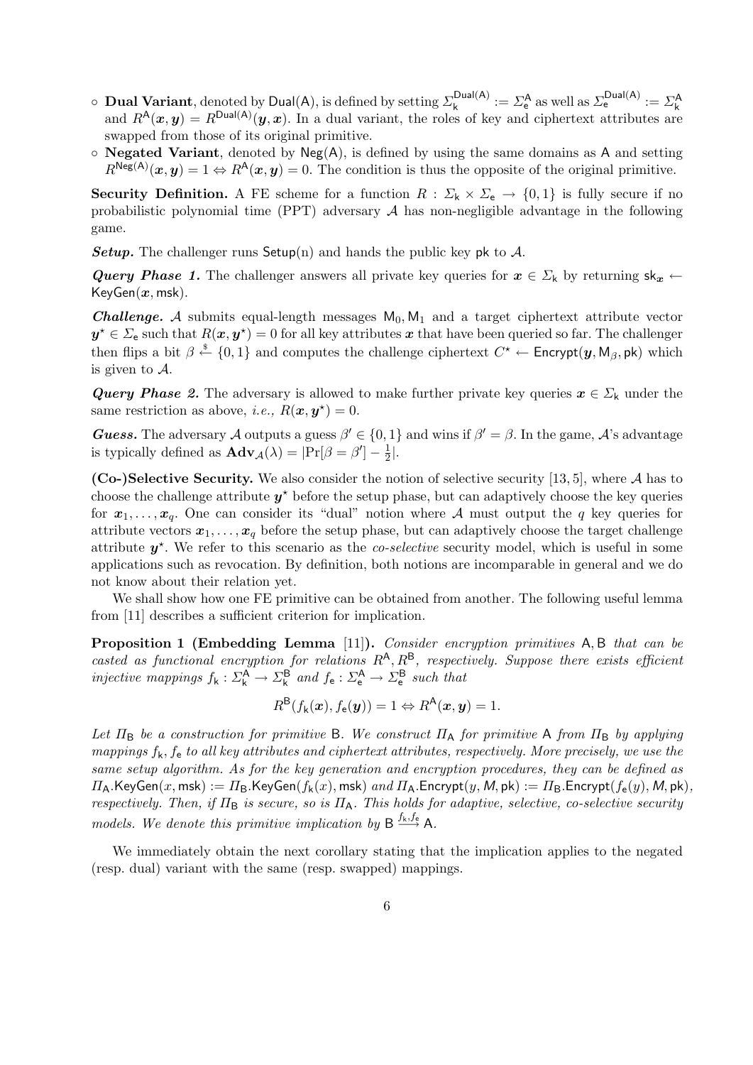- **Dual Variant**, denoted by $\mathsf{Dual(A)}$, is defined by setting $\Sigma_{\mathsf{k}}^{\mathsf{Dual(A)}} := \Sigma_{\mathsf{e}}^{\mathsf{A}}$ as well as $\Sigma_{\mathsf{e}}^{\mathsf{Dual(A)}} := \Sigma_{\mathsf{k}}^{\mathsf{A}}$ and $R^{\mathsf{A}}(\boldsymbol{x}, \boldsymbol{y}) = R^{\mathsf{Dual(A)}}(\boldsymbol{y}, \boldsymbol{x})$. In a dual variant, the roles of key and ciphertext attributes are swapped from those of its original primitive.
- **Negated Variant**, denoted by $\mathsf{Neg(A)}$, is defined by using the same domains as $\mathsf{A}$ and setting $R^{\mathsf{Neg(A)}}(\boldsymbol{x}, \boldsymbol{y}) = 1 \Leftrightarrow R^{\mathsf{A}}(\boldsymbol{x}, \boldsymbol{y}) = 0$. The condition is thus the opposite of the original primitive.

**Security Definition.** A FE scheme for a function $R : \Sigma_{\mathsf{k}} \times \Sigma_{\mathsf{e}} \to \{0, 1\}$ is fully secure if no probabilistic polynomial time (PPT) adversary $\mathcal{A}$ has non-negligible advantage in the following game.

***Setup.*** The challenger runs $\mathsf{Setup}(\mathrm{n})$ and hands the public key $\mathsf{pk}$ to $\mathcal{A}$.

***Query Phase 1.*** The challenger answers all private key queries for $\boldsymbol{x} \in \Sigma_{\mathsf{k}}$ by returning $\mathsf{sk}_{\boldsymbol{x}} \leftarrow \mathsf{KeyGen}(\boldsymbol{x}, \mathsf{msk})$.

***Challenge.*** $\mathcal{A}$ submits equal-length messages $\mathsf{M}_0, \mathsf{M}_1$ and a target ciphertext attribute vector $\boldsymbol{y}^\star \in \Sigma_{\mathsf{e}}$ such that $R(\boldsymbol{x}, \boldsymbol{y}^\star) = 0$ for all key attributes $\boldsymbol{x}$ that have been queried so far. The challenger then flips a bit $\beta \stackrel{\$}{\leftarrow} \{0, 1\}$ and computes the challenge ciphertext $C^\star \leftarrow \mathsf{Encrypt}(\boldsymbol{y}, \mathsf{M}_\beta, \mathsf{pk})$ which is given to $\mathcal{A}$.

***Query Phase 2.*** The adversary is allowed to make further private key queries $\boldsymbol{x} \in \Sigma_{\mathsf{k}}$ under the same restriction as above, *i.e.*, $R(\boldsymbol{x}, \boldsymbol{y}^\star) = 0$.

***Guess.*** The adversary $\mathcal{A}$ outputs a guess $\beta' \in \{0, 1\}$ and wins if $\beta' = \beta$. In the game, $\mathcal{A}$'s advantage is typically defined as $\mathbf{Adv}_{\mathcal{A}}(\lambda) = |\Pr[\beta = \beta'] - \frac{1}{2}|$.

**(Co-)Selective Security.** We also consider the notion of selective security [13, 5], where $\mathcal{A}$ has to choose the challenge attribute $\boldsymbol{y}^\star$ before the setup phase, but can adaptively choose the key queries for $\boldsymbol{x}_1, \ldots, \boldsymbol{x}_q$. One can consider its "dual" notion where $\mathcal{A}$ must output the $q$ key queries for attribute vectors $\boldsymbol{x}_1, \ldots, \boldsymbol{x}_q$ before the setup phase, but can adaptively choose the target challenge attribute $\boldsymbol{y}^\star$. We refer to this scenario as the *co-selective* security model, which is useful in some applications such as revocation. By definition, both notions are incomparable in general and we do not know about their relation yet.

We shall show how one FE primitive can be obtained from another. The following useful lemma from [11] describes a sufficient criterion for implication.

**Proposition 1 (Embedding Lemma [11]).** *Consider encryption primitives $\mathsf{A}, \mathsf{B}$ that can be casted as functional encryption for relations $R^{\mathsf{A}}, R^{\mathsf{B}}$, respectively. Suppose there exists efficient injective mappings $f_{\mathsf{k}} : \Sigma_{\mathsf{k}}^{\mathsf{A}} \to \Sigma_{\mathsf{k}}^{\mathsf{B}}$ and $f_{\mathsf{e}} : \Sigma_{\mathsf{e}}^{\mathsf{A}} \to \Sigma_{\mathsf{e}}^{\mathsf{B}}$ such that*

$$R^{\mathsf{B}}(f_{\mathsf{k}}(\boldsymbol{x}), f_{\mathsf{e}}(\boldsymbol{y})) = 1 \Leftrightarrow R^{\mathsf{A}}(\boldsymbol{x}, \boldsymbol{y}) = 1.$$

*Let $\Pi_{\mathsf{B}}$ be a construction for primitive $\mathsf{B}$. We construct $\Pi_{\mathsf{A}}$ for primitive $\mathsf{A}$ from $\Pi_{\mathsf{B}}$ by applying mappings $f_{\mathsf{k}}, f_{\mathsf{e}}$ to all key attributes and ciphertext attributes, respectively. More precisely, we use the same setup algorithm. As for the key generation and encryption procedures, they can be defined as $\Pi_{\mathsf{A}}.\mathsf{KeyGen}(x, \mathsf{msk}) := \Pi_{\mathsf{B}}.\mathsf{KeyGen}(f_{\mathsf{k}}(x), \mathsf{msk})$ and $\Pi_{\mathsf{A}}.\mathsf{Encrypt}(y, M, \mathsf{pk}) := \Pi_{\mathsf{B}}.\mathsf{Encrypt}(f_{\mathsf{e}}(y), M, \mathsf{pk})$, respectively. Then, if $\Pi_{\mathsf{B}}$ is secure, so is $\Pi_{\mathsf{A}}$. This holds for adaptive, selective, co-selective security models. We denote this primitive implication by $\mathsf{B} \xrightarrow{f_{\mathsf{k}}, f_{\mathsf{e}}} \mathsf{A}$.*

We immediately obtain the next corollary stating that the implication applies to the negated (resp. dual) variant with the same (resp. swapped) mappings.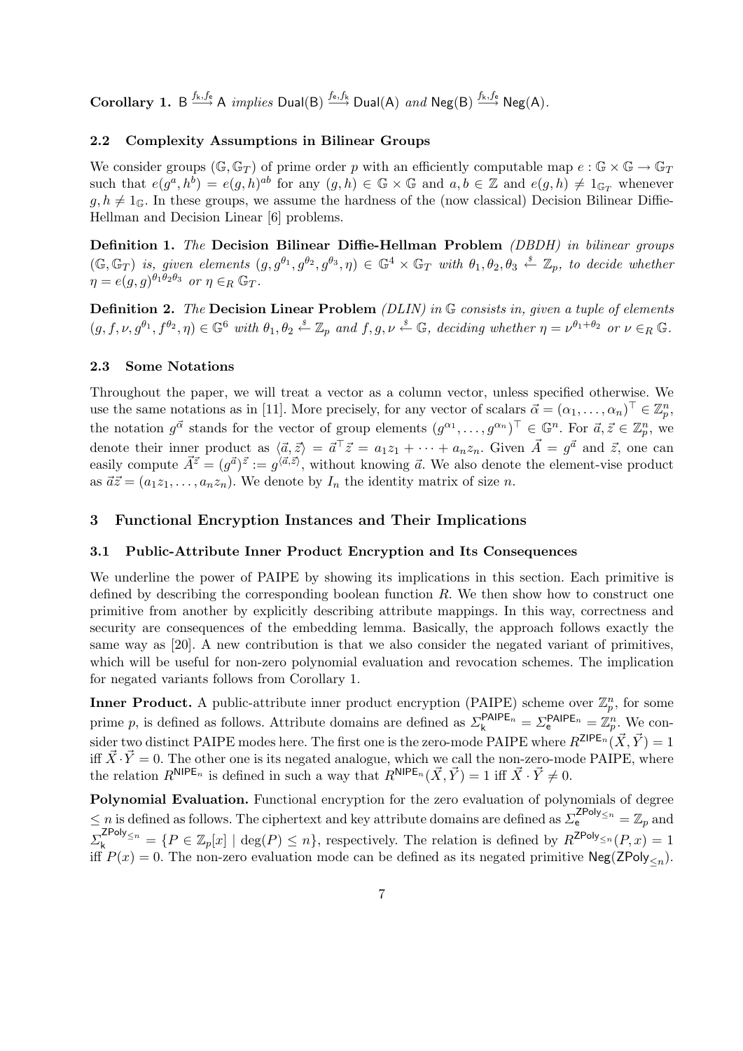**Corollary 1.** $\mathsf{B} \xrightarrow{f_\mathsf{k}, f_\mathsf{e}} \mathsf{A}$ *implies* $\mathsf{Dual}(\mathsf{B}) \xrightarrow{f_\mathsf{e}, f_\mathsf{k}} \mathsf{Dual}(\mathsf{A})$ *and* $\mathsf{Neg}(\mathsf{B}) \xrightarrow{f_\mathsf{k}, f_\mathsf{e}} \mathsf{Neg}(\mathsf{A})$.

### 2.2 Complexity Assumptions in Bilinear Groups

We consider groups $(\mathbb{G}, \mathbb{G}_T)$ of prime order $p$ with an efficiently computable map $e : \mathbb{G} \times \mathbb{G} \to \mathbb{G}_T$ such that $e(g^a, h^b) = e(g, h)^{ab}$ for any $(g, h) \in \mathbb{G} \times \mathbb{G}$ and $a, b \in \mathbb{Z}$ and $e(g, h) \neq 1_{\mathbb{G}_T}$ whenever $g, h \neq 1_{\mathbb{G}}$. In these groups, we assume the hardness of the (now classical) Decision Bilinear Diffie-Hellman and Decision Linear [6] problems.

**Definition 1.** *The* **Decision Bilinear Diffie-Hellman Problem** *(DBDH) in bilinear groups* $(\mathbb{G}, \mathbb{G}_T)$ *is, given elements* $(g, g^{\theta_1}, g^{\theta_2}, g^{\theta_3}, \eta) \in \mathbb{G}^4 \times \mathbb{G}_T$ *with* $\theta_1, \theta_2, \theta_3 \xleftarrow{\$} \mathbb{Z}_p$, *to decide whether* $\eta = e(g, g)^{\theta_1 \theta_2 \theta_3}$ *or* $\eta \in_R \mathbb{G}_T$.

**Definition 2.** *The* **Decision Linear Problem** *(DLIN) in* $\mathbb{G}$ *consists in, given a tuple of elements* $(g, f, \nu, g^{\theta_1}, f^{\theta_2}, \eta) \in \mathbb{G}^6$ *with* $\theta_1, \theta_2 \xleftarrow{\$} \mathbb{Z}_p$ *and* $f, g, \nu \xleftarrow{\$} \mathbb{G}$, *deciding whether* $\eta = \nu^{\theta_1 + \theta_2}$ *or* $\nu \in_R \mathbb{G}$.

### 2.3 Some Notations

Throughout the paper, we will treat a vector as a column vector, unless specified otherwise. We use the same notations as in [11]. More precisely, for any vector of scalars $\vec{\alpha} = (\alpha_1, \ldots, \alpha_n)^\top \in \mathbb{Z}_p^n$, the notation $g^{\vec{\alpha}}$ stands for the vector of group elements $(g^{\alpha_1}, \ldots, g^{\alpha_n})^\top \in \mathbb{G}^n$. For $\vec{a}, \vec{z} \in \mathbb{Z}_p^n$, we denote their inner product as $\langle \vec{a}, \vec{z} \rangle = \vec{a}^\top \vec{z} = a_1 z_1 + \cdots + a_n z_n$. Given $\vec{A} = g^{\vec{a}}$ and $\vec{z}$, one can easily compute $\vec{A}^{\vec{z}} = (g^{\vec{a}})^{\vec{z}} := g^{\langle \vec{a}, \vec{z} \rangle}$, without knowing $\vec{a}$. We also denote the element-vise product as $\vec{a}\vec{z} = (a_1 z_1, \ldots, a_n z_n)$. We denote by $I_n$ the identity matrix of size $n$.

## 3 Functional Encryption Instances and Their Implications

### 3.1 Public-Attribute Inner Product Encryption and Its Consequences

We underline the power of PAIPE by showing its implications in this section. Each primitive is defined by describing the corresponding boolean function $R$. We then show how to construct one primitive from another by explicitly describing attribute mappings. In this way, correctness and security are consequences of the embedding lemma. Basically, the approach follows exactly the same way as [20]. A new contribution is that we also consider the negated variant of primitives, which will be useful for non-zero polynomial evaluation and revocation schemes. The implication for negated variants follows from Corollary 1.

**Inner Product.** A public-attribute inner product encryption (PAIPE) scheme over $\mathbb{Z}_p^n$, for some prime $p$, is defined as follows. Attribute domains are defined as $\Sigma_\mathsf{k}^{\mathsf{PAIPE}_n} = \Sigma_\mathsf{e}^{\mathsf{PAIPE}_n} = \mathbb{Z}_p^n$. We consider two distinct PAIPE modes here. The first one is the zero-mode PAIPE where $R^{\mathsf{ZIPE}_n}(\vec{X}, \vec{Y}) = 1$ iff $\vec{X} \cdot \vec{Y} = 0$. The other one is its negated analogue, which we call the non-zero-mode PAIPE, where the relation $R^{\mathsf{NIPE}_n}$ is defined in such a way that $R^{\mathsf{NIPE}_n}(\vec{X}, \vec{Y}) = 1$ iff $\vec{X} \cdot \vec{Y} \neq 0$.

**Polynomial Evaluation.** Functional encryption for the zero evaluation of polynomials of degree $\leq n$ is defined as follows. The ciphertext and key attribute domains are defined as $\Sigma_\mathsf{e}^{\mathsf{ZPoly}_{\leq n}} = \mathbb{Z}_p$ and $\Sigma_\mathsf{k}^{\mathsf{ZPoly}_{\leq n}} = \{P \in \mathbb{Z}_p[x] \mid \deg(P) \leq n\}$, respectively. The relation is defined by $R^{\mathsf{ZPoly}_{\leq n}}(P, x) = 1$ iff $P(x) = 0$. The non-zero evaluation mode can be defined as its negated primitive $\mathsf{Neg}(\mathsf{ZPoly}_{\leq n})$.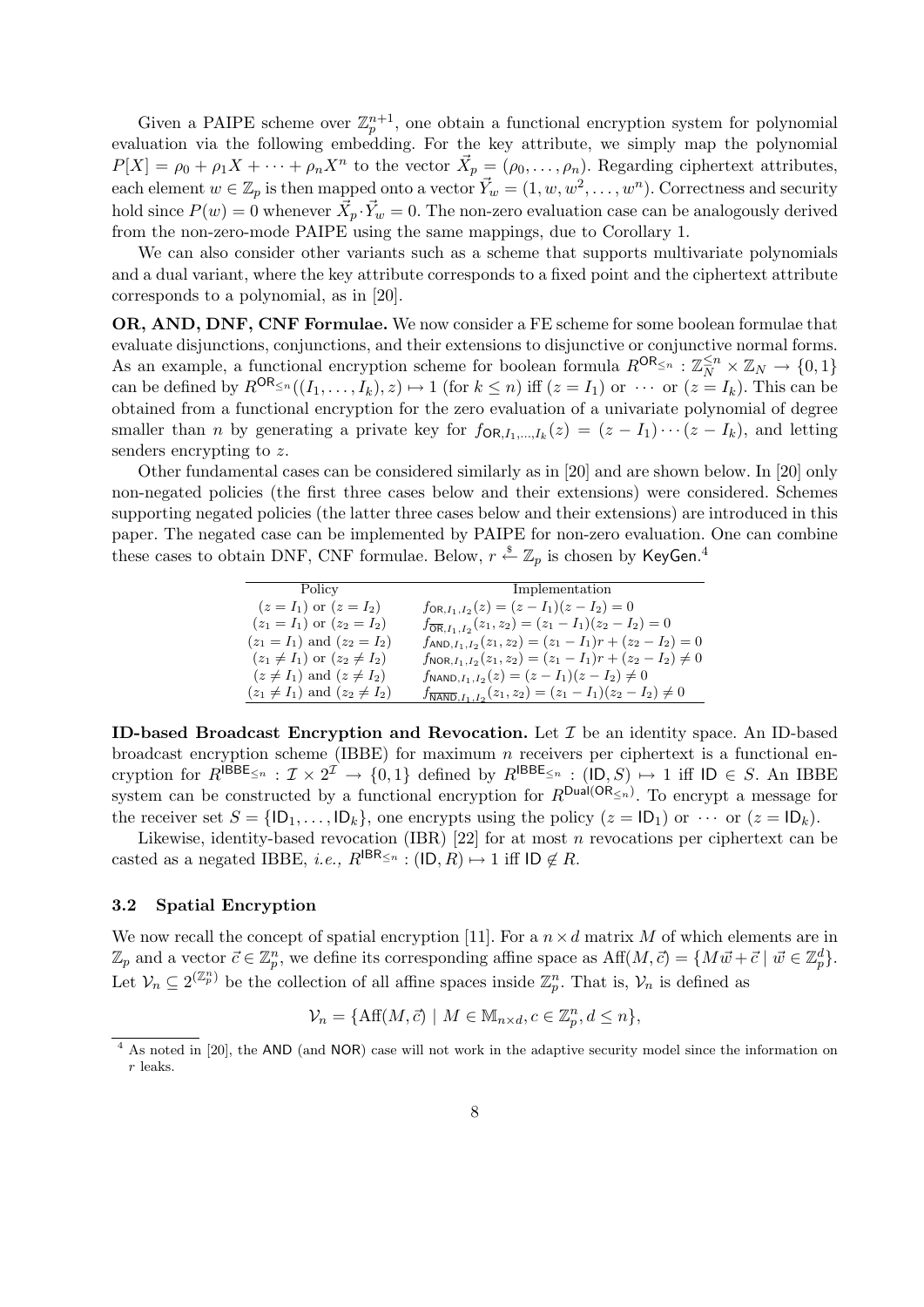Given a PAIPE scheme over $\mathbb{Z}_p^{n+1}$, one obtain a functional encryption system for polynomial evaluation via the following embedding. For the key attribute, we simply map the polynomial $P[X] = \rho_0 + \rho_1 X + \cdots + \rho_n X^n$ to the vector $\vec{X}_p = (\rho_0, \ldots, \rho_n)$. Regarding ciphertext attributes, each element $w \in \mathbb{Z}_p$ is then mapped onto a vector $\vec{Y}_w = (1, w, w^2, \ldots, w^n)$. Correctness and security hold since $P(w) = 0$ whenever $\vec{X}_p \cdot \vec{Y}_w = 0$. The non-zero evaluation case can be analogously derived from the non-zero-mode PAIPE using the same mappings, due to Corollary 1.

We can also consider other variants such as a scheme that supports multivariate polynomials and a dual variant, where the key attribute corresponds to a fixed point and the ciphertext attribute corresponds to a polynomial, as in [20].

**OR, AND, DNF, CNF Formulae.** We now consider a FE scheme for some boolean formulae that evaluate disjunctions, conjunctions, and their extensions to disjunctive or conjunctive normal forms. As an example, a functional encryption scheme for boolean formula $R^{\mathsf{OR}_{\leq n}} : \mathbb{Z}_N^{\leq n} \times \mathbb{Z}_N \to \{0,1\}$ can be defined by $R^{\mathsf{OR}_{\leq n}}((I_1, \ldots, I_k), z) \mapsto 1$ (for $k \leq n$) iff $(z = I_1)$ or $\cdots$ or $(z = I_k)$. This can be obtained from a functional encryption for the zero evaluation of a univariate polynomial of degree smaller than $n$ by generating a private key for $f_{\mathsf{OR}, I_1, \ldots, I_k}(z) = (z - I_1) \cdots (z - I_k)$, and letting senders encrypting to $z$.

Other fundamental cases can be considered similarly as in [20] and are shown below. In [20] only non-negated policies (the first three cases below and their extensions) were considered. Schemes supporting negated policies (the latter three cases below and their extensions) are introduced in this paper. The negated case can be implemented by PAIPE for non-zero evaluation. One can combine these cases to obtain DNF, CNF formulae. Below, $r \xleftarrow{\$} \mathbb{Z}_p$ is chosen by $\mathsf{KeyGen}$.[4]

| Policy | Implementation |
|---|---|
| $(z = I_1)$ or $(z = I_2)$ | $f_{\mathsf{OR}, I_1, I_2}(z) = (z - I_1)(z - I_2) = 0$ |
| $(z_1 = I_1)$ or $(z_2 = I_2)$ | $f_{\overline{\mathsf{OR}}, I_1, I_2}(z_1, z_2) = (z_1 - I_1)(z_2 - I_2) = 0$ |
| $(z_1 = I_1)$ and $(z_2 = I_2)$ | $f_{\mathsf{AND}, I_1, I_2}(z_1, z_2) = (z_1 - I_1)r + (z_2 - I_2) = 0$ |
| $(z_1 \neq I_1)$ or $(z_2 \neq I_2)$ | $f_{\mathsf{NOR}, I_1, I_2}(z_1, z_2) = (z_1 - I_1)r + (z_2 - I_2) \neq 0$ |
| $(z \neq I_1)$ and $(z \neq I_2)$ | $f_{\mathsf{NAND}, I_1, I_2}(z) = (z - I_1)(z - I_2) \neq 0$ |
| $(z_1 \neq I_1)$ and $(z_2 \neq I_2)$ | $f_{\overline{\mathsf{NAND}}, I_1, I_2}(z_1, z_2) = (z_1 - I_1)(z_2 - I_2) \neq 0$ |

**ID-based Broadcast Encryption and Revocation.** Let $\mathcal{I}$ be an identity space. An ID-based broadcast encryption scheme (IBBE) for maximum $n$ receivers per ciphertext is a functional encryption for $R^{\mathsf{IBBE}_{\leq n}} : \mathcal{I} \times 2^{\mathcal{I}} \to \{0,1\}$ defined by $R^{\mathsf{IBBE}_{\leq n}} : (\mathsf{ID}, S) \mapsto 1$ iff $\mathsf{ID} \in S$. An IBBE system can be constructed by a functional encryption for $R^{\mathsf{Dual}(\mathsf{OR}_{\leq n})}$. To encrypt a message for the receiver set $S = \{\mathsf{ID}_1, \ldots, \mathsf{ID}_k\}$, one encrypts using the policy $(z = \mathsf{ID}_1)$ or $\cdots$ or $(z = \mathsf{ID}_k)$.

Likewise, identity-based revocation (IBR) [22] for at most $n$ revocations per ciphertext can be casted as a negated IBBE, *i.e.,* $R^{\mathsf{IBR}_{\leq n}} : (\mathsf{ID}, R) \mapsto 1$ iff $\mathsf{ID} \notin R$.

### 3.2 Spatial Encryption

We now recall the concept of spatial encryption [11]. For a $n \times d$ matrix $M$ of which elements are in $\mathbb{Z}_p$ and a vector $\vec{c} \in \mathbb{Z}_p^n$, we define its corresponding affine space as $\mathrm{Aff}(M, \vec{c}) = \{M\vec{w} + \vec{c} \mid \vec{w} \in \mathbb{Z}_p^d\}$. Let $\mathcal{V}_n \subseteq 2^{(\mathbb{Z}_p^n)}$ be the collection of all affine spaces inside $\mathbb{Z}_p^n$. That is, $\mathcal{V}_n$ is defined as

$$\mathcal{V}_n = \{\mathrm{Aff}(M, \vec{c}) \mid M \in \mathbb{M}_{n \times d}, c \in \mathbb{Z}_p^n, d \leq n\},$$

[4] As noted in [20], the $\mathsf{AND}$ (and $\mathsf{NOR}$) case will not work in the adaptive security model since the information on $r$ leaks.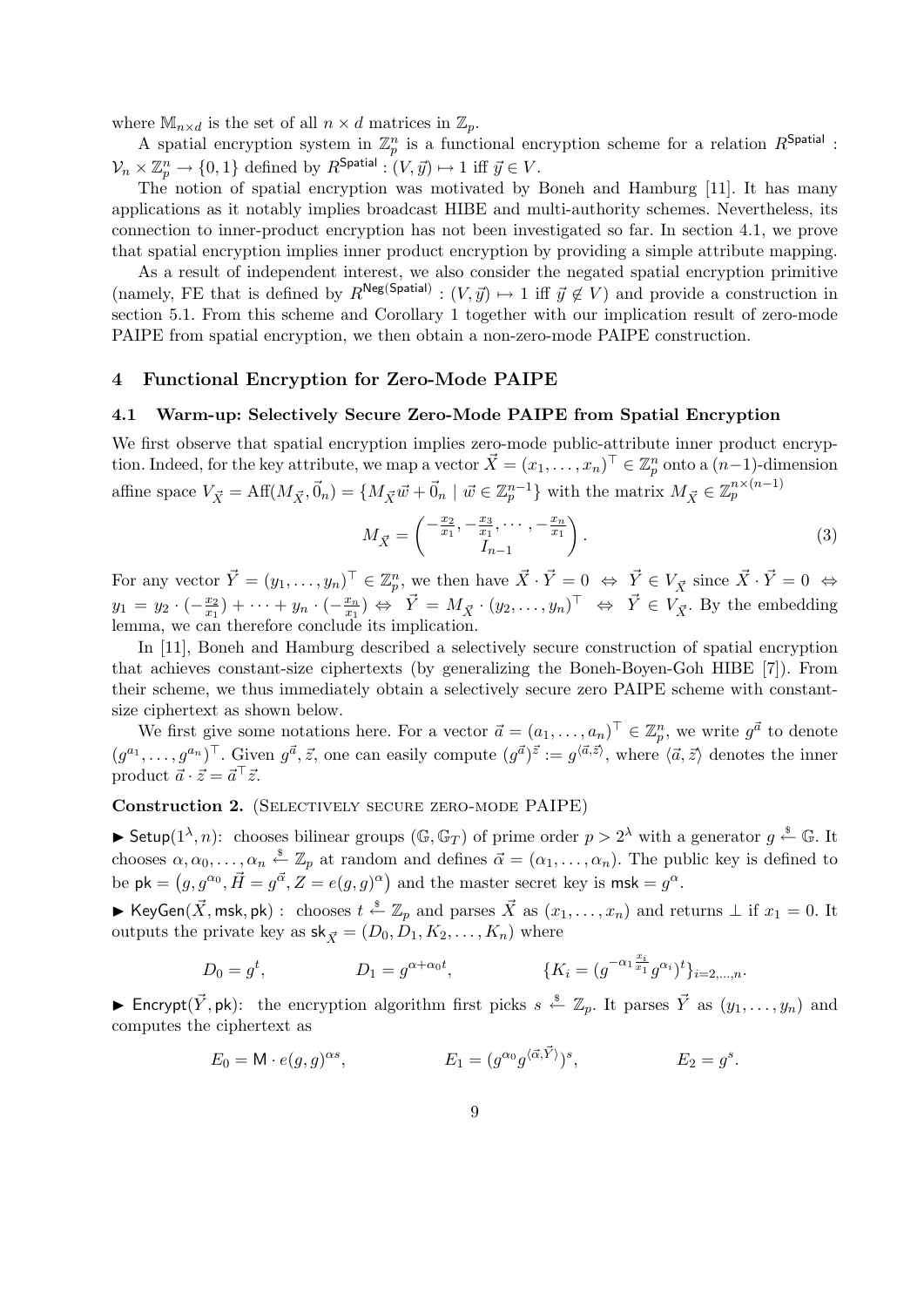where $\mathbb{M}_{n\times d}$ is the set of all $n \times d$ matrices in $\mathbb{Z}_p$.

A spatial encryption system in $\mathbb{Z}_p^n$ is a functional encryption scheme for a relation $R^{\mathsf{Spatial}} : \mathcal{V}_n \times \mathbb{Z}_p^n \to \{0,1\}$ defined by $R^{\mathsf{Spatial}} : (V, \vec{y}) \mapsto 1$ iff $\vec{y} \in V$.

The notion of spatial encryption was motivated by Boneh and Hamburg [11]. It has many applications as it notably implies broadcast HIBE and multi-authority schemes. Nevertheless, its connection to inner-product encryption has not been investigated so far. In section 4.1, we prove that spatial encryption implies inner product encryption by providing a simple attribute mapping.

As a result of independent interest, we also consider the negated spatial encryption primitive (namely, FE that is defined by $R^{\mathsf{Neg(Spatial)}} : (V, \vec{y}) \mapsto 1$ iff $\vec{y} \notin V$) and provide a construction in section 5.1. From this scheme and Corollary 1 together with our implication result of zero-mode PAIPE from spatial encryption, we then obtain a non-zero-mode PAIPE construction.

## 4 Functional Encryption for Zero-Mode PAIPE

### 4.1 Warm-up: Selectively Secure Zero-Mode PAIPE from Spatial Encryption

We first observe that spatial encryption implies zero-mode public-attribute inner product encryption. Indeed, for the key attribute, we map a vector $\vec{X} = (x_1, \ldots, x_n)^\top \in \mathbb{Z}_p^n$ onto a $(n-1)$-dimension affine space $V_{\vec{X}} = \mathrm{Aff}(M_{\vec{X}}, \vec{0}_n) = \{M_{\vec{X}}\vec{w} + \vec{0}_n \mid \vec{w} \in \mathbb{Z}_p^{n-1}\}$ with the matrix $M_{\vec{X}} \in \mathbb{Z}_p^{n\times(n-1)}$

$$M_{\vec{X}} = \begin{pmatrix} -\frac{x_2}{x_1}, -\frac{x_3}{x_1}, \cdots, -\frac{x_n}{x_1} \\ I_{n-1} \end{pmatrix}. \tag{3}$$

For any vector $\vec{Y} = (y_1, \ldots, y_n)^\top \in \mathbb{Z}_p^n$, we then have $\vec{X} \cdot \vec{Y} = 0 \;\Leftrightarrow\; \vec{Y} \in V_{\vec{X}}$ since $\vec{X} \cdot \vec{Y} = 0 \;\Leftrightarrow\; y_1 = y_2 \cdot (-\frac{x_2}{x_1}) + \cdots + y_n \cdot (-\frac{x_n}{x_1}) \;\Leftrightarrow\; \vec{Y} = M_{\vec{X}} \cdot (y_2, \ldots, y_n)^\top \;\Leftrightarrow\; \vec{Y} \in V_{\vec{X}}$. By the embedding lemma, we can therefore conclude its implication.

In [11], Boneh and Hamburg described a selectively secure construction of spatial encryption that achieves constant-size ciphertexts (by generalizing the Boneh-Boyen-Goh HIBE [7]). From their scheme, we thus immediately obtain a selectively secure zero PAIPE scheme with constant-size ciphertext as shown below.

We first give some notations here. For a vector $\vec{a} = (a_1, \ldots, a_n)^\top \in \mathbb{Z}_p^n$, we write $g^{\vec{a}}$ to denote $(g^{a_1}, \ldots, g^{a_n})^\top$. Given $g^{\vec{a}}, \vec{z}$, one can easily compute $(g^{\vec{a}})^{\vec{z}} := g^{\langle \vec{a}, \vec{z} \rangle}$, where $\langle \vec{a}, \vec{z} \rangle$ denotes the inner product $\vec{a} \cdot \vec{z} = \vec{a}^\top \vec{z}$.

**Construction 2.** (Selectively secure zero-mode PAIPE)

▶ $\mathsf{Setup}(1^\lambda, n)$: chooses bilinear groups $(\mathbb{G}, \mathbb{G}_T)$ of prime order $p > 2^\lambda$ with a generator $g \xleftarrow{\$} \mathbb{G}$. It chooses $\alpha, \alpha_0, \ldots, \alpha_n \xleftarrow{\$} \mathbb{Z}_p$ at random and defines $\vec{\alpha} = (\alpha_1, \ldots, \alpha_n)$. The public key is defined to be $\mathsf{pk} = \big(g, g^{\alpha_0}, \vec{H} = g^{\vec{\alpha}}, Z = e(g,g)^\alpha\big)$ and the master secret key is $\mathsf{msk} = g^\alpha$.

▶ $\mathsf{KeyGen}(\vec{X}, \mathsf{msk}, \mathsf{pk})$ : chooses $t \xleftarrow{\$} \mathbb{Z}_p$ and parses $\vec{X}$ as $(x_1, \ldots, x_n)$ and returns $\perp$ if $x_1 = 0$. It outputs the private key as $\mathsf{sk}_{\vec{X}} = (D_0, D_1, K_2, \ldots, K_n)$ where

$$D_0 = g^t, \qquad D_1 = g^{\alpha + \alpha_0 t}, \qquad \{K_i = (g^{-\alpha_1 \frac{x_i}{x_1}} g^{\alpha_i})^t\}_{i=2,\ldots,n}.$$

▶ $\mathsf{Encrypt}(\vec{Y}, \mathsf{pk})$: the encryption algorithm first picks $s \xleftarrow{\$} \mathbb{Z}_p$. It parses $\vec{Y}$ as $(y_1, \ldots, y_n)$ and computes the ciphertext as

$$E_0 = \mathsf{M} \cdot e(g,g)^{\alpha s}, \qquad E_1 = (g^{\alpha_0} g^{\langle \vec{\alpha}, \vec{Y} \rangle})^s, \qquad E_2 = g^s.$$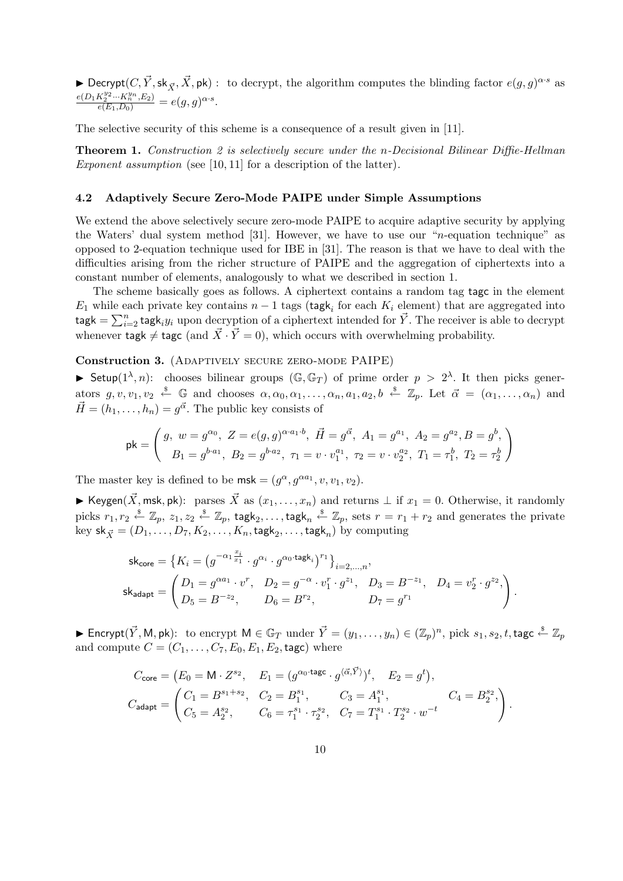▶ $\mathsf{Decrypt}(C, \vec{Y}, \mathsf{sk}_{\vec{X}}, \vec{X}, \mathsf{pk})$ : to decrypt, the algorithm computes the blinding factor $e(g,g)^{\alpha \cdot s}$ as $\frac{e(D_1 K_2^{y_2} \cdots K_n^{y_n}, E_2)}{e(E_1, D_0)} = e(g,g)^{\alpha \cdot s}$.

The selective security of this scheme is a consequence of a result given in [11].

**Theorem 1.** *Construction 2 is selectively secure under the n-Decisional Bilinear Diffie-Hellman Exponent assumption* (see [10, 11] for a description of the latter).

### 4.2 Adaptively Secure Zero-Mode PAIPE under Simple Assumptions

We extend the above selectively secure zero-mode PAIPE to acquire adaptive security by applying the Waters' dual system method [31]. However, we have to use our "$n$-equation technique" as opposed to 2-equation technique used for IBE in [31]. The reason is that we have to deal with the difficulties arising from the richer structure of PAIPE and the aggregation of ciphertexts into a constant number of elements, analogously to what we described in section 1.

The scheme basically goes as follows. A ciphertext contains a random tag $\mathsf{tagc}$ in the element $E_1$ while each private key contains $n-1$ tags ($\mathsf{tagk}_i$ for each $K_i$ element) that are aggregated into $\mathsf{tagk} = \sum_{i=2}^{n} \mathsf{tagk}_i y_i$ upon decryption of a ciphertext intended for $\vec{Y}$. The receiver is able to decrypt whenever $\mathsf{tagk} \neq \mathsf{tagc}$ (and $\vec{X} \cdot \vec{Y} = 0$), which occurs with overwhelming probability.

**Construction 3.** (Adaptively secure zero-mode PAIPE)

▶ $\mathsf{Setup}(1^\lambda, n)$: chooses bilinear groups $(\mathbb{G}, \mathbb{G}_T)$ of prime order $p > 2^\lambda$. It then picks generators $g, v, v_1, v_2 \stackrel{\$}{\leftarrow} \mathbb{G}$ and chooses $\alpha, \alpha_0, \alpha_1, \ldots, \alpha_n, a_1, a_2, b \stackrel{\$}{\leftarrow} \mathbb{Z}_p$. Let $\vec{\alpha} = (\alpha_1, \ldots, \alpha_n)$ and $\vec{H} = (h_1, \ldots, h_n) = g^{\vec{\alpha}}$. The public key consists of

$$
\mathsf{pk} = \begin{pmatrix} g, \ w = g^{\alpha_0}, \ Z = e(g,g)^{\alpha \cdot a_1 \cdot b}, \ \vec{H} = g^{\vec{\alpha}}, \ A_1 = g^{a_1}, \ A_2 = g^{a_2}, B = g^b, \\ B_1 = g^{b \cdot a_1}, \ B_2 = g^{b \cdot a_2}, \ \tau_1 = v \cdot v_1^{a_1}, \ \tau_2 = v \cdot v_2^{a_2}, \ T_1 = \tau_1^b, \ T_2 = \tau_2^b \end{pmatrix}
$$

The master key is defined to be $\mathsf{msk} = (g^\alpha, g^{\alpha a_1}, v, v_1, v_2)$.

▶ $\mathsf{Keygen}(\vec{X}, \mathsf{msk}, \mathsf{pk})$: parses $\vec{X}$ as $(x_1, \ldots, x_n)$ and returns $\perp$ if $x_1 = 0$. Otherwise, it randomly picks $r_1, r_2 \stackrel{\$}{\leftarrow} \mathbb{Z}_p$, $z_1, z_2 \stackrel{\$}{\leftarrow} \mathbb{Z}_p$, $\mathsf{tagk}_2, \ldots, \mathsf{tagk}_n \stackrel{\$}{\leftarrow} \mathbb{Z}_p$, sets $r = r_1 + r_2$ and generates the private key $\mathsf{sk}_{\vec{X}} = (D_1, \ldots, D_7, K_2, \ldots, K_n, \mathsf{tagk}_2, \ldots, \mathsf{tagk}_n)$ by computing

$$
\mathsf{sk}_{\mathsf{core}} = \left\{ K_i = \left( g^{-\alpha_1 \frac{x_i}{x_1}} \cdot g^{\alpha_i} \cdot g^{\alpha_0 \cdot \mathsf{tagk}_i} \right)^{r_1} \right\}_{i=2,\ldots,n},
$$
$$
\mathsf{sk}_{\mathsf{adapt}} = \begin{pmatrix} D_1 = g^{\alpha a_1} \cdot v^r, & D_2 = g^{-\alpha} \cdot v_1^r \cdot g^{z_1}, & D_3 = B^{-z_1}, & D_4 = v_2^r \cdot g^{z_2}, \\ D_5 = B^{-z_2}, & D_6 = B^{r_2}, & D_7 = g^{r_1} & \end{pmatrix}.
$$

▶ $\mathsf{Encrypt}(\vec{Y}, \mathsf{M}, \mathsf{pk})$: to encrypt $\mathsf{M} \in \mathbb{G}_T$ under $\vec{Y} = (y_1, \ldots, y_n) \in (\mathbb{Z}_p)^n$, pick $s_1, s_2, t, \mathsf{tagc} \stackrel{\$}{\leftarrow} \mathbb{Z}_p$ and compute $C = (C_1, \ldots, C_7, E_0, E_1, E_2, \mathsf{tagc})$ where

$$
C_{\mathsf{core}} = \left( E_0 = \mathsf{M} \cdot Z^{s_2}, \quad E_1 = (g^{\alpha_0 \cdot \mathsf{tagc}} \cdot g^{\langle \vec{\alpha}, \vec{Y} \rangle})^t, \quad E_2 = g^t \right),
$$
$$
C_{\mathsf{adapt}} = \begin{pmatrix} C_1 = B^{s_1 + s_2}, & C_2 = B_1^{s_1}, & C_3 = A_1^{s_1}, & C_4 = B_2^{s_2}, \\ C_5 = A_2^{s_2}, & C_6 = \tau_1^{s_1} \cdot \tau_2^{s_2}, & C_7 = T_1^{s_1} \cdot T_2^{s_2} \cdot w^{-t} & \end{pmatrix}.
$$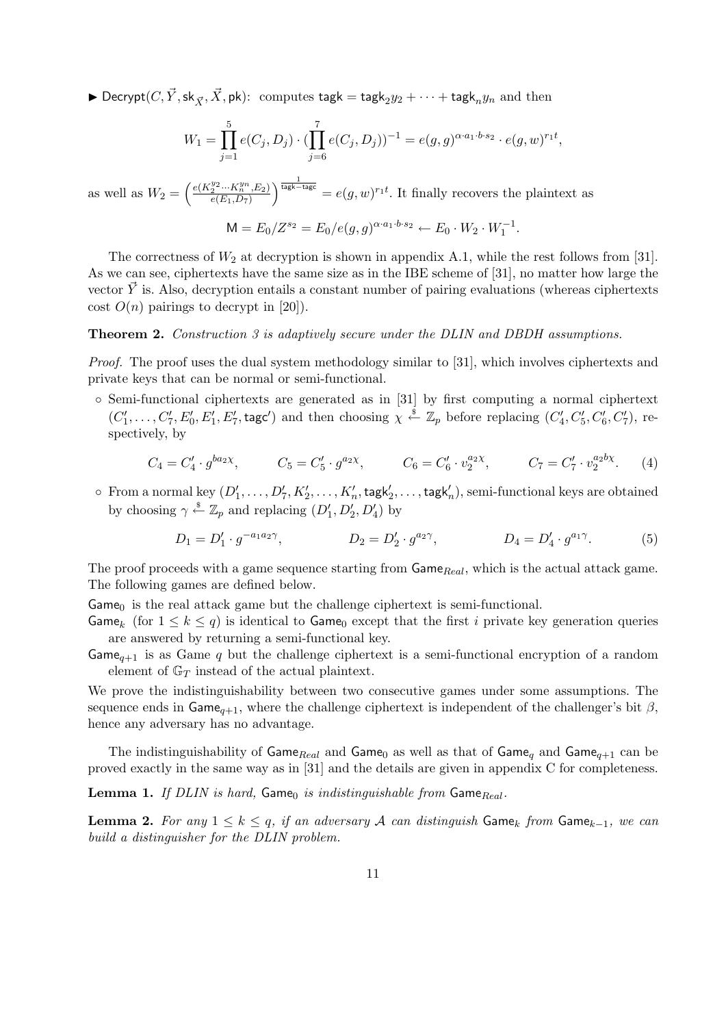▶ $\mathsf{Decrypt}(C, \vec{Y}, \mathsf{sk}_{\vec{X}}, \vec{X}, \mathsf{pk})$: computes $\mathsf{tagk} = \mathsf{tagk}_2 y_2 + \cdots + \mathsf{tagk}_n y_n$ and then

$$W_1 = \prod_{j=1}^{5} e(C_j, D_j) \cdot (\prod_{j=6}^{7} e(C_j, D_j))^{-1} = e(g,g)^{\alpha \cdot a_1 \cdot b \cdot s_2} \cdot e(g,w)^{r_1 t},$$

as well as $W_2 = \left( \frac{e(K_2^{y_2} \cdots K_n^{y_n}, E_2)}{e(E_1, D_7)} \right)^{\frac{1}{\mathsf{tagk} - \mathsf{tagc}}} = e(g,w)^{r_1 t}$. It finally recovers the plaintext as

$$\mathsf{M} = E_0 / Z^{s_2} = E_0 / e(g,g)^{\alpha \cdot a_1 \cdot b \cdot s_2} \leftarrow E_0 \cdot W_2 \cdot W_1^{-1}.$$

The correctness of $W_2$ at decryption is shown in appendix A.1, while the rest follows from [31]. As we can see, ciphertexts have the same size as in the IBE scheme of [31], no matter how large the vector $\vec{Y}$ is. Also, decryption entails a constant number of pairing evaluations (whereas ciphertexts cost $O(n)$ pairings to decrypt in [20]).

**Theorem 2.** *Construction 3 is adaptively secure under the DLIN and DBDH assumptions.*

*Proof.* The proof uses the dual system methodology similar to [31], which involves ciphertexts and private keys that can be normal or semi-functional.

- Semi-functional ciphertexts are generated as in [31] by first computing a normal ciphertext $(C'_1, \ldots, C'_7, E'_0, E'_1, E'_7, \mathsf{tagc}')$ and then choosing $\chi \xleftarrow{\$} \mathbb{Z}_p$ before replacing $(C'_4, C'_5, C'_6, C'_7)$, respectively, by

$$C_4 = C'_4 \cdot g^{b a_2 \chi}, \qquad C_5 = C'_5 \cdot g^{a_2 \chi}, \qquad C_6 = C'_6 \cdot v_2^{a_2 \chi}, \qquad C_7 = C'_7 \cdot v_2^{a_2 b \chi}. \qquad (4)$$

- From a normal key $(D'_1, \ldots, D'_7, K'_2, \ldots, K'_n, \mathsf{tagk}'_2, \ldots, \mathsf{tagk}'_n)$, semi-functional keys are obtained by choosing $\gamma \xleftarrow{\$} \mathbb{Z}_p$ and replacing $(D'_1, D'_2, D'_4)$ by

$$D_1 = D'_1 \cdot g^{-a_1 a_2 \gamma}, \qquad D_2 = D'_2 \cdot g^{a_2 \gamma}, \qquad D_4 = D'_4 \cdot g^{a_1 \gamma}. \qquad (5)$$

The proof proceeds with a game sequence starting from $\mathsf{Game}_{Real}$, which is the actual attack game. The following games are defined below.

$\mathsf{Game}_0$ is the real attack game but the challenge ciphertext is semi-functional.

$\mathsf{Game}_k$ (for $1 \leq k \leq q$) is identical to $\mathsf{Game}_0$ except that the first $i$ private key generation queries are answered by returning a semi-functional key.

$\mathsf{Game}_{q+1}$ is as Game $q$ but the challenge ciphertext is a semi-functional encryption of a random element of $\mathbb{G}_T$ instead of the actual plaintext.

We prove the indistinguishability between two consecutive games under some assumptions. The sequence ends in $\mathsf{Game}_{q+1}$, where the challenge ciphertext is independent of the challenger's bit $\beta$, hence any adversary has no advantage.

The indistinguishability of $\mathsf{Game}_{Real}$ and $\mathsf{Game}_0$ as well as that of $\mathsf{Game}_q$ and $\mathsf{Game}_{q+1}$ can be proved exactly in the same way as in [31] and the details are given in appendix C for completeness.

**Lemma 1.** *If DLIN is hard,* $\mathsf{Game}_0$ *is indistinguishable from* $\mathsf{Game}_{Real}$.

**Lemma 2.** *For any $1 \leq k \leq q$, if an adversary $\mathcal{A}$ can distinguish* $\mathsf{Game}_k$ *from* $\mathsf{Game}_{k-1}$*, we can build a distinguisher for the DLIN problem.*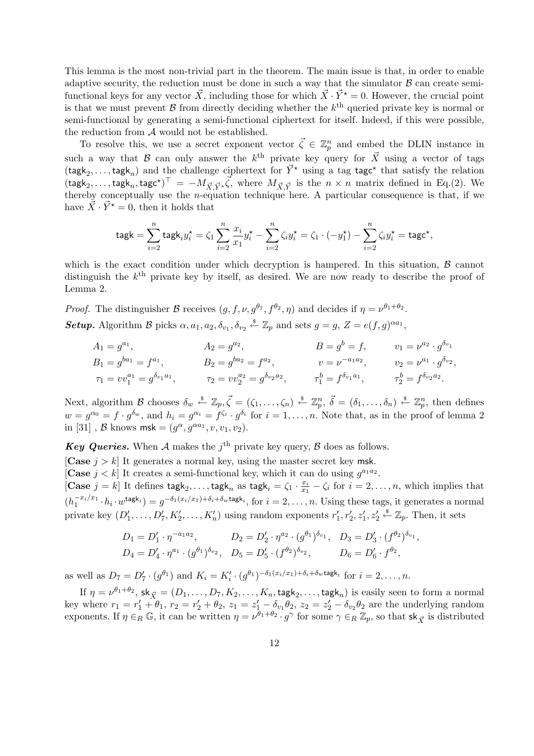This lemma is the most non-trivial part in the theorem. The main issue is that, in order to enable adaptive security, the reduction must be done in such a way that the simulator $\mathcal{B}$ can create semi-functional keys for any vector $\vec{X}$, including those for which $\vec{X} \cdot \vec{Y}^\star = 0$. However, the crucial point is that we must prevent $\mathcal{B}$ from directly deciding whether the $k^{\text{th}}$ queried private key is normal or semi-functional by generating a semi-functional ciphertext for itself. Indeed, if this were possible, the reduction from $\mathcal{A}$ would not be established.

To resolve this, we use a secret exponent vector $\vec{\zeta} \in \mathbb{Z}_p^n$ and embed the DLIN instance in such a way that $\mathcal{B}$ can only answer the $k^{\text{th}}$ private key query for $\vec{X}$ using a vector of tags $(\mathsf{tagk}_2, \ldots, \mathsf{tagk}_n)$ and the challenge ciphertext for $\vec{Y}^\star$ using a tag $\mathsf{tagc}^\star$ that satisfy the relation $(\mathsf{tagk}_2, \ldots, \mathsf{tagk}_n, \mathsf{tagc}^\star)^\top = -M_{\vec{X},\vec{Y}^\star}\vec{\zeta}$, where $M_{\vec{X},\vec{Y}}$ is the $n \times n$ matrix defined in Eq.(2). We thereby conceptually use the $n$-equation technique here. A particular consequence is that, if we have $\vec{X} \cdot \vec{Y}^\star = 0$, then it holds that

$$\mathsf{tagk} = \sum_{i=2}^{n} \mathsf{tagk}_i y_i^\star = \zeta_1 \sum_{i=2}^{n} \frac{x_i}{x_1} y_i^\star - \sum_{i=2}^{n} \zeta_i y_i^\star = \zeta_1 \cdot (-y_1^\star) - \sum_{i=2}^{n} \zeta_i y_i^\star = \mathsf{tagc}^\star,$$

which is the exact condition under which decryption is hampered. In this situation, $\mathcal{B}$ cannot distinguish the $k^{\text{th}}$ private key by itself, as desired. We are now ready to describe the proof of Lemma 2.

*Proof.* The distinguisher $\mathcal{B}$ receives $(g, f, \nu, g^{\theta_1}, f^{\theta_2}, \eta)$ and decides if $\eta = \nu^{\theta_1+\theta_2}$.

***Setup.*** Algorithm $\mathcal{B}$ picks $\alpha, a_1, a_2, \delta_{v_1}, \delta_{v_2} \stackrel{\$}{\leftarrow} \mathbb{Z}_p$ and sets $g = g$, $Z = e(f, g)^{\alpha a_1}$,

$$\begin{array}{llll}
A_1 = g^{a_1}, & A_2 = g^{a_2}, & B = g^b = f, & v_1 = \nu^{a_2} \cdot g^{\delta_{v_1}} \\
B_1 = g^{ba_1} = f^{a_1}, & B_2 = g^{ba_2} = f^{a_2}, & v = \nu^{-a_1 a_2}, & v_2 = \nu^{a_1} \cdot g^{\delta_{v_2}}, \\
\tau_1 = v v_1^{a_1} = g^{\delta_{v_1} a_1}, & \tau_2 = v v_2^{a_2} = g^{\delta_{v_2} a_2}, & \tau_1^b = f^{\delta_{v_1} a_1}, & \tau_2^b = f^{\delta_{v_2} a_2}.
\end{array}$$

Next, algorithm $\mathcal{B}$ chooses $\delta_w \stackrel{\$}{\leftarrow} \mathbb{Z}_p, \vec{\zeta} = (\zeta_1, \ldots, \zeta_n) \stackrel{\$}{\leftarrow} \mathbb{Z}_p^n$, $\vec{\delta} = (\delta_1, \ldots, \delta_n) \stackrel{\$}{\leftarrow} \mathbb{Z}_p^n$, then defines $w = g^{\alpha_0} = f \cdot g^{\delta_w}$, and $h_i = g^{\alpha_i} = f^{\zeta_i} \cdot g^{\delta_i}$ for $i = 1, \ldots, n$. Note that, as in the proof of lemma 2 in [31] , $\mathcal{B}$ knows $\mathsf{msk} = (g^\alpha, g^{\alpha a_1}, v, v_1, v_2)$.

***Key Queries.*** When $\mathcal{A}$ makes the $j^{\text{th}}$ private key query, $\mathcal{B}$ does as follows.

[**Case** $j > k$] It generates a normal key, using the master secret key $\mathsf{msk}$.

[**Case** $j < k$] It creates a semi-functional key, which it can do using $g^{a_1 a_2}$.

[**Case** $j = k$] It defines $\mathsf{tagk}_2, \ldots, \mathsf{tagk}_n$ as $\mathsf{tagk}_i = \zeta_1 \cdot \frac{x_i}{x_1} - \zeta_i$ for $i = 2, \ldots, n$, which implies that $(h_1^{-x_i/x_1} \cdot h_i \cdot w^{\mathsf{tagk}_i}) = g^{-\delta_1(x_i/x_1)+\delta_i+\delta_w \mathsf{tagk}_i}$, for $i = 2, \ldots, n$. Using these tags, it generates a normal private key $(D'_1, \ldots, D'_7, K'_2, \ldots, K'_n)$ using random exponents $r'_1, r'_2, z'_1, z'_2 \stackrel{\$}{\leftarrow} \mathbb{Z}_p$. Then, it sets

$$\begin{array}{lll}
D_1 = D'_1 \cdot \eta^{-a_1 a_2}, & D_2 = D'_2 \cdot \eta^{a_2} \cdot (g^{\theta_1})^{\delta_{v_1}}, & D_3 = D'_3 \cdot (f^{\theta_2})^{\delta_{v_1}}, \\
D_4 = D'_4 \cdot \eta^{a_1} \cdot (g^{\theta_1})^{\delta_{v_2}}, & D_5 = D'_5 \cdot (f^{\theta_2})^{\delta_{v_2}}, & D_6 = D'_6 \cdot f^{\theta_2},
\end{array}$$

as well as $D_7 = D'_7 \cdot (g^{\theta_1})$ and $K_i = K'_i \cdot (g^{\theta_1})^{-\delta_1(x_i/x_1)+\delta_i+\delta_w \mathsf{tagk}_i}$ for $i = 2, \ldots, n$.

If $\eta = \nu^{\theta_1+\theta_2}$, $\mathsf{sk}_{\vec{X}} = (D_1, \ldots, D_7, K_2, \ldots, K_n, \mathsf{tagk}_2, \ldots, \mathsf{tagk}_n)$ is easily seen to form a normal key where $r_1 = r'_1 + \theta_1$, $r_2 = r'_2 + \theta_2$, $z_1 = z'_1 - \delta_{v_1}\theta_2$, $z_2 = z'_2 - \delta_{v_2}\theta_2$ are the underlying random exponents. If $\eta \in_R \mathbb{G}$, it can be written $\eta = \nu^{\theta_1+\theta_2} \cdot g^\gamma$ for some $\gamma \in_R \mathbb{Z}_p$, so that $\mathsf{sk}_{\vec{X}}$ is distributed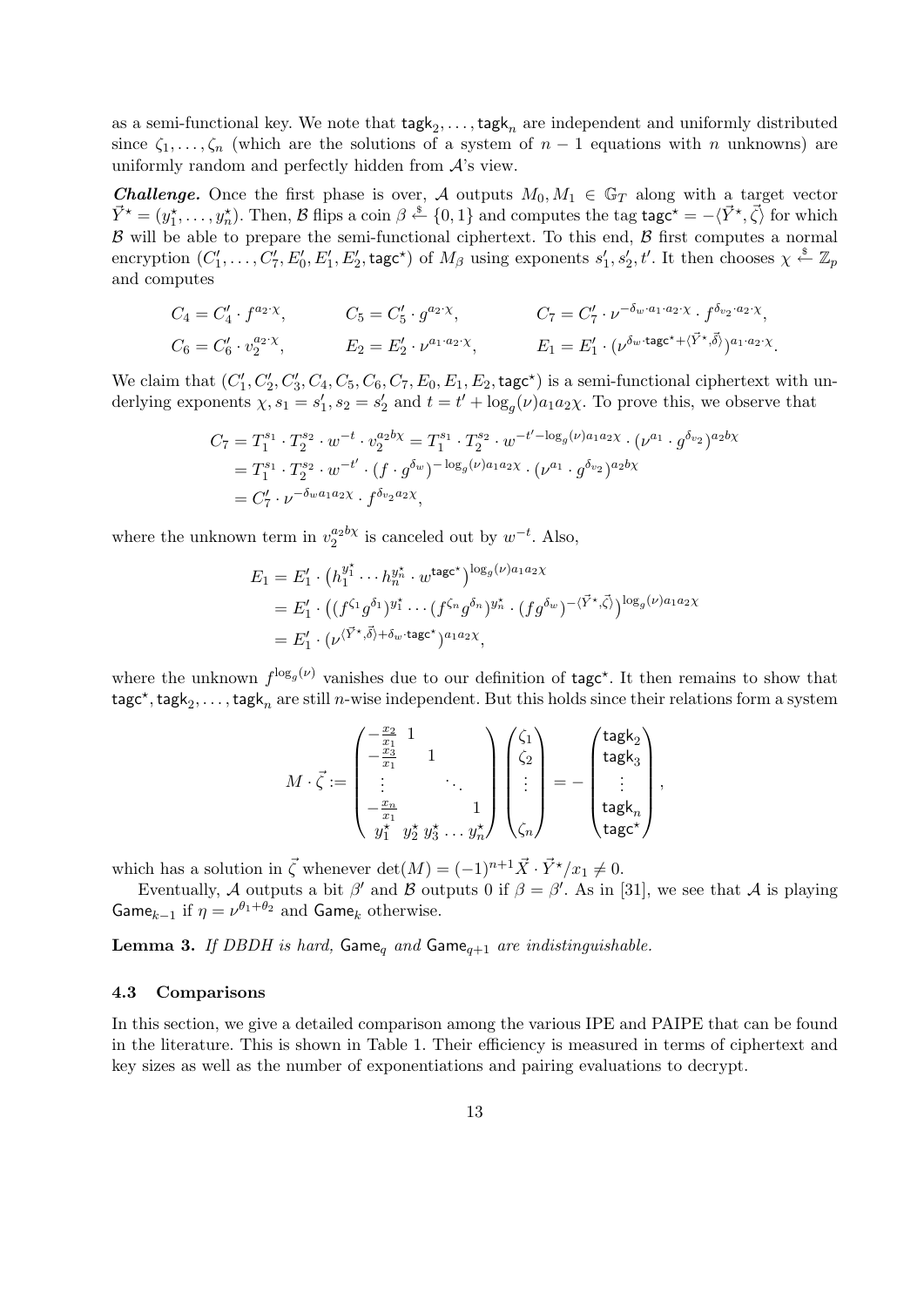as a semi-functional key. We note that $\mathsf{tagk}_2, \ldots, \mathsf{tagk}_n$ are independent and uniformly distributed since $\zeta_1, \ldots, \zeta_n$ (which are the solutions of a system of $n-1$ equations with $n$ unknowns) are uniformly random and perfectly hidden from $\mathcal{A}$'s view.

***Challenge.*** Once the first phase is over, $\mathcal{A}$ outputs $M_0, M_1 \in \mathbb{G}_T$ along with a target vector $\vec{Y}^\star = (y_1^\star, \ldots, y_n^\star)$. Then, $\mathcal{B}$ flips a coin $\beta \xleftarrow{\$} \{0,1\}$ and computes the tag $\mathsf{tagc}^\star = -\langle \vec{Y}^\star, \vec{\zeta} \rangle$ for which $\mathcal{B}$ will be able to prepare the semi-functional ciphertext. To this end, $\mathcal{B}$ first computes a normal encryption $(C_1', \ldots, C_7', E_0', E_1', E_2', \mathsf{tagc}^\star)$ of $M_\beta$ using exponents $s_1', s_2', t'$. It then chooses $\chi \xleftarrow{\$} \mathbb{Z}_p$ and computes

$$
\begin{aligned}
C_4 &= C_4' \cdot f^{a_2 \cdot \chi}, & C_5 &= C_5' \cdot g^{a_2 \cdot \chi}, & C_7 &= C_7' \cdot \nu^{-\delta_w \cdot a_1 \cdot a_2 \cdot \chi} \cdot f^{\delta_{v_2} \cdot a_2 \cdot \chi}, \\
C_6 &= C_6' \cdot v_2^{a_2 \cdot \chi}, & E_2 &= E_2' \cdot \nu^{a_1 \cdot a_2 \cdot \chi}, & E_1 &= E_1' \cdot (\nu^{\delta_w \cdot \mathsf{tagc}^\star + \langle \vec{Y}^\star, \vec{\delta} \rangle})^{a_1 \cdot a_2 \cdot \chi}.
\end{aligned}
$$

We claim that $(C_1', C_2', C_3', C_4, C_5, C_6, C_7, E_0, E_1, E_2, \mathsf{tagc}^\star)$ is a semi-functional ciphertext with underlying exponents $\chi, s_1 = s_1', s_2 = s_2'$ and $t = t' + \log_g(\nu) a_1 a_2 \chi$. To prove this, we observe that

$$
\begin{aligned}
C_7 &= T_1^{s_1} \cdot T_2^{s_2} \cdot w^{-t} \cdot v_2^{a_2 b \chi} = T_1^{s_1} \cdot T_2^{s_2} \cdot w^{-t' - \log_g(\nu) a_1 a_2 \chi} \cdot (\nu^{a_1} \cdot g^{\delta_{v_2}})^{a_2 b \chi} \\
&= T_1^{s_1} \cdot T_2^{s_2} \cdot w^{-t'} \cdot (f \cdot g^{\delta_w})^{-\log_g(\nu) a_1 a_2 \chi} \cdot (\nu^{a_1} \cdot g^{\delta_{v_2}})^{a_2 b \chi} \\
&= C_7' \cdot \nu^{-\delta_w a_1 a_2 \chi} \cdot f^{\delta_{v_2} a_2 \chi},
\end{aligned}
$$

where the unknown term in $v_2^{a_2 b \chi}$ is canceled out by $w^{-t}$. Also,

$$
\begin{aligned}
E_1 &= E_1' \cdot \big(h_1^{y_1^\star} \cdots h_n^{y_n^\star} \cdot w^{\mathsf{tagc}^\star}\big)^{\log_g(\nu) a_1 a_2 \chi} \\
&= E_1' \cdot \big((f^{\zeta_1} g^{\delta_1})^{y_1^\star} \cdots (f^{\zeta_n} g^{\delta_n})^{y_n^\star} \cdot (f g^{\delta_w})^{-\langle \vec{Y}^\star, \vec{\zeta} \rangle}\big)^{\log_g(\nu) a_1 a_2 \chi} \\
&= E_1' \cdot (\nu^{\langle \vec{Y}^\star, \vec{\delta} \rangle + \delta_w \cdot \mathsf{tagc}^\star})^{a_1 a_2 \chi},
\end{aligned}
$$

where the unknown $f^{\log_g(\nu)}$ vanishes due to our definition of $\mathsf{tagc}^\star$. It then remains to show that $\mathsf{tagc}^\star, \mathsf{tagk}_2, \ldots, \mathsf{tagk}_n$ are still $n$-wise independent. But this holds since their relations form a system

$$
M \cdot \vec{\zeta} := \begin{pmatrix} -\frac{x_2}{x_1} & 1 & & & \\ -\frac{x_3}{x_1} & & 1 & & \\ \vdots & & & \ddots & \\ -\frac{x_n}{x_1} & & & & 1 \\ y_1^\star & y_2^\star & y_3^\star & \ldots & y_n^\star \end{pmatrix} \begin{pmatrix} \zeta_1 \\ \zeta_2 \\ \vdots \\ \zeta_n \end{pmatrix} = - \begin{pmatrix} \mathsf{tagk}_2 \\ \mathsf{tagk}_3 \\ \vdots \\ \mathsf{tagk}_n \\ \mathsf{tagc}^\star \end{pmatrix},
$$

which has a solution in $\vec{\zeta}$ whenever $\det(M) = (-1)^{n+1} \vec{X} \cdot \vec{Y}^\star / x_1 \neq 0$.

Eventually, $\mathcal{A}$ outputs a bit $\beta'$ and $\mathcal{B}$ outputs 0 if $\beta = \beta'$. As in [31], we see that $\mathcal{A}$ is playing $\mathsf{Game}_{k-1}$ if $\eta = \nu^{\theta_1 + \theta_2}$ and $\mathsf{Game}_k$ otherwise.

**Lemma 3.** *If DBDH is hard,* $\mathsf{Game}_q$ *and* $\mathsf{Game}_{q+1}$ *are indistinguishable.*

### 4.3 Comparisons

In this section, we give a detailed comparison among the various IPE and PAIPE that can be found in the literature. This is shown in Table 1. Their efficiency is measured in terms of ciphertext and key sizes as well as the number of exponentiations and pairing evaluations to decrypt.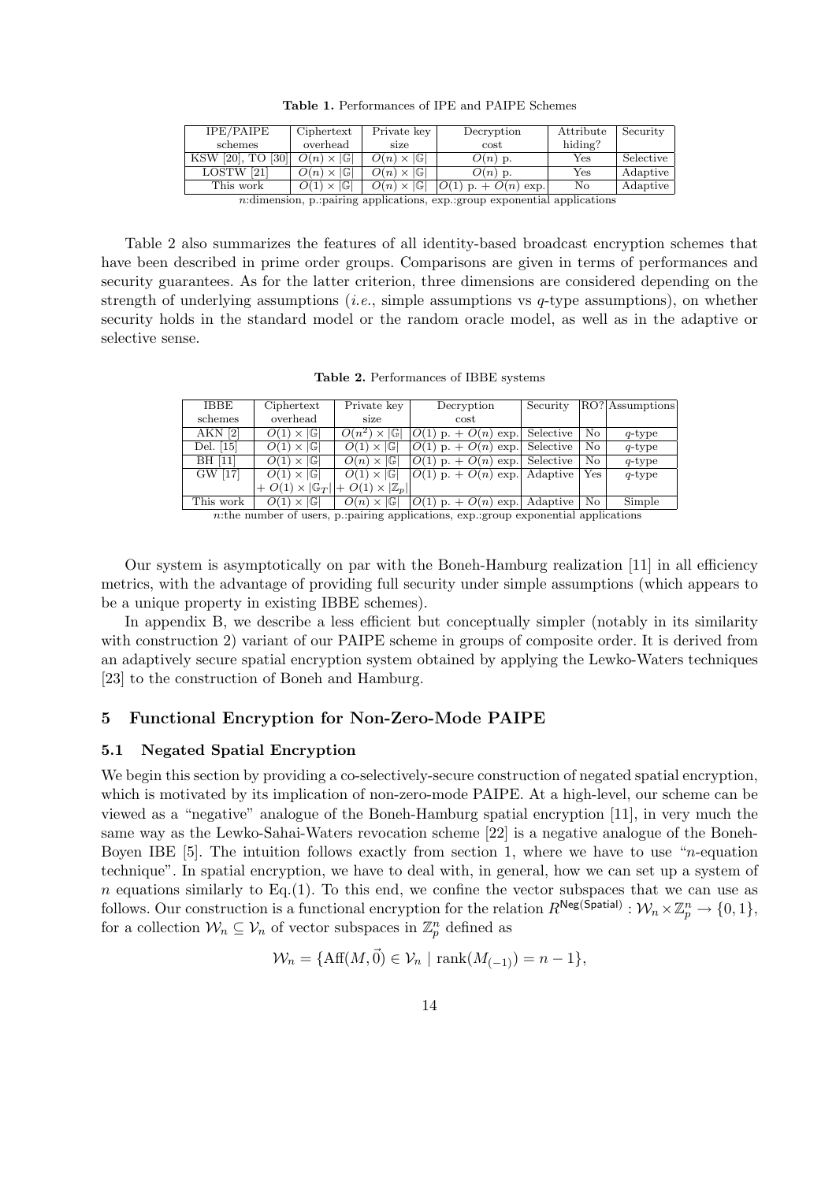**Table 1.** Performances of IPE and PAIPE Schemes

| IPE/PAIPE schemes | Ciphertext overhead | Private key size | Decryption cost | Attribute hiding? | Security |
|---|---|---|---|---|---|
| KSW [20], TO [30] | $O(n) \times \lvert\mathbb{G}\rvert$ | $O(n) \times \lvert\mathbb{G}\rvert$ | $O(n)$ p. | Yes | Selective |
| LOSTW [21] | $O(n) \times \lvert\mathbb{G}\rvert$ | $O(n) \times \lvert\mathbb{G}\rvert$ | $O(n)$ p. | Yes | Adaptive |
| This work | $O(1) \times \lvert\mathbb{G}\rvert$ | $O(n) \times \lvert\mathbb{G}\rvert$ | $O(1)$ p. + $O(n)$ exp. | No | Adaptive |

$n$:dimension, p.:pairing applications, exp.:group exponential applications

Table 2 also summarizes the features of all identity-based broadcast encryption schemes that have been described in prime order groups. Comparisons are given in terms of performances and security guarantees. As for the latter criterion, three dimensions are considered depending on the strength of underlying assumptions (*i.e.*, simple assumptions vs $q$-type assumptions), on whether security holds in the standard model or the random oracle model, as well as in the adaptive or selective sense.

**Table 2.** Performances of IBBE systems

| IBBE schemes | Ciphertext overhead | Private key size | Decryption cost | Security | RO? | Assumptions |
|---|---|---|---|---|---|---|
| AKN [2] | $O(1) \times \lvert\mathbb{G}\rvert$ | $O(n^2) \times \lvert\mathbb{G}\rvert$ | $O(1)$ p. + $O(n)$ exp. | Selective | No | $q$-type |
| Del. [15] | $O(1) \times \lvert\mathbb{G}\rvert$ | $O(1) \times \lvert\mathbb{G}\rvert$ | $O(1)$ p. + $O(n)$ exp. | Selective | No | $q$-type |
| BH [11] | $O(1) \times \lvert\mathbb{G}\rvert$ | $O(n) \times \lvert\mathbb{G}\rvert$ | $O(1)$ p. + $O(n)$ exp. | Selective | No | $q$-type |
| GW [17] | $O(1) \times \lvert\mathbb{G}\rvert$ $+ O(1) \times \lvert\mathbb{G}_T\rvert$ | $O(1) \times \lvert\mathbb{G}\rvert$ $+ O(1) \times \lvert\mathbb{Z}_p\rvert$ | $O(1)$ p. + $O(n)$ exp. | Adaptive | Yes | $q$-type |
| This work | $O(1) \times \lvert\mathbb{G}\rvert$ | $O(n) \times \lvert\mathbb{G}\rvert$ | $O(1)$ p. + $O(n)$ exp. | Adaptive | No | Simple |

$n$:the number of users, p.:pairing applications, exp.:group exponential applications

Our system is asymptotically on par with the Boneh-Hamburg realization [11] in all efficiency metrics, with the advantage of providing full security under simple assumptions (which appears to be a unique property in existing IBBE schemes).

In appendix B, we describe a less efficient but conceptually simpler (notably in its similarity with construction 2) variant of our PAIPE scheme in groups of composite order. It is derived from an adaptively secure spatial encryption system obtained by applying the Lewko-Waters techniques [23] to the construction of Boneh and Hamburg.

## 5 Functional Encryption for Non-Zero-Mode PAIPE

### 5.1 Negated Spatial Encryption

We begin this section by providing a co-selectively-secure construction of negated spatial encryption, which is motivated by its implication of non-zero-mode PAIPE. At a high-level, our scheme can be viewed as a "negative" analogue of the Boneh-Hamburg spatial encryption [11], in very much the same way as the Lewko-Sahai-Waters revocation scheme [22] is a negative analogue of the Boneh-Boyen IBE [5]. The intuition follows exactly from section 1, where we have to use "$n$-equation technique". In spatial encryption, we have to deal with, in general, how we can set up a system of $n$ equations similarly to Eq.(1). To this end, we confine the vector subspaces that we can use as follows. Our construction is a functional encryption for the relation $R^{\mathsf{Neg(Spatial)}} : \mathcal{W}_n \times \mathbb{Z}_p^n \to \{0,1\}$, for a collection $\mathcal{W}_n \subseteq \mathcal{V}_n$ of vector subspaces in $\mathbb{Z}_p^n$ defined as

$$\mathcal{W}_n = \{\mathrm{Aff}(M, \vec{0}) \in \mathcal{V}_n \mid \mathrm{rank}(M_{(-1)}) = n-1\},$$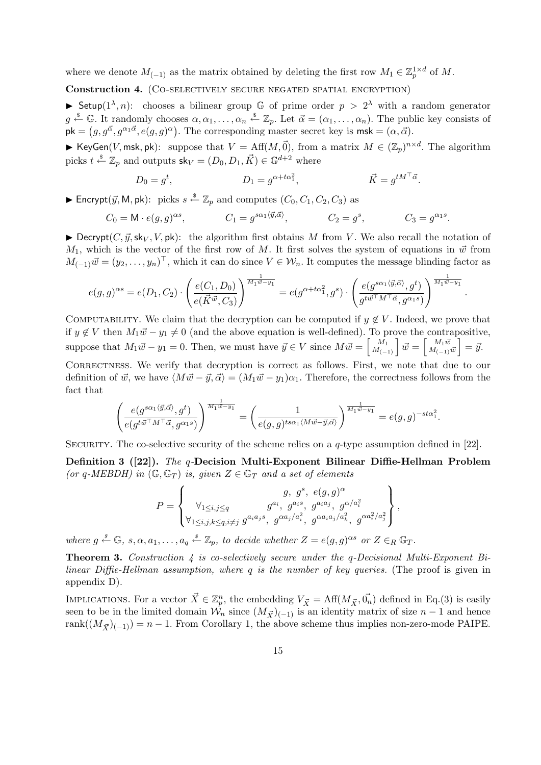where we denote $M_{(-1)}$ as the matrix obtained by deleting the first row $M_1 \in \mathbb{Z}_p^{1\times d}$ of $M$.

**Construction 4.** (Co-selectively secure negated spatial encryption)

▶ $\mathsf{Setup}(1^\lambda, n)$: chooses a bilinear group $\mathbb{G}$ of prime order $p > 2^\lambda$ with a random generator $g \xleftarrow{\$} \mathbb{G}$. It randomly chooses $\alpha, \alpha_1, \ldots, \alpha_n \xleftarrow{\$} \mathbb{Z}_p$. Let $\vec{\alpha} = (\alpha_1, \ldots, \alpha_n)$. The public key consists of $\mathsf{pk} = \big(g, g^{\vec{\alpha}}, g^{\alpha_1\vec{\alpha}}, e(g,g)^\alpha\big)$. The corresponding master secret key is $\mathsf{msk} = (\alpha, \vec{\alpha})$.

▶ $\mathsf{KeyGen}(V, \mathsf{msk}, \mathsf{pk})$: suppose that $V = \mathrm{Aff}(M, \vec{0})$, from a matrix $M \in (\mathbb{Z}_p)^{n\times d}$. The algorithm picks $t \xleftarrow{\$} \mathbb{Z}_p$ and outputs $\mathsf{sk}_V = (D_0, D_1, \vec{K}) \in \mathbb{G}^{d+2}$ where

$$D_0 = g^t, \qquad D_1 = g^{\alpha + t\alpha_1^2}, \qquad \vec{K} = g^{tM^\top \vec{\alpha}}.$$

▶ $\mathsf{Encrypt}(\vec{y}, \mathsf{M}, \mathsf{pk})$: picks $s \xleftarrow{\$} \mathbb{Z}_p$ and computes $(C_0, C_1, C_2, C_3)$ as

$$C_0 = \mathsf{M} \cdot e(g,g)^{\alpha s}, \qquad C_1 = g^{s\alpha_1\langle \vec{y}, \vec{\alpha}\rangle}, \qquad C_2 = g^s, \qquad C_3 = g^{\alpha_1 s}.$$

▶ $\mathsf{Decrypt}(C, \vec{y}, \mathsf{sk}_V, V, \mathsf{pk})$: the algorithm first obtains $M$ from $V$. We also recall the notation of $M_1$, which is the vector of the first row of $M$. It first solves the system of equations in $\vec{w}$ from $M_{(-1)}\vec{w} = (y_2, \ldots, y_n)^\top$, which it can do since $V \in \mathcal{W}_n$. It computes the message blinding factor as

$$e(g,g)^{\alpha s} = e(D_1, C_2) \cdot \left(\frac{e(C_1, D_0)}{e(\vec{K}^{\vec{w}}, C_3)}\right)^{\frac{1}{M_1\vec{w} - y_1}} = e(g^{\alpha + t\alpha_1^2}, g^s) \cdot \left(\frac{e(g^{s\alpha_1\langle \vec{y}, \vec{\alpha}\rangle}, g^t)}{g^{t\vec{w}^\top M^\top \vec{\alpha}}, g^{\alpha_1 s})}\right)^{\frac{1}{M_1\vec{w} - y_1}}.$$

Computability. We claim that the decryption can be computed if $y \notin V$. Indeed, we prove that if $y \notin V$ then $M_1\vec{w} - y_1 \neq 0$ (and the above equation is well-defined). To prove the contrapositive, suppose that $M_1\vec{w} - y_1 = 0$. Then, we must have $\vec{y} \in V$ since $M\vec{w} = \left[\begin{smallmatrix} M_1 \\ M_{(-1)} \end{smallmatrix}\right]\vec{w} = \left[\begin{smallmatrix} M_1\vec{w} \\ M_{(-1)}\vec{w} \end{smallmatrix}\right] = \vec{y}$.

Correctness. We verify that decryption is correct as follows. First, we note that due to our definition of $\vec{w}$, we have $\langle M\vec{w} - \vec{y}, \vec{\alpha}\rangle = (M_1\vec{w} - y_1)\alpha_1$. Therefore, the correctness follows from the fact that

$$\left(\frac{e(g^{s\alpha_1\langle \vec{y}, \vec{\alpha}\rangle}, g^t)}{e(g^{t\vec{w}^\top M^\top \vec{\alpha}}, g^{\alpha_1 s})}\right)^{\frac{1}{M_1\vec{w} - y_1}} = \left(\frac{1}{e(g,g)^{ts\alpha_1\langle M\vec{w} - \vec{y}, \vec{\alpha}\rangle}}\right)^{\frac{1}{M_1\vec{w} - y_1}} = e(g,g)^{-st\alpha_1^2}.$$

Security. The co-selective security of the scheme relies on a $q$-type assumption defined in [22].

**Definition 3 ([22]).** *The* $q$**-Decision Multi-Exponent Bilinear Diffie-Hellman Problem** *(or $q$-MEBDH) in $(\mathbb{G}, \mathbb{G}_T)$ is, given $Z \in \mathbb{G}_T$ and a set of elements*

$$P = \left\{ \begin{array}{cc} & g,\ g^s,\ e(g,g)^\alpha \\ \forall_{1\le i,j\le q} & g^{a_i},\ g^{a_i s},\ g^{a_i a_j},\ g^{\alpha/a_i^2} \\ \forall_{1\le i,j,k\le q, i\neq j} & g^{a_i a_j s},\ g^{\alpha a_j/a_i^2},\ g^{\alpha a_i a_j/a_k^2},\ g^{\alpha a_i^2/a_j^2} \end{array} \right\},$$

*where $g \xleftarrow{\$} \mathbb{G}$, $s, \alpha, a_1, \ldots, a_q \xleftarrow{\$} \mathbb{Z}_p$, to decide whether $Z = e(g,g)^{\alpha s}$ or $Z \in_R \mathbb{G}_T$.*

**Theorem 3.** *Construction 4 is co-selectively secure under the $q$-Decisional Multi-Exponent Bilinear Diffie-Hellman assumption, where $q$ is the number of key queries.* (The proof is given in appendix D).

Implications. For a vector $\vec{X} \in \mathbb{Z}_p^n$, the embedding $V_{\vec{X}} = \mathrm{Aff}(M_{\vec{X}}, \vec{0}_n)$ defined in Eq.(3) is easily seen to be in the limited domain $\mathcal{W}_n$ since $(M_{\vec{X}})_{(-1)}$ is an identity matrix of size $n-1$ and hence $\mathrm{rank}((M_{\vec{X}})_{(-1)}) = n - 1$. From Corollary 1, the above scheme thus implies non-zero-mode PAIPE.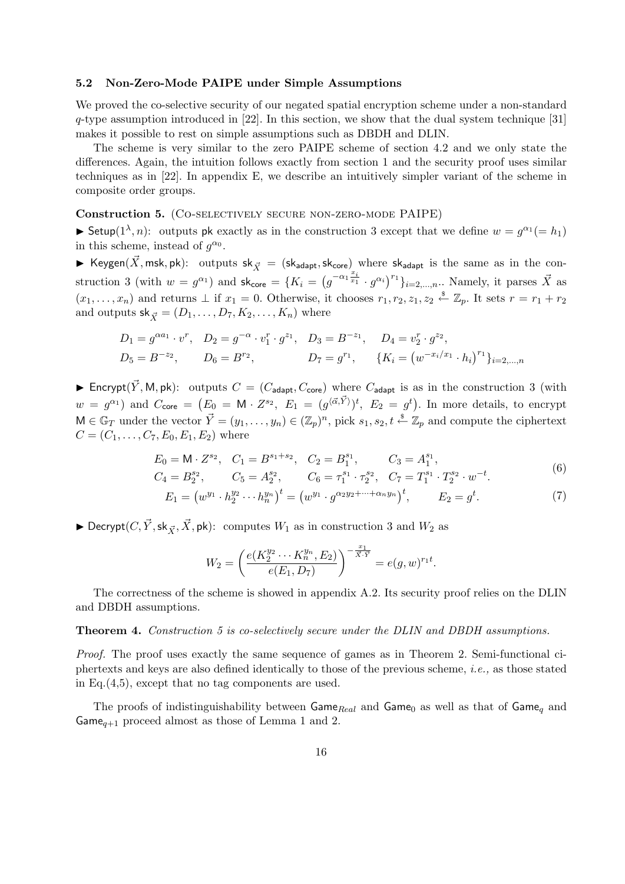### 5.2 Non-Zero-Mode PAIPE under Simple Assumptions

We proved the co-selective security of our negated spatial encryption scheme under a non-standard $q$-type assumption introduced in [22]. In this section, we show that the dual system technique [31] makes it possible to rest on simple assumptions such as DBDH and DLIN.

The scheme is very similar to the zero PAIPE scheme of section 4.2 and we only state the differences. Again, the intuition follows exactly from section 1 and the security proof uses similar techniques as in [22]. In appendix E, we describe an intuitively simpler variant of the scheme in composite order groups.

**Construction 5.** (Co-selectively secure non-zero-mode PAIPE)

► $\mathsf{Setup}(1^\lambda, n)$: outputs $\mathsf{pk}$ exactly as in the construction 3 except that we define $w = g^{\alpha_1}(= h_1)$ in this scheme, instead of $g^{\alpha_0}$.

► $\mathsf{Keygen}(\vec{X}, \mathsf{msk}, \mathsf{pk})$: outputs $\mathsf{sk}_{\vec{X}} = (\mathsf{sk}_{\mathsf{adapt}}, \mathsf{sk}_{\mathsf{core}})$ where $\mathsf{sk}_{\mathsf{adapt}}$ is the same as in the construction 3 (with $w = g^{\alpha_1}$) and $\mathsf{sk}_{\mathsf{core}} = \{K_i = \big(g^{-\alpha_1 \frac{x_i}{x_1}} \cdot g^{\alpha_i}\big)^{r_1}\}_{i=2,\ldots,n}$.. Namely, it parses $\vec{X}$ as $(x_1, \ldots, x_n)$ and returns $\perp$ if $x_1 = 0$. Otherwise, it chooses $r_1, r_2, z_1, z_2 \stackrel{\$}{\leftarrow} \mathbb{Z}_p$. It sets $r = r_1 + r_2$ and outputs $\mathsf{sk}_{\vec{X}} = (D_1, \ldots, D_7, K_2, \ldots, K_n)$ where

$$
\begin{aligned}
&D_1 = g^{\alpha a_1} \cdot v^r, \quad D_2 = g^{-\alpha} \cdot v_1^r \cdot g^{z_1}, \quad D_3 = B^{-z_1}, \quad D_4 = v_2^r \cdot g^{z_2}, \\
&D_5 = B^{-z_2}, \qquad D_6 = B^{r_2}, \qquad D_7 = g^{r_1}, \qquad \{K_i = \big(w^{-x_i/x_1} \cdot h_i\big)^{r_1}\}_{i=2,\ldots,n}
\end{aligned}
$$

► $\mathsf{Encrypt}(\vec{Y}, \mathsf{M}, \mathsf{pk})$: outputs $C = (C_{\mathsf{adapt}}, C_{\mathsf{core}})$ where $C_{\mathsf{adapt}}$ is as in the construction 3 (with $w = g^{\alpha_1}$) and $C_{\mathsf{core}} = \big(E_0 = \mathsf{M} \cdot Z^{s_2},\ E_1 = (g^{\langle \vec{\alpha}, \vec{Y} \rangle})^t,\ E_2 = g^t\big)$. In more details, to encrypt $\mathsf{M} \in \mathbb{G}_T$ under the vector $\vec{Y} = (y_1, \ldots, y_n) \in (\mathbb{Z}_p)^n$, pick $s_1, s_2, t \stackrel{\$}{\leftarrow} \mathbb{Z}_p$ and compute the ciphertext $C = (C_1, \ldots, C_7, E_0, E_1, E_2)$ where

$$
\begin{aligned}
&E_0 = \mathsf{M} \cdot Z^{s_2}, \quad C_1 = B^{s_1 + s_2}, \quad C_2 = B_1^{s_1}, \qquad C_3 = A_1^{s_1}, \\
&C_4 = B_2^{s_2}, \qquad C_5 = A_2^{s_2}, \qquad C_6 = \tau_1^{s_1} \cdot \tau_2^{s_2}, \quad C_7 = T_1^{s_1} \cdot T_2^{s_2} \cdot w^{-t}.
\end{aligned}
\tag{6}
$$

$$
E_1 = \big(w^{y_1} \cdot h_2^{y_2} \cdots h_n^{y_n}\big)^t = \big(w^{y_1} \cdot g^{\alpha_2 y_2 + \cdots + \alpha_n y_n}\big)^t, \qquad E_2 = g^t. \tag{7}
$$

► $\mathsf{Decrypt}(C, \vec{Y}, \mathsf{sk}_{\vec{X}}, \vec{X}, \mathsf{pk})$: computes $W_1$ as in construction 3 and $W_2$ as

$$
W_2 = \left( \frac{e(K_2^{y_2} \cdots K_n^{y_n}, E_2)}{e(E_1, D_7)} \right)^{-\frac{x_1}{\vec{X} \cdot \vec{Y}}} = e(g, w)^{r_1 t}.
$$

The correctness of the scheme is showed in appendix A.2. Its security proof relies on the DLIN and DBDH assumptions.

**Theorem 4.** *Construction 5 is co-selectively secure under the DLIN and DBDH assumptions.*

*Proof.* The proof uses exactly the same sequence of games as in Theorem 2. Semi-functional ciphertexts and keys are also defined identically to those of the previous scheme, *i.e.,* as those stated in Eq.(4,5), except that no tag components are used.

The proofs of indistinguishability between $\mathsf{Game}_{Real}$ and $\mathsf{Game}_0$ as well as that of $\mathsf{Game}_q$ and $\mathsf{Game}_{q+1}$ proceed almost as those of Lemma 1 and 2.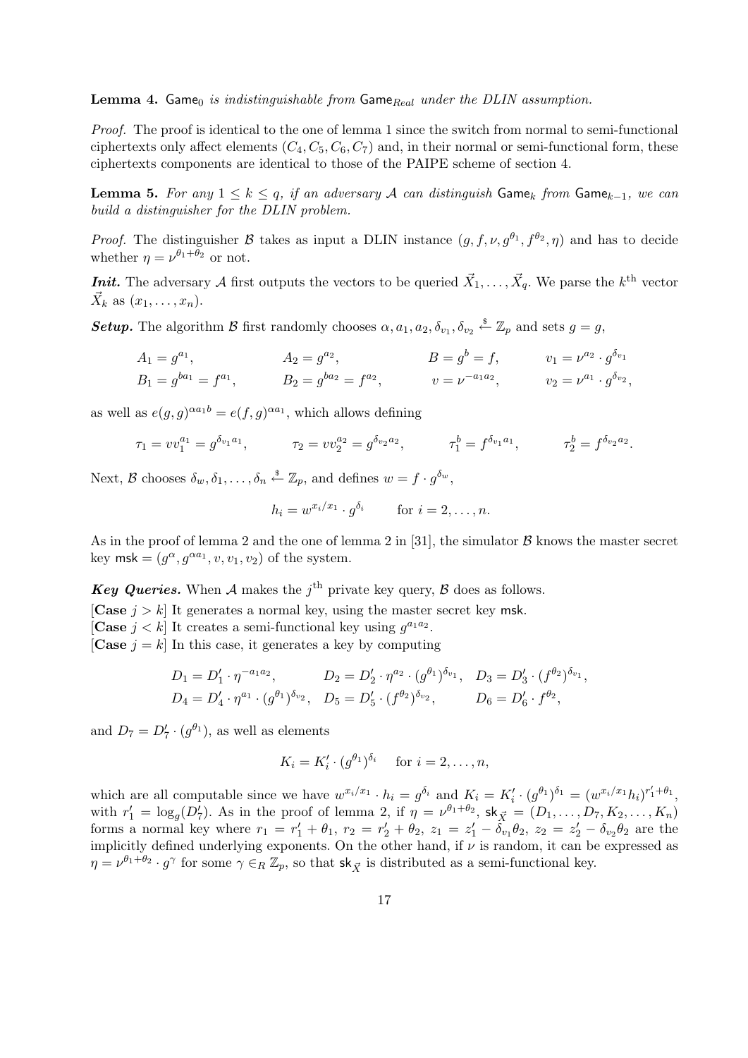**Lemma 4.** $\mathsf{Game}_0$ *is indistinguishable from* $\mathsf{Game}_{Real}$ *under the DLIN assumption.*

*Proof.* The proof is identical to the one of lemma 1 since the switch from normal to semi-functional ciphertexts only affect elements $(C_4, C_5, C_6, C_7)$ and, in their normal or semi-functional form, these ciphertexts components are identical to those of the PAIPE scheme of section 4.

**Lemma 5.** *For any* $1 \leq k \leq q$*, if an adversary* $\mathcal{A}$ *can distinguish* $\mathsf{Game}_k$ *from* $\mathsf{Game}_{k-1}$*, we can build a distinguisher for the DLIN problem.*

*Proof.* The distinguisher $\mathcal{B}$ takes as input a DLIN instance $(g, f, \nu, g^{\theta_1}, f^{\theta_2}, \eta)$ and has to decide whether $\eta = \nu^{\theta_1+\theta_2}$ or not.

***Init.*** The adversary $\mathcal{A}$ first outputs the vectors to be queried $\vec{X}_1, \ldots, \vec{X}_q$. We parse the $k^{\text{th}}$ vector $\vec{X}_k$ as $(x_1, \ldots, x_n)$.

***Setup.*** The algorithm $\mathcal{B}$ first randomly chooses $\alpha, a_1, a_2, \delta_{v_1}, \delta_{v_2} \stackrel{\$}{\leftarrow} \mathbb{Z}_p$ and sets $g = g$,

$$A_1 = g^{a_1}, \qquad A_2 = g^{a_2}, \qquad B = g^b = f, \qquad v_1 = \nu^{a_2} \cdot g^{\delta_{v_1}}$$
$$B_1 = g^{ba_1} = f^{a_1}, \qquad B_2 = g^{ba_2} = f^{a_2}, \qquad v = \nu^{-a_1 a_2}, \qquad v_2 = \nu^{a_1} \cdot g^{\delta_{v_2}},$$

as well as $e(g,g)^{\alpha a_1 b} = e(f,g)^{\alpha a_1}$, which allows defining

$$\tau_1 = v v_1^{a_1} = g^{\delta_{v_1} a_1}, \qquad \tau_2 = v v_2^{a_2} = g^{\delta_{v_2} a_2}, \qquad \tau_1^b = f^{\delta_{v_1} a_1}, \qquad \tau_2^b = f^{\delta_{v_2} a_2}.$$

Next, $\mathcal{B}$ chooses $\delta_w, \delta_1, \ldots, \delta_n \stackrel{\$}{\leftarrow} \mathbb{Z}_p$, and defines $w = f \cdot g^{\delta_w}$,

$$h_i = w^{x_i/x_1} \cdot g^{\delta_i} \qquad \text{for } i = 2, \ldots, n.$$

As in the proof of lemma 2 and the one of lemma 2 in [31], the simulator $\mathcal{B}$ knows the master secret key $\mathsf{msk} = (g^{\alpha}, g^{\alpha a_1}, v, v_1, v_2)$ of the system.

***Key Queries.*** When $\mathcal{A}$ makes the $j^{\text{th}}$ private key query, $\mathcal{B}$ does as follows.

[**Case** $j > k$] It generates a normal key, using the master secret key $\mathsf{msk}$.

[**Case** $j < k$] It creates a semi-functional key using $g^{a_1 a_2}$.

[**Case** $j = k$] In this case, it generates a key by computing

$$D_1 = D_1' \cdot \eta^{-a_1 a_2}, \qquad D_2 = D_2' \cdot \eta^{a_2} \cdot (g^{\theta_1})^{\delta_{v_1}}, \quad D_3 = D_3' \cdot (f^{\theta_2})^{\delta_{v_1}},$$
$$D_4 = D_4' \cdot \eta^{a_1} \cdot (g^{\theta_1})^{\delta_{v_2}}, \quad D_5 = D_5' \cdot (f^{\theta_2})^{\delta_{v_2}}, \qquad D_6 = D_6' \cdot f^{\theta_2},$$

and $D_7 = D_7' \cdot (g^{\theta_1})$, as well as elements

$$K_i = K_i' \cdot (g^{\theta_1})^{\delta_i} \quad \text{for } i = 2, \ldots, n,$$

which are all computable since we have $w^{x_i/x_1} \cdot h_i = g^{\delta_i}$ and $K_i = K_i' \cdot (g^{\theta_1})^{\delta_1} = (w^{x_i/x_1} h_i)^{r_1' + \theta_1}$, with $r_1' = \log_g(D_7')$. As in the proof of lemma 2, if $\eta = \nu^{\theta_1+\theta_2}$, $\mathsf{sk}_{\vec{X}} = (D_1, \ldots, D_7, K_2, \ldots, K_n)$ forms a normal key where $r_1 = r_1' + \theta_1$, $r_2 = r_2' + \theta_2$, $z_1 = z_1' - \delta_{v_1}\theta_2$, $z_2 = z_2' - \delta_{v_2}\theta_2$ are the implicitly defined underlying exponents. On the other hand, if $\nu$ is random, it can be expressed as $\eta = \nu^{\theta_1+\theta_2} \cdot g^{\gamma}$ for some $\gamma \in_R \mathbb{Z}_p$, so that $\mathsf{sk}_{\vec{X}}$ is distributed as a semi-functional key.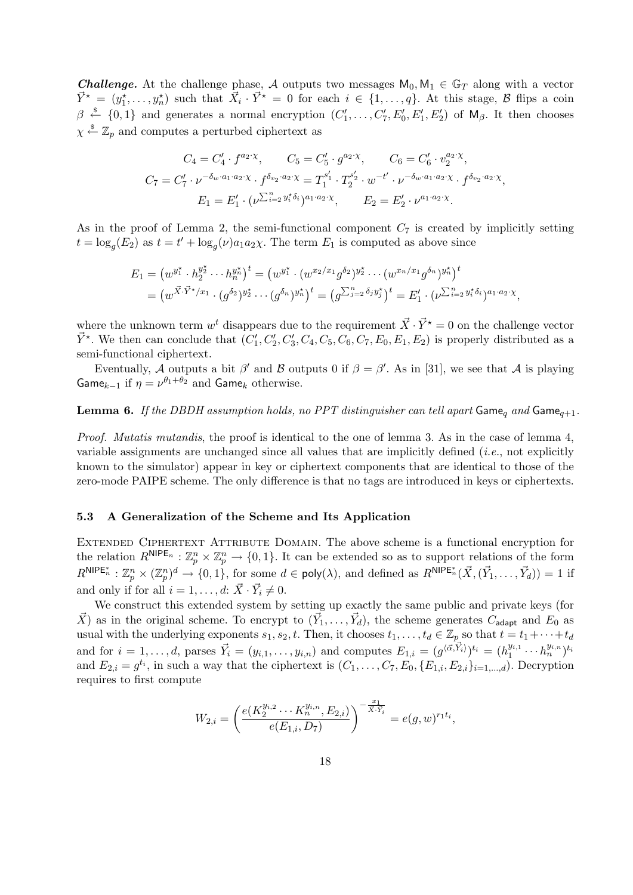***Challenge.*** At the challenge phase, $\mathcal{A}$ outputs two messages $\mathsf{M}_0, \mathsf{M}_1 \in \mathbb{G}_T$ along with a vector $\vec{Y}^\star = (y_1^\star, \ldots, y_n^\star)$ such that $\vec{X}_i \cdot \vec{Y}^\star = 0$ for each $i \in \{1, \ldots, q\}$. At this stage, $\mathcal{B}$ flips a coin $\beta \stackrel{\$}{\leftarrow} \{0,1\}$ and generates a normal encryption $(C_1', \ldots, C_7', E_0', E_1', E_2')$ of $\mathsf{M}_\beta$. It then chooses $\chi \stackrel{\$}{\leftarrow} \mathbb{Z}_p$ and computes a perturbed ciphertext as

$$C_4 = C_4' \cdot f^{a_2 \cdot \chi}, \qquad C_5 = C_5' \cdot g^{a_2 \cdot \chi}, \qquad C_6 = C_6' \cdot v_2^{a_2 \cdot \chi},$$

$$C_7 = C_7' \cdot \nu^{-\delta_w \cdot a_1 \cdot a_2 \cdot \chi} \cdot f^{\delta_{v_2} \cdot a_2 \cdot \chi} = T_1^{s_1'} \cdot T_2^{s_2'} \cdot w^{-t'} \cdot \nu^{-\delta_w \cdot a_1 \cdot a_2 \cdot \chi} \cdot f^{\delta_{v_2} \cdot a_2 \cdot \chi},$$

$$E_1 = E_1' \cdot (\nu^{\sum_{i=2}^n y_i^\star \delta_i})^{a_1 \cdot a_2 \cdot \chi}, \qquad E_2 = E_2' \cdot \nu^{a_1 \cdot a_2 \cdot \chi}.$$

As in the proof of Lemma 2, the semi-functional component $C_7$ is created by implicitly setting $t = \log_g(E_2)$ as $t = t' + \log_g(\nu) a_1 a_2 \chi$. The term $E_1$ is computed as above since

$$\begin{aligned}
E_1 &= \left(w^{y_1^\star} \cdot h_2^{y_2^\star} \cdots h_n^{y_n^\star}\right)^t = \left(w^{y_1^\star} \cdot (w^{x_2/x_1} g^{\delta_2})^{y_2^\star} \cdots (w^{x_n/x_1} g^{\delta_n})^{y_n^\star}\right)^t \\
&= \left(w^{\vec{X} \cdot \vec{Y}^\star / x_1} \cdot (g^{\delta_2})^{y_2^\star} \cdots (g^{\delta_n})^{y_n^\star}\right)^t = \left(g^{\sum_{j=2}^n \delta_j y_j^\star}\right)^t = E_1' \cdot (\nu^{\sum_{i=2}^n y_i^\star \delta_i})^{a_1 \cdot a_2 \cdot \chi},
\end{aligned}$$

where the unknown term $w^t$ disappears due to the requirement $\vec{X} \cdot \vec{Y}^\star = 0$ on the challenge vector $\vec{Y}^\star$. We then can conclude that $(C_1', C_2', C_3', C_4, C_5, C_6, C_7, E_0, E_1, E_2)$ is properly distributed as a semi-functional ciphertext.

Eventually, $\mathcal{A}$ outputs a bit $\beta'$ and $\mathcal{B}$ outputs 0 if $\beta = \beta'$. As in [31], we see that $\mathcal{A}$ is playing $\mathsf{Game}_{k-1}$ if $\eta = \nu^{\theta_1 + \theta_2}$ and $\mathsf{Game}_k$ otherwise.

**Lemma 6.** *If the DBDH assumption holds, no PPT distinguisher can tell apart* $\mathsf{Game}_q$ *and* $\mathsf{Game}_{q+1}$.

*Proof. Mutatis mutandis*, the proof is identical to the one of lemma 3. As in the case of lemma 4, variable assignments are unchanged since all values that are implicitly defined (*i.e.*, not explicitly known to the simulator) appear in key or ciphertext components that are identical to those of the zero-mode PAIPE scheme. The only difference is that no tags are introduced in keys or ciphertexts.

### 5.3 A Generalization of the Scheme and Its Application

Extended Ciphertext Attribute Domain. The above scheme is a functional encryption for the relation $R^{\mathsf{NIPE}_n} : \mathbb{Z}_p^n \times \mathbb{Z}_p^n \to \{0,1\}$. It can be extended so as to support relations of the form $R^{\mathsf{NIPE}_n^*} : \mathbb{Z}_p^n \times (\mathbb{Z}_p^n)^d \to \{0,1\}$, for some $d \in \mathsf{poly}(\lambda)$, and defined as $R^{\mathsf{NIPE}_n^*}(\vec{X}, (\vec{Y}_1, \ldots, \vec{Y}_d)) = 1$ if and only if for all $i = 1, \ldots, d$: $\vec{X} \cdot \vec{Y}_i \neq 0$.

We construct this extended system by setting up exactly the same public and private keys (for $\vec{X}$) as in the original scheme. To encrypt to $(\vec{Y}_1, \ldots, \vec{Y}_d)$, the scheme generates $C_{\mathsf{adapt}}$ and $E_0$ as usual with the underlying exponents $s_1, s_2, t$. Then, it chooses $t_1, \ldots, t_d \in \mathbb{Z}_p$ so that $t = t_1 + \cdots + t_d$ and for $i = 1, \ldots, d$, parses $\vec{Y}_i = (y_{i,1}, \ldots, y_{i,n})$ and computes $E_{1,i} = (g^{\langle \vec{\alpha}, \vec{Y}_i \rangle})^{t_i} = (h_1^{y_{i,1}} \cdots h_n^{y_{i,n}})^{t_i}$ and $E_{2,i} = g^{t_i}$, in such a way that the ciphertext is $(C_1, \ldots, C_7, E_0, \{E_{1,i}, E_{2,i}\}_{i=1,\ldots,d})$. Decryption requires to first compute

$$W_{2,i} = \left(\frac{e(K_2^{y_{i,2}} \cdots K_n^{y_{i,n}}, E_{2,i})}{e(E_{1,i}, D_7)}\right)^{-\frac{x_1}{\vec{X} \cdot \vec{Y}_i}} = e(g, w)^{r_1 t_i},$$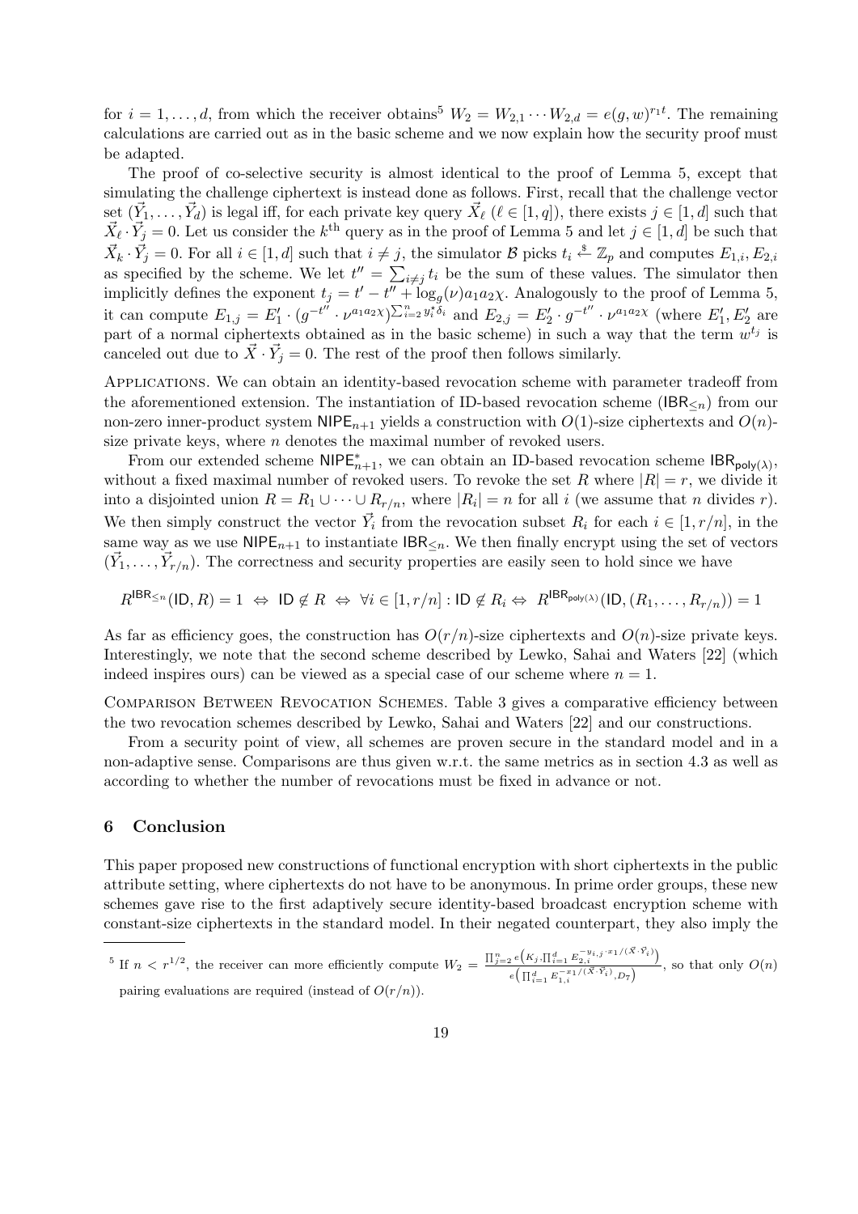for $i = 1, \ldots, d$, from which the receiver obtains[5] $W_2 = W_{2,1} \cdots W_{2,d} = e(g, w)^{r_1 t}$. The remaining calculations are carried out as in the basic scheme and we now explain how the security proof must be adapted.

The proof of co-selective security is almost identical to the proof of Lemma 5, except that simulating the challenge ciphertext is instead done as follows. First, recall that the challenge vector set $(\vec{Y}_1, \ldots, \vec{Y}_d)$ is legal iff, for each private key query $\vec{X}_\ell$ ($\ell \in [1, q]$), there exists $j \in [1, d]$ such that $\vec{X}_\ell \cdot \vec{Y}_j = 0$. Let us consider the $k^{\text{th}}$ query as in the proof of Lemma 5 and let $j \in [1, d]$ be such that $\vec{X}_k \cdot \vec{Y}_j = 0$. For all $i \in [1, d]$ such that $i \neq j$, the simulator $\mathcal{B}$ picks $t_i \stackrel{\$}{\leftarrow} \mathbb{Z}_p$ and computes $E_{1,i}, E_{2,i}$ as specified by the scheme. We let $t'' = \sum_{i \neq j} t_i$ be the sum of these values. The simulator then implicitly defines the exponent $t_j = t' - t'' + \log_g(\nu) a_1 a_2 \chi$. Analogously to the proof of Lemma 5, it can compute $E_{1,j} = E_1' \cdot (g^{-t''} \cdot \nu^{a_1 a_2 \chi})^{\sum_{i=2}^{n} y_i^\star \delta_i}$ and $E_{2,j} = E_2' \cdot g^{-t''} \cdot \nu^{a_1 a_2 \chi}$ (where $E_1', E_2'$ are part of a normal ciphertexts obtained as in the basic scheme) in such a way that the term $w^{t_j}$ is canceled out due to $\vec{X} \cdot \vec{Y}_j = 0$. The rest of the proof then follows similarly.

Applications. We can obtain an identity-based revocation scheme with parameter tradeoff from the aforementioned extension. The instantiation of ID-based revocation scheme ($\mathsf{IBR}_{\leq n}$) from our non-zero inner-product system $\mathsf{NIPE}_{n+1}$ yields a construction with $O(1)$-size ciphertexts and $O(n)$-size private keys, where $n$ denotes the maximal number of revoked users.

From our extended scheme $\mathsf{NIPE}^*_{n+1}$, we can obtain an ID-based revocation scheme $\mathsf{IBR}_{\mathsf{poly}(\lambda)}$, without a fixed maximal number of revoked users. To revoke the set $R$ where $|R| = r$, we divide it into a disjointed union $R = R_1 \cup \cdots \cup R_{r/n}$, where $|R_i| = n$ for all $i$ (we assume that $n$ divides $r$). We then simply construct the vector $\vec{Y}_i$ from the revocation subset $R_i$ for each $i \in [1, r/n]$, in the same way as we use $\mathsf{NIPE}_{n+1}$ to instantiate $\mathsf{IBR}_{\leq n}$. We then finally encrypt using the set of vectors $(\vec{Y}_1, \ldots, \vec{Y}_{r/n})$. The correctness and security properties are easily seen to hold since we have

$$R^{\mathsf{IBR}_{\leq n}}(\mathsf{ID}, R) = 1 \;\Leftrightarrow\; \mathsf{ID} \notin R \;\Leftrightarrow\; \forall i \in [1, r/n] : \mathsf{ID} \notin R_i \Leftrightarrow\; R^{\mathsf{IBR}_{\mathsf{poly}(\lambda)}}(\mathsf{ID}, (R_1, \ldots, R_{r/n})) = 1$$

As far as efficiency goes, the construction has $O(r/n)$-size ciphertexts and $O(n)$-size private keys. Interestingly, we note that the second scheme described by Lewko, Sahai and Waters [22] (which indeed inspires ours) can be viewed as a special case of our scheme where $n = 1$.

Comparison Between Revocation Schemes. Table 3 gives a comparative efficiency between the two revocation schemes described by Lewko, Sahai and Waters [22] and our constructions.

From a security point of view, all schemes are proven secure in the standard model and in a non-adaptive sense. Comparisons are thus given w.r.t. the same metrics as in section 4.3 as well as according to whether the number of revocations must be fixed in advance or not.

## 6 Conclusion

This paper proposed new constructions of functional encryption with short ciphertexts in the public attribute setting, where ciphertexts do not have to be anonymous. In prime order groups, these new schemes gave rise to the first adaptively secure identity-based broadcast encryption scheme with constant-size ciphertexts in the standard model. In their negated counterpart, they also imply the

---

[5] If $n < r^{1/2}$, the receiver can more efficiently compute $W_2 = \frac{\prod_{j=2}^{n} e\left(K_j, \prod_{i=1}^{d} E_{2,i}^{-y_{i,j} \cdot x_1 / (\vec{X} \cdot \vec{Y}_i)}\right)}{e\left(\prod_{i=1}^{d} E_{1,i}^{-x_1/(\vec{X} \cdot \vec{Y}_i)}, D_7\right)}$, so that only $O(n)$ pairing evaluations are required (instead of $O(r/n)$).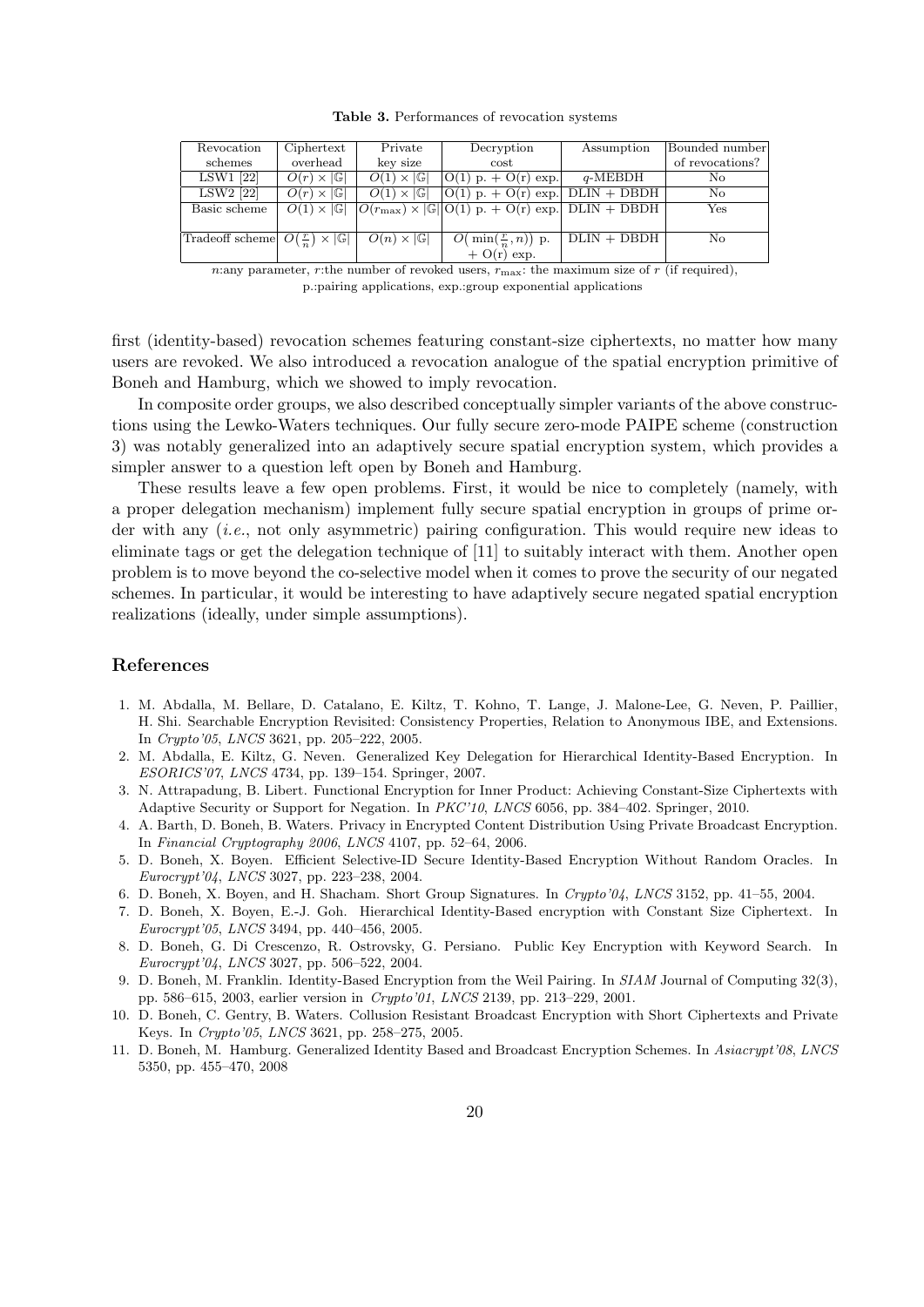**Table 3.** Performances of revocation systems

| Revocation schemes | Ciphertext overhead | Private key size | Decryption cost | Assumption | Bounded number of revocations? |
|---|---|---|---|---|---|
| LSW1 [22] | $O(r) \times \lvert\mathbb{G}\rvert$ | $O(1) \times \lvert\mathbb{G}\rvert$ | $O(1)$ p. + $O(r)$ exp. | $q$-MEBDH | No |
| LSW2 [22] | $O(r) \times \lvert\mathbb{G}\rvert$ | $O(1) \times \lvert\mathbb{G}\rvert$ | $O(1)$ p. + $O(r)$ exp. | DLIN + DBDH | No |
| Basic scheme | $O(1) \times \lvert\mathbb{G}\rvert$ | $O(r_{\max}) \times \lvert\mathbb{G}\rvert$ | $O(1)$ p. + $O(r)$ exp. | DLIN + DBDH | Yes |
| Tradeoff scheme | $O(\frac{r}{n}) \times \lvert\mathbb{G}\rvert$ | $O(n) \times \lvert\mathbb{G}\rvert$ | $O(\min(\frac{r}{n}, n))$ p. + $O(r)$ exp. | DLIN + DBDH | No |

$n$:any parameter, $r$:the number of revoked users, $r_{\max}$: the maximum size of $r$ (if required), p.:pairing applications, exp.:group exponential applications

first (identity-based) revocation schemes featuring constant-size ciphertexts, no matter how many users are revoked. We also introduced a revocation analogue of the spatial encryption primitive of Boneh and Hamburg, which we showed to imply revocation.

In composite order groups, we also described conceptually simpler variants of the above constructions using the Lewko-Waters techniques. Our fully secure zero-mode PAIPE scheme (construction 3) was notably generalized into an adaptively secure spatial encryption system, which provides a simpler answer to a question left open by Boneh and Hamburg.

These results leave a few open problems. First, it would be nice to completely (namely, with a proper delegation mechanism) implement fully secure spatial encryption in groups of prime order with any (*i.e.*, not only asymmetric) pairing configuration. This would require new ideas to eliminate tags or get the delegation technique of [11] to suitably interact with them. Another open problem is to move beyond the co-selective model when it comes to prove the security of our negated schemes. In particular, it would be interesting to have adaptively secure negated spatial encryption realizations (ideally, under simple assumptions).

## References

1. M. Abdalla, M. Bellare, D. Catalano, E. Kiltz, T. Kohno, T. Lange, J. Malone-Lee, G. Neven, P. Paillier, H. Shi. Searchable Encryption Revisited: Consistency Properties, Relation to Anonymous IBE, and Extensions. In *Crypto'05*, *LNCS* 3621, pp. 205–222, 2005.
2. M. Abdalla, E. Kiltz, G. Neven. Generalized Key Delegation for Hierarchical Identity-Based Encryption. In *ESORICS'07*, *LNCS* 4734, pp. 139–154. Springer, 2007.
3. N. Attrapadung, B. Libert. Functional Encryption for Inner Product: Achieving Constant-Size Ciphertexts with Adaptive Security or Support for Negation. In *PKC'10*, *LNCS* 6056, pp. 384–402. Springer, 2010.
4. A. Barth, D. Boneh, B. Waters. Privacy in Encrypted Content Distribution Using Private Broadcast Encryption. In *Financial Cryptography 2006*, *LNCS* 4107, pp. 52–64, 2006.
5. D. Boneh, X. Boyen. Efficient Selective-ID Secure Identity-Based Encryption Without Random Oracles. In *Eurocrypt'04*, *LNCS* 3027, pp. 223–238, 2004.
6. D. Boneh, X. Boyen, and H. Shacham. Short Group Signatures. In *Crypto'04*, *LNCS* 3152, pp. 41–55, 2004.
7. D. Boneh, X. Boyen, E.-J. Goh. Hierarchical Identity-Based encryption with Constant Size Ciphertext. In *Eurocrypt'05*, *LNCS* 3494, pp. 440–456, 2005.
8. D. Boneh, G. Di Crescenzo, R. Ostrovsky, G. Persiano. Public Key Encryption with Keyword Search. In *Eurocrypt'04*, *LNCS* 3027, pp. 506–522, 2004.
9. D. Boneh, M. Franklin. Identity-Based Encryption from the Weil Pairing. In *SIAM* Journal of Computing 32(3), pp. 586–615, 2003, earlier version in *Crypto'01*, *LNCS* 2139, pp. 213–229, 2001.
10. D. Boneh, C. Gentry, B. Waters. Collusion Resistant Broadcast Encryption with Short Ciphertexts and Private Keys. In *Crypto'05*, *LNCS* 3621, pp. 258–275, 2005.
11. D. Boneh, M. Hamburg. Generalized Identity Based and Broadcast Encryption Schemes. In *Asiacrypt'08*, *LNCS* 5350, pp. 455–470, 2008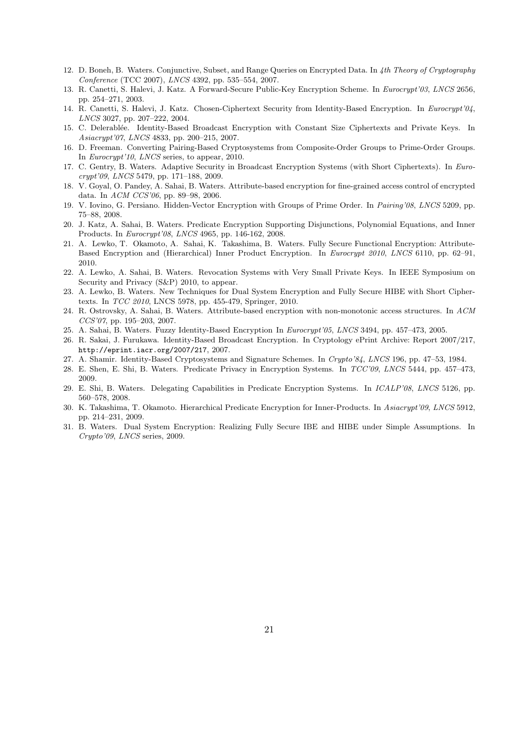12. D. Boneh, B. Waters. Conjunctive, Subset, and Range Queries on Encrypted Data. In *4th Theory of Cryptography Conference* (TCC 2007), *LNCS* 4392, pp. 535–554, 2007.
13. R. Canetti, S. Halevi, J. Katz. A Forward-Secure Public-Key Encryption Scheme. In *Eurocrypt'03*, *LNCS* 2656, pp. 254–271, 2003.
14. R. Canetti, S. Halevi, J. Katz. Chosen-Ciphertext Security from Identity-Based Encryption. In *Eurocrypt'04*, *LNCS* 3027, pp. 207–222, 2004.
15. C. Delerablée. Identity-Based Broadcast Encryption with Constant Size Ciphertexts and Private Keys. In *Asiacrypt'07*, *LNCS* 4833, pp. 200–215, 2007.
16. D. Freeman. Converting Pairing-Based Cryptosystems from Composite-Order Groups to Prime-Order Groups. In *Eurocrypt'10*, *LNCS* series, to appear, 2010.
17. C. Gentry, B. Waters. Adaptive Security in Broadcast Encryption Systems (with Short Ciphertexts). In *Eurocrypt'09*, *LNCS* 5479, pp. 171–188, 2009.
18. V. Goyal, O. Pandey, A. Sahai, B. Waters. Attribute-based encryption for fine-grained access control of encrypted data. In *ACM CCS'06*, pp. 89–98, 2006.
19. V. Iovino, G. Persiano. Hidden-Vector Encryption with Groups of Prime Order. In *Pairing'08*, *LNCS* 5209, pp. 75–88, 2008.
20. J. Katz, A. Sahai, B. Waters. Predicate Encryption Supporting Disjunctions, Polynomial Equations, and Inner Products. In *Eurocrypt'08*, *LNCS* 4965, pp. 146-162, 2008.
21. A. Lewko, T. Okamoto, A. Sahai, K. Takashima, B. Waters. Fully Secure Functional Encryption: Attribute-Based Encryption and (Hierarchical) Inner Product Encryption. In *Eurocrypt 2010*, *LNCS* 6110, pp. 62–91, 2010.
22. A. Lewko, A. Sahai, B. Waters. Revocation Systems with Very Small Private Keys. In IEEE Symposium on Security and Privacy (S&P) 2010, to appear.
23. A. Lewko, B. Waters. New Techniques for Dual System Encryption and Fully Secure HIBE with Short Ciphertexts. In *TCC 2010*, LNCS 5978, pp. 455-479, Springer, 2010.
24. R. Ostrovsky, A. Sahai, B. Waters. Attribute-based encryption with non-monotonic access structures. In *ACM CCS'07*, pp. 195–203, 2007.
25. A. Sahai, B. Waters. Fuzzy Identity-Based Encryption In *Eurocrypt'05*, *LNCS* 3494, pp. 457–473, 2005.
26. R. Sakai, J. Furukawa. Identity-Based Broadcast Encryption. In Cryptology ePrint Archive: Report 2007/217, `http://eprint.iacr.org/2007/217`, 2007.
27. A. Shamir. Identity-Based Cryptosystems and Signature Schemes. In *Crypto'84*, *LNCS* 196, pp. 47–53, 1984.
28. E. Shen, E. Shi, B. Waters. Predicate Privacy in Encryption Systems. In *TCC'09*, *LNCS* 5444, pp. 457–473, 2009.
29. E. Shi, B. Waters. Delegating Capabilities in Predicate Encryption Systems. In *ICALP'08*, *LNCS* 5126, pp. 560–578, 2008.
30. K. Takashima, T. Okamoto. Hierarchical Predicate Encryption for Inner-Products. In *Asiacrypt'09*, *LNCS* 5912, pp. 214–231, 2009.
31. B. Waters. Dual System Encryption: Realizing Fully Secure IBE and HIBE under Simple Assumptions. In *Crypto'09*, *LNCS* series, 2009.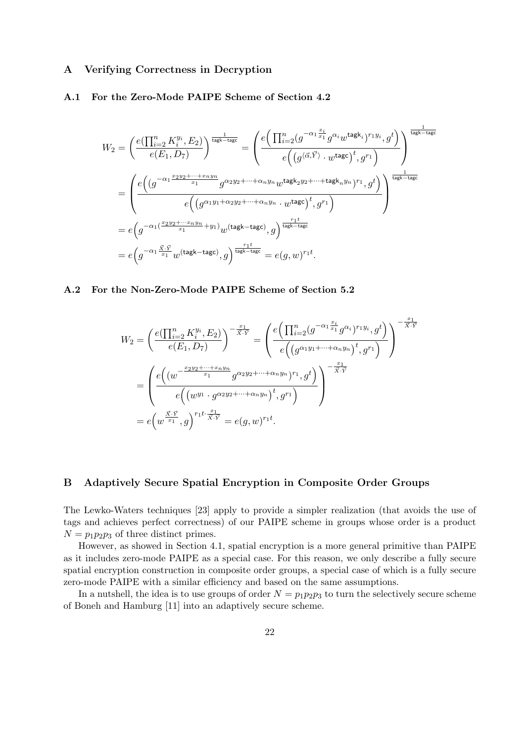## A Verifying Correctness in Decryption

### A.1 For the Zero-Mode PAIPE Scheme of Section 4.2

$$
\begin{aligned}
W_2 &= \left(\frac{e(\prod_{i=2}^{n} K_i^{y_i}, E_2)}{e(E_1, D_7)}\right)^{\frac{1}{\mathsf{tagk}-\mathsf{tagc}}} = \left(\frac{e\Big(\prod_{i=2}^{n}(g^{-\alpha_1 \frac{x_i}{x_1}} g^{\alpha_i} w^{\mathsf{tagk}_i})^{r_1 y_i}, g^t\Big)}{e\Big(\big(g^{\langle \vec{\alpha}, \vec{Y}\rangle} \cdot w^{\mathsf{tagc}}\big)^t, g^{r_1}\Big)}\right)^{\frac{1}{\mathsf{tagk}-\mathsf{tagc}}} \\
&= \left(\frac{e\Big((g^{-\alpha_1 \frac{x_2 y_2 + \cdots + x_n y_n}{x_1}} g^{\alpha_2 y_2 + \cdots + \alpha_n y_n} w^{\mathsf{tagk}_2 y_2 + \cdots + \mathsf{tagk}_n y_n})^{r_1}, g^t\Big)}{e\Big(\big(g^{\alpha_1 y_1 + \alpha_2 y_2 + \cdots + \alpha_n y_n} \cdot w^{\mathsf{tagc}}\big)^t, g^{r_1}\Big)}\right)^{\frac{1}{\mathsf{tagk}-\mathsf{tagc}}} \\
&= e\Big(g^{-\alpha_1 (\frac{x_2 y_2 + \cdots x_n y_n}{x_1} + y_1)} w^{(\mathsf{tagk}-\mathsf{tagc})}, g\Big)^{\frac{r_1 t}{\mathsf{tagk}-\mathsf{tagc}}} \\
&= e\Big(g^{-\alpha_1 \frac{\vec{X}\cdot\vec{Y}}{x_1}} w^{(\mathsf{tagk}-\mathsf{tagc})}, g\Big)^{\frac{r_1 t}{\mathsf{tagk}-\mathsf{tagc}}} = e(g, w)^{r_1 t}.
\end{aligned}
$$

### A.2 For the Non-Zero-Mode PAIPE Scheme of Section 5.2

$$
\begin{aligned}
W_2 &= \left(\frac{e(\prod_{i=2}^{n} K_i^{y_i}, E_2)}{e(E_1, D_7)}\right)^{-\frac{x_1}{\vec{X}\cdot\vec{Y}}} = \left(\frac{e\Big(\prod_{i=2}^{n}(g^{-\alpha_1 \frac{x_i}{x_1}} g^{\alpha_i})^{r_1 y_i}, g^t\Big)}{e\Big(\big(g^{\alpha_1 y_1 + \cdots + \alpha_n y_n}\big)^t, g^{r_1}\Big)}\right)^{-\frac{x_1}{\vec{X}\cdot\vec{Y}}} \\
&= \left(\frac{e\Big((w^{-\frac{x_2 y_2 + \cdots + x_n y_n}{x_1}} g^{\alpha_2 y_2 + \cdots + \alpha_n y_n})^{r_1}, g^t\Big)}{e\Big(\big(w^{y_1} \cdot g^{\alpha_2 y_2 + \cdots + \alpha_n y_n}\big)^t, g^{r_1}\Big)}\right)^{-\frac{x_1}{\vec{X}\cdot\vec{Y}}} \\
&= e\Big(w^{\frac{\vec{X}\cdot\vec{Y}}{x_1}}, g\Big)^{r_1 t \cdot \frac{x_1}{\vec{X}\cdot\vec{Y}}} = e(g, w)^{r_1 t}.
\end{aligned}
$$

## B Adaptively Secure Spatial Encryption in Composite Order Groups

The Lewko-Waters techniques [23] apply to provide a simpler realization (that avoids the use of tags and achieves perfect correctness) of our PAIPE scheme in groups whose order is a product $N = p_1 p_2 p_3$ of three distinct primes.

However, as showed in Section 4.1, spatial encryption is a more general primitive than PAIPE as it includes zero-mode PAIPE as a special case. For this reason, we only describe a fully secure spatial encryption construction in composite order groups, a special case of which is a fully secure zero-mode PAIPE with a similar efficiency and based on the same assumptions.

In a nutshell, the idea is to use groups of order $N = p_1 p_2 p_3$ to turn the selectively secure scheme of Boneh and Hamburg [11] into an adaptively secure scheme.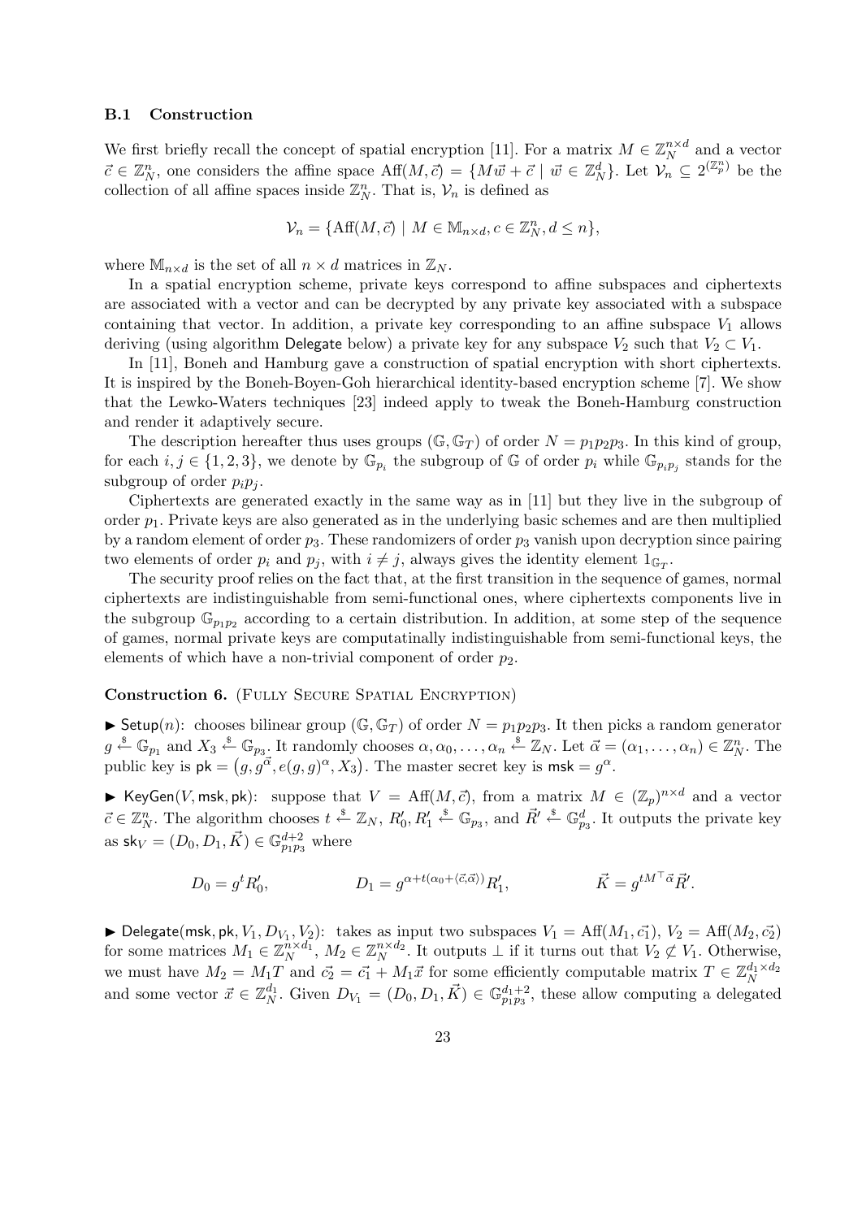### B.1 Construction

We first briefly recall the concept of spatial encryption [11]. For a matrix $M \in \mathbb{Z}_N^{n\times d}$ and a vector $\vec{c} \in \mathbb{Z}_N^n$, one considers the affine space $\mathrm{Aff}(M,\vec{c}) = \{M\vec{w} + \vec{c} \mid \vec{w} \in \mathbb{Z}_N^d\}$. Let $\mathcal{V}_n \subseteq 2^{(\mathbb{Z}_p^n)}$ be the collection of all affine spaces inside $\mathbb{Z}_N^n$. That is, $\mathcal{V}_n$ is defined as

$$\mathcal{V}_n = \{\mathrm{Aff}(M,\vec{c}) \mid M \in \mathbb{M}_{n\times d}, c \in \mathbb{Z}_N^n, d \leq n\},$$

where $\mathbb{M}_{n\times d}$ is the set of all $n \times d$ matrices in $\mathbb{Z}_N$.

In a spatial encryption scheme, private keys correspond to affine subspaces and ciphertexts are associated with a vector and can be decrypted by any private key associated with a subspace containing that vector. In addition, a private key corresponding to an affine subspace $V_1$ allows deriving (using algorithm Delegate below) a private key for any subspace $V_2$ such that $V_2 \subset V_1$.

In [11], Boneh and Hamburg gave a construction of spatial encryption with short ciphertexts. It is inspired by the Boneh-Boyen-Goh hierarchical identity-based encryption scheme [7]. We show that the Lewko-Waters techniques [23] indeed apply to tweak the Boneh-Hamburg construction and render it adaptively secure.

The description hereafter thus uses groups $(\mathbb{G}, \mathbb{G}_T)$ of order $N = p_1p_2p_3$. In this kind of group, for each $i, j \in \{1, 2, 3\}$, we denote by $\mathbb{G}_{p_i}$ the subgroup of $\mathbb{G}$ of order $p_i$ while $\mathbb{G}_{p_ip_j}$ stands for the subgroup of order $p_ip_j$.

Ciphertexts are generated exactly in the same way as in [11] but they live in the subgroup of order $p_1$. Private keys are also generated as in the underlying basic schemes and are then multiplied by a random element of order $p_3$. These randomizers of order $p_3$ vanish upon decryption since pairing two elements of order $p_i$ and $p_j$, with $i \neq j$, always gives the identity element $1_{\mathbb{G}_T}$.

The security proof relies on the fact that, at the first transition in the sequence of games, normal ciphertexts are indistinguishable from semi-functional ones, where ciphertexts components live in the subgroup $\mathbb{G}_{p_1p_2}$ according to a certain distribution. In addition, at some step of the sequence of games, normal private keys are computatinally indistinguishable from semi-functional keys, the elements of which have a non-trivial component of order $p_2$.

**Construction 6.** (Fully Secure Spatial Encryption)

▶ $\mathsf{Setup}(n)$: chooses bilinear group $(\mathbb{G}, \mathbb{G}_T)$ of order $N = p_1p_2p_3$. It then picks a random generator $g \xleftarrow{\$} \mathbb{G}_{p_1}$ and $X_3 \xleftarrow{\$} \mathbb{G}_{p_3}$. It randomly chooses $\alpha, \alpha_0, \ldots, \alpha_n \xleftarrow{\$} \mathbb{Z}_N$. Let $\vec{\alpha} = (\alpha_1, \ldots, \alpha_n) \in \mathbb{Z}_N^n$. The public key is $\mathsf{pk} = \big(g, g^{\vec{\alpha}}, e(g,g)^\alpha, X_3\big)$. The master secret key is $\mathsf{msk} = g^\alpha$.

▶ $\mathsf{KeyGen}(V, \mathsf{msk}, \mathsf{pk})$: suppose that $V = \mathrm{Aff}(M,\vec{c})$, from a matrix $M \in (\mathbb{Z}_p)^{n\times d}$ and a vector $\vec{c} \in \mathbb{Z}_N^n$. The algorithm chooses $t \xleftarrow{\$} \mathbb{Z}_N$, $R_0', R_1' \xleftarrow{\$} \mathbb{G}_{p_3}$, and $\vec{R'} \xleftarrow{\$} \mathbb{G}_{p_3}^d$. It outputs the private key as $\mathsf{sk}_V = (D_0, D_1, \vec{K}) \in \mathbb{G}_{p_1p_3}^{d+2}$ where

$$D_0 = g^t R_0', \qquad\qquad D_1 = g^{\alpha + t(\alpha_0 + \langle \vec{c}, \vec{\alpha}\rangle)} R_1', \qquad\qquad \vec{K} = g^{tM^\top \vec{\alpha}} \vec{R'}.$$

▶ $\mathsf{Delegate}(\mathsf{msk}, \mathsf{pk}, V_1, D_{V_1}, V_2)$: takes as input two subspaces $V_1 = \mathrm{Aff}(M_1, \vec{c_1})$, $V_2 = \mathrm{Aff}(M_2, \vec{c_2})$ for some matrices $M_1 \in \mathbb{Z}_N^{n\times d_1}$, $M_2 \in \mathbb{Z}_N^{n\times d_2}$. It outputs $\perp$ if it turns out that $V_2 \not\subset V_1$. Otherwise, we must have $M_2 = M_1 T$ and $\vec{c_2} = \vec{c_1} + M_1 \vec{x}$ for some efficiently computable matrix $T \in \mathbb{Z}_N^{d_1\times d_2}$ and some vector $\vec{x} \in \mathbb{Z}_N^{d_1}$. Given $D_{V_1} = (D_0, D_1, \vec{K}) \in \mathbb{G}_{p_1p_3}^{d_1+2}$, these allow computing a delegated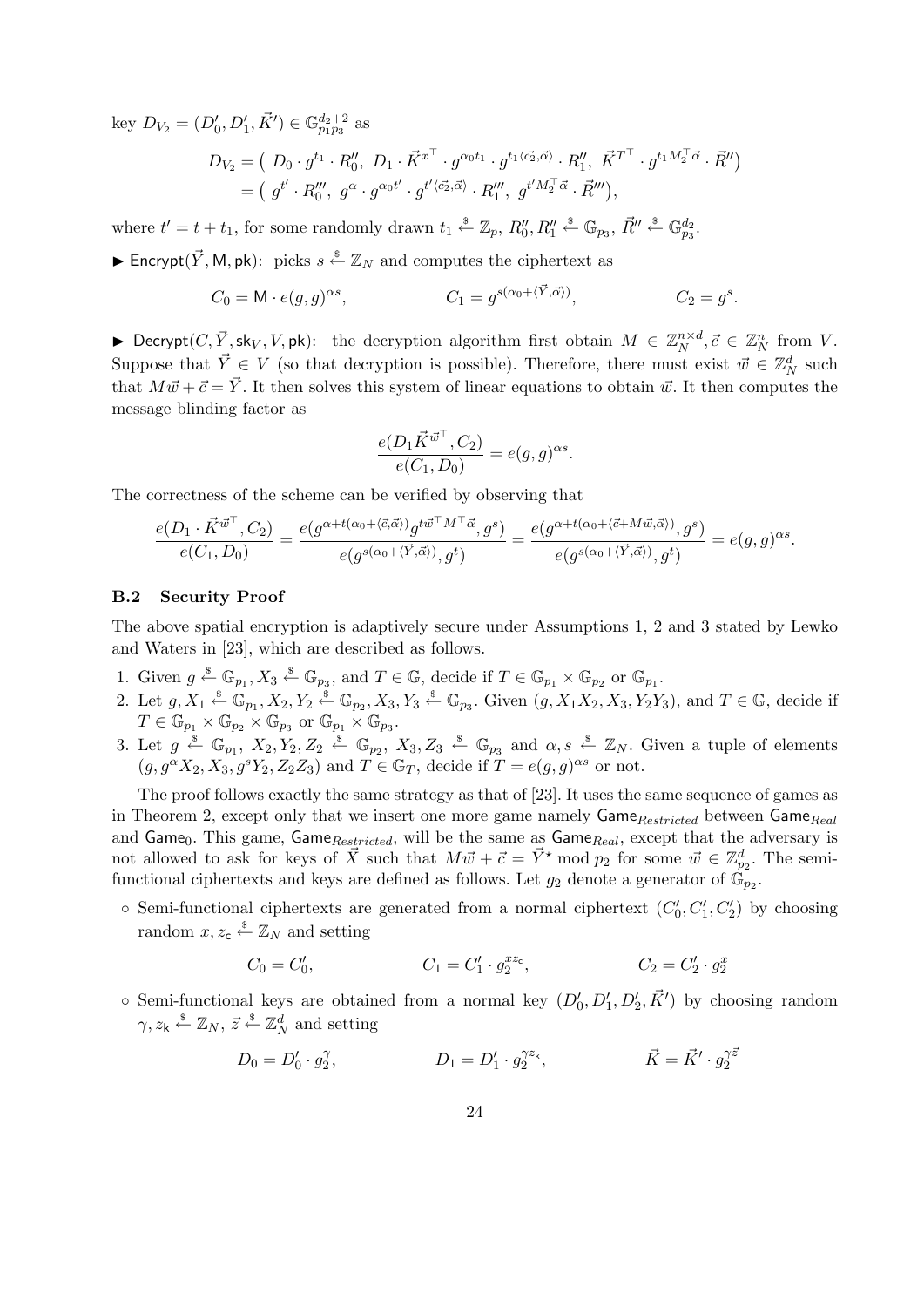key $D_{V_2} = (D'_0, D'_1, \vec{K}') \in \mathbb{G}_{p_1 p_3}^{d_2+2}$ as

$$
\begin{aligned}
D_{V_2} &= \big(\ D_0 \cdot g^{t_1} \cdot R''_0,\ D_1 \cdot \vec{K}^{x^\top} \cdot g^{\alpha_0 t_1} \cdot g^{t_1 \langle \vec{c_2}, \vec{\alpha} \rangle} \cdot R''_1,\ \vec{K}^{T^\top} \cdot g^{t_1 M_2^\top \vec{\alpha}} \cdot \vec{R}'' \big) \\
&= \big(\ g^{t'} \cdot R'''_0,\ g^{\alpha} \cdot g^{\alpha_0 t'} \cdot g^{t' \langle \vec{c_2}, \vec{\alpha} \rangle} \cdot R'''_1,\ g^{t' M_2^\top \vec{\alpha}} \cdot \vec{R}''' \big),
\end{aligned}
$$

where $t' = t + t_1$, for some randomly drawn $t_1 \xleftarrow{\$} \mathbb{Z}_p$, $R''_0, R''_1 \xleftarrow{\$} \mathbb{G}_{p_3}$, $\vec{R}'' \xleftarrow{\$} \mathbb{G}_{p_3}^{d_2}$.

▶ $\mathsf{Encrypt}(\vec{Y}, \mathsf{M}, \mathsf{pk})$: picks $s \xleftarrow{\$} \mathbb{Z}_N$ and computes the ciphertext as

$$
C_0 = \mathsf{M} \cdot e(g,g)^{\alpha s}, \qquad C_1 = g^{s(\alpha_0 + \langle \vec{Y}, \vec{\alpha} \rangle)}, \qquad C_2 = g^s.
$$

▶ $\mathsf{Decrypt}(C, \vec{Y}, \mathsf{sk}_V, V, \mathsf{pk})$: the decryption algorithm first obtain $M \in \mathbb{Z}_N^{n \times d}, \vec{c} \in \mathbb{Z}_N^n$ from $V$. Suppose that $\vec{Y} \in V$ (so that decryption is possible). Therefore, there must exist $\vec{w} \in \mathbb{Z}_N^d$ such that $M\vec{w} + \vec{c} = \vec{Y}$. It then solves this system of linear equations to obtain $\vec{w}$. It then computes the message blinding factor as

$$
\frac{e(D_1 \vec{K}^{\vec{w}^\top}, C_2)}{e(C_1, D_0)} = e(g,g)^{\alpha s}.
$$

The correctness of the scheme can be verified by observing that

$$
\frac{e(D_1 \cdot \vec{K}^{\vec{w}^\top}, C_2)}{e(C_1, D_0)} = \frac{e(g^{\alpha + t(\alpha_0 + \langle \vec{c}, \vec{\alpha} \rangle)} g^{t \vec{w}^\top M^\top \vec{\alpha}}, g^s)}{e(g^{s(\alpha_0 + \langle \vec{Y}, \vec{\alpha} \rangle)}, g^t)} = \frac{e(g^{\alpha + t(\alpha_0 + \langle \vec{c} + M\vec{w}, \vec{\alpha} \rangle)}, g^s)}{e(g^{s(\alpha_0 + \langle \vec{Y}, \vec{\alpha} \rangle)}, g^t)} = e(g,g)^{\alpha s}.
$$

### B.2 Security Proof

The above spatial encryption is adaptively secure under Assumptions 1, 2 and 3 stated by Lewko and Waters in [23], which are described as follows.

1. Given $g \xleftarrow{\$} \mathbb{G}_{p_1}, X_3 \xleftarrow{\$} \mathbb{G}_{p_3}$, and $T \in \mathbb{G}$, decide if $T \in \mathbb{G}_{p_1} \times \mathbb{G}_{p_2}$ or $\mathbb{G}_{p_1}$.
2. Let $g, X_1 \xleftarrow{\$} \mathbb{G}_{p_1}, X_2, Y_2 \xleftarrow{\$} \mathbb{G}_{p_2}, X_3, Y_3 \xleftarrow{\$} \mathbb{G}_{p_3}$. Given $(g, X_1X_2, X_3, Y_2Y_3)$, and $T \in \mathbb{G}$, decide if $T \in \mathbb{G}_{p_1} \times \mathbb{G}_{p_2} \times \mathbb{G}_{p_3}$ or $\mathbb{G}_{p_1} \times \mathbb{G}_{p_3}$.
3. Let $g \xleftarrow{\$} \mathbb{G}_{p_1},\ X_2, Y_2, Z_2 \xleftarrow{\$} \mathbb{G}_{p_2},\ X_3, Z_3 \xleftarrow{\$} \mathbb{G}_{p_3}$ and $\alpha, s \xleftarrow{\$} \mathbb{Z}_N$. Given a tuple of elements $(g, g^\alpha X_2, X_3, g^s Y_2, Z_2 Z_3)$ and $T \in \mathbb{G}_T$, decide if $T = e(g,g)^{\alpha s}$ or not.

The proof follows exactly the same strategy as that of [23]. It uses the same sequence of games as in Theorem 2, except only that we insert one more game namely $\mathsf{Game}_{Restricted}$ between $\mathsf{Game}_{Real}$ and $\mathsf{Game}_0$. This game, $\mathsf{Game}_{Restricted}$, will be the same as $\mathsf{Game}_{Real}$, except that the adversary is not allowed to ask for keys of $\vec{X}$ such that $M\vec{w} + \vec{c} = \vec{Y}^\star \bmod p_2$ for some $\vec{w} \in \mathbb{Z}_{p_2}^d$. The semi-functional ciphertexts and keys are defined as follows. Let $g_2$ denote a generator of $\mathbb{G}_{p_2}$.

- Semi-functional ciphertexts are generated from a normal ciphertext $(C'_0, C'_1, C'_2)$ by choosing random $x, z_{\mathsf{c}} \xleftarrow{\$} \mathbb{Z}_N$ and setting

$$
C_0 = C'_0, \qquad C_1 = C'_1 \cdot g_2^{x z_{\mathsf{c}}}, \qquad C_2 = C'_2 \cdot g_2^x
$$

- Semi-functional keys are obtained from a normal key $(D'_0, D'_1, D'_2, \vec{K}')$ by choosing random $\gamma, z_{\mathsf{k}} \xleftarrow{\$} \mathbb{Z}_N$, $\vec{z} \xleftarrow{\$} \mathbb{Z}_N^d$ and setting

$$
D_0 = D'_0 \cdot g_2^{\gamma}, \qquad D_1 = D'_1 \cdot g_2^{\gamma z_{\mathsf{k}}}, \qquad \vec{K} = \vec{K}' \cdot g_2^{\gamma \vec{z}}
$$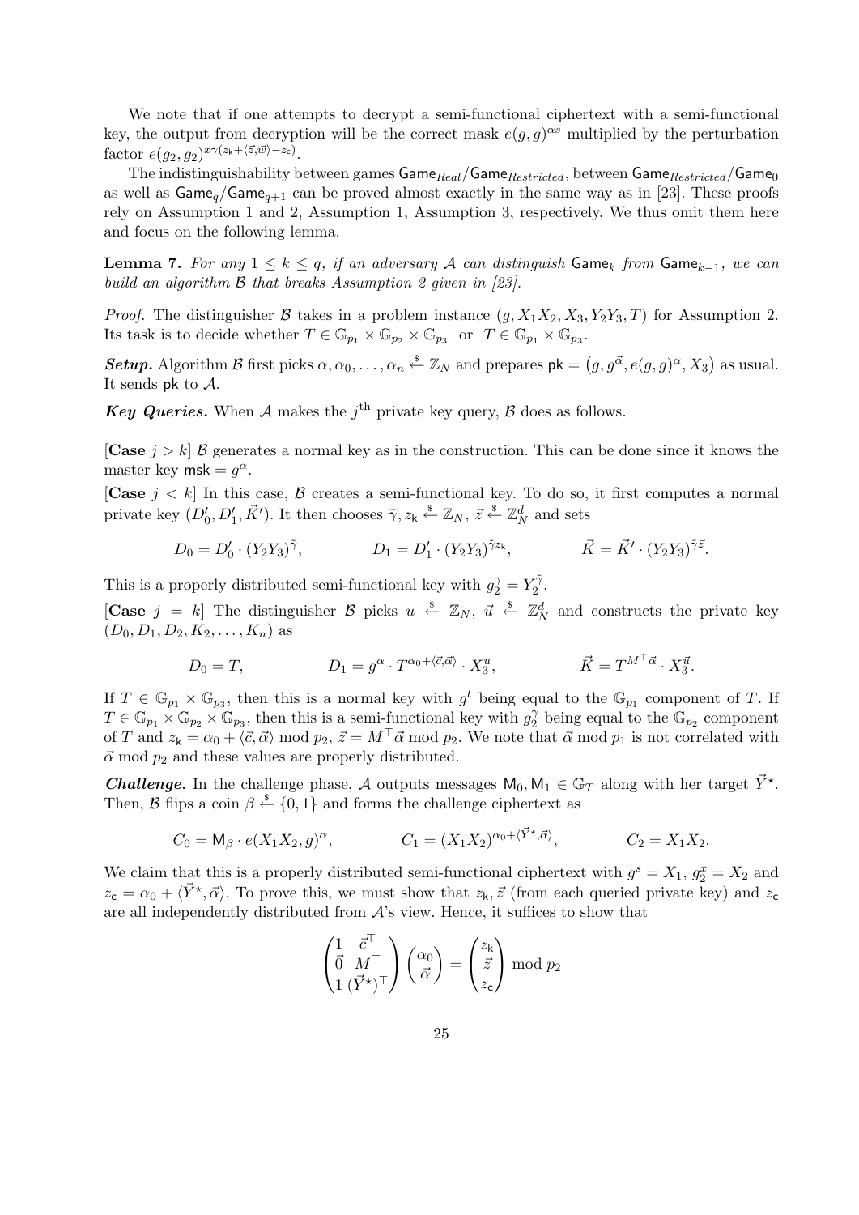We note that if one attempts to decrypt a semi-functional ciphertext with a semi-functional key, the output from decryption will be the correct mask $e(g,g)^{\alpha s}$ multiplied by the perturbation factor $e(g_2,g_2)^{x\gamma(z_\mathsf{k}+\langle \vec{z},\vec{w}\rangle - z_\mathsf{c})}$.

The indistinguishability between games $\mathsf{Game}_{Real}/\mathsf{Game}_{Restricted}$, between $\mathsf{Game}_{Restricted}/\mathsf{Game}_0$ as well as $\mathsf{Game}_q/\mathsf{Game}_{q+1}$ can be proved almost exactly in the same way as in [23]. These proofs rely on Assumption 1 and 2, Assumption 1, Assumption 3, respectively. We thus omit them here and focus on the following lemma.

**Lemma 7.** *For any $1 \leq k \leq q$, if an adversary $\mathcal{A}$ can distinguish $\mathsf{Game}_k$ from $\mathsf{Game}_{k-1}$, we can build an algorithm $\mathcal{B}$ that breaks Assumption 2 given in [23].*

*Proof.* The distinguisher $\mathcal{B}$ takes in a problem instance $(g, X_1X_2, X_3, Y_2Y_3, T)$ for Assumption 2. Its task is to decide whether $T \in \mathbb{G}_{p_1} \times \mathbb{G}_{p_2} \times \mathbb{G}_{p_3}$ or $T \in \mathbb{G}_{p_1} \times \mathbb{G}_{p_3}$.

***Setup.*** Algorithm $\mathcal{B}$ first picks $\alpha, \alpha_0, \ldots, \alpha_n \stackrel{\$}{\leftarrow} \mathbb{Z}_N$ and prepares $\mathsf{pk} = \big(g, g^{\vec{\alpha}}, e(g,g)^\alpha, X_3\big)$ as usual. It sends $\mathsf{pk}$ to $\mathcal{A}$.

***Key Queries.*** When $\mathcal{A}$ makes the $j^{\text{th}}$ private key query, $\mathcal{B}$ does as follows.

[**Case** $j > k$] $\mathcal{B}$ generates a normal key as in the construction. This can be done since it knows the master key $\mathsf{msk} = g^\alpha$.

[**Case** $j < k$] In this case, $\mathcal{B}$ creates a semi-functional key. To do so, it first computes a normal private key $(D_0', D_1', \vec{K}')$. It then chooses $\tilde{\gamma}, z_\mathsf{k} \stackrel{\$}{\leftarrow} \mathbb{Z}_N$, $\vec{z} \stackrel{\$}{\leftarrow} \mathbb{Z}_N^d$ and sets

$$D_0 = D_0' \cdot (Y_2Y_3)^{\tilde{\gamma}}, \qquad D_1 = D_1' \cdot (Y_2Y_3)^{\tilde{\gamma} z_\mathsf{k}}, \qquad \vec{K} = \vec{K}' \cdot (Y_2Y_3)^{\tilde{\gamma}\vec{z}}.$$

This is a properly distributed semi-functional key with $g_2^\gamma = Y_2^{\tilde{\gamma}}$.

[**Case** $j = k$] The distinguisher $\mathcal{B}$ picks $u \stackrel{\$}{\leftarrow} \mathbb{Z}_N$, $\vec{u} \stackrel{\$}{\leftarrow} \mathbb{Z}_N^d$ and constructs the private key $(D_0, D_1, D_2, K_2, \ldots, K_n)$ as

$$D_0 = T, \qquad D_1 = g^\alpha \cdot T^{\alpha_0 + \langle \vec{c}, \vec{\alpha}\rangle} \cdot X_3^u, \qquad \vec{K} = T^{M^\top \vec{\alpha}} \cdot X_3^{\vec{u}}.$$

If $T \in \mathbb{G}_{p_1} \times \mathbb{G}_{p_3}$, then this is a normal key with $g^t$ being equal to the $\mathbb{G}_{p_1}$ component of $T$. If $T \in \mathbb{G}_{p_1} \times \mathbb{G}_{p_2} \times \mathbb{G}_{p_3}$, then this is a semi-functional key with $g_2^\gamma$ being equal to the $\mathbb{G}_{p_2}$ component of $T$ and $z_\mathsf{k} = \alpha_0 + \langle \vec{c}, \vec{\alpha}\rangle \bmod p_2$, $\vec{z} = M^\top \vec{\alpha} \bmod p_2$. We note that $\vec{\alpha} \bmod p_1$ is not correlated with $\vec{\alpha} \bmod p_2$ and these values are properly distributed.

***Challenge.*** In the challenge phase, $\mathcal{A}$ outputs messages $\mathsf{M}_0, \mathsf{M}_1 \in \mathbb{G}_T$ along with her target $\vec{Y}^\star$. Then, $\mathcal{B}$ flips a coin $\beta \stackrel{\$}{\leftarrow} \{0,1\}$ and forms the challenge ciphertext as

$$C_0 = \mathsf{M}_\beta \cdot e(X_1X_2, g)^\alpha, \qquad C_1 = (X_1X_2)^{\alpha_0 + \langle \vec{Y}^\star, \vec{\alpha}\rangle}, \qquad C_2 = X_1X_2.$$

We claim that this is a properly distributed semi-functional ciphertext with $g^s = X_1$, $g_2^x = X_2$ and $z_\mathsf{c} = \alpha_0 + \langle \vec{Y}^\star, \vec{\alpha}\rangle$. To prove this, we must show that $z_\mathsf{k}, \vec{z}$ (from each queried private key) and $z_\mathsf{c}$ are all independently distributed from $\mathcal{A}$'s view. Hence, it suffices to show that

$$\begin{pmatrix} 1 & \vec{c}^\top \\ \vec{0} & M^\top \\ 1 & (\vec{Y}^\star)^\top \end{pmatrix} \begin{pmatrix} \alpha_0 \\ \vec{\alpha} \end{pmatrix} = \begin{pmatrix} z_\mathsf{k} \\ \vec{z} \\ z_\mathsf{c} \end{pmatrix} \bmod p_2$$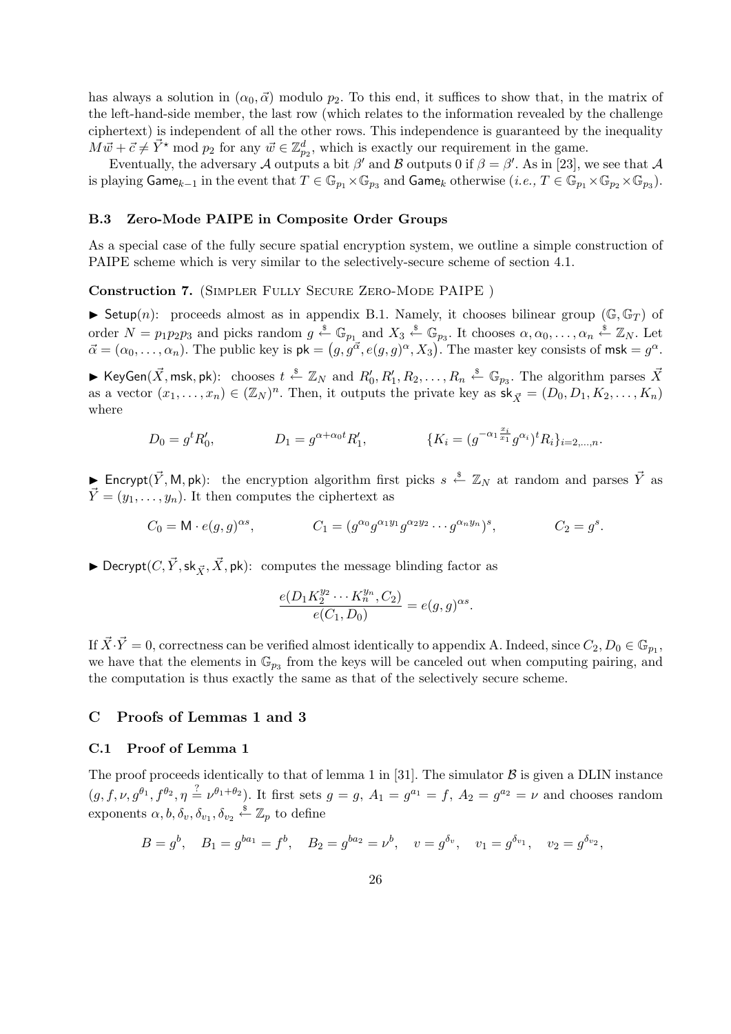has always a solution in $(\alpha_0, \vec{\alpha})$ modulo $p_2$. To this end, it suffices to show that, in the matrix of the left-hand-side member, the last row (which relates to the information revealed by the challenge ciphertext) is independent of all the other rows. This independence is guaranteed by the inequality $M\vec{w} + \vec{c} \neq \vec{Y}^\star \bmod p_2$ for any $\vec{w} \in \mathbb{Z}_{p_2}^d$, which is exactly our requirement in the game.

Eventually, the adversary $\mathcal{A}$ outputs a bit $\beta'$ and $\mathcal{B}$ outputs 0 if $\beta = \beta'$. As in [23], we see that $\mathcal{A}$ is playing $\mathsf{Game}_{k-1}$ in the event that $T \in \mathbb{G}_{p_1} \times \mathbb{G}_{p_3}$ and $\mathsf{Game}_k$ otherwise (*i.e.,* $T \in \mathbb{G}_{p_1} \times \mathbb{G}_{p_2} \times \mathbb{G}_{p_3}$).

### B.3 Zero-Mode PAIPE in Composite Order Groups

As a special case of the fully secure spatial encryption system, we outline a simple construction of PAIPE scheme which is very similar to the selectively-secure scheme of section 4.1.

**Construction 7.** (Simpler Fully Secure Zero-Mode PAIPE )

► $\mathsf{Setup}(n)$: proceeds almost as in appendix B.1. Namely, it chooses bilinear group $(\mathbb{G}, \mathbb{G}_T)$ of order $N = p_1 p_2 p_3$ and picks random $g \xleftarrow{\$} \mathbb{G}_{p_1}$ and $X_3 \xleftarrow{\$} \mathbb{G}_{p_3}$. It chooses $\alpha, \alpha_0, \ldots, \alpha_n \xleftarrow{\$} \mathbb{Z}_N$. Let $\vec{\alpha} = (\alpha_0, \ldots, \alpha_n)$. The public key is $\mathsf{pk} = \big(g, g^{\vec{\alpha}}, e(g,g)^{\alpha}, X_3\big)$. The master key consists of $\mathsf{msk} = g^{\alpha}$.

► $\mathsf{KeyGen}(\vec{X}, \mathsf{msk}, \mathsf{pk})$: chooses $t \xleftarrow{\$} \mathbb{Z}_N$ and $R_0', R_1', R_2, \ldots, R_n \xleftarrow{\$} \mathbb{G}_{p_3}$. The algorithm parses $\vec{X}$ as a vector $(x_1, \ldots, x_n) \in (\mathbb{Z}_N)^n$. Then, it outputs the private key as $\mathsf{sk}_{\vec{X}} = (D_0, D_1, K_2, \ldots, K_n)$ where

$$D_0 = g^t R_0', \qquad D_1 = g^{\alpha + \alpha_0 t} R_1', \qquad \{K_i = (g^{-\alpha_1 \frac{x_i}{x_1}} g^{\alpha_i})^t R_i\}_{i=2,\ldots,n}.$$

► $\mathsf{Encrypt}(\vec{Y}, \mathsf{M}, \mathsf{pk})$: the encryption algorithm first picks $s \xleftarrow{\$} \mathbb{Z}_N$ at random and parses $\vec{Y}$ as $\vec{Y} = (y_1, \ldots, y_n)$. It then computes the ciphertext as

$$C_0 = \mathsf{M} \cdot e(g,g)^{\alpha s}, \qquad C_1 = (g^{\alpha_0} g^{\alpha_1 y_1} g^{\alpha_2 y_2} \cdots g^{\alpha_n y_n})^s, \qquad C_2 = g^s.$$

► $\mathsf{Decrypt}(C, \vec{Y}, \mathsf{sk}_{\vec{X}}, \vec{X}, \mathsf{pk})$: computes the message blinding factor as

$$\frac{e(D_1 K_2^{y_2} \cdots K_n^{y_n}, C_2)}{e(C_1, D_0)} = e(g,g)^{\alpha s}.$$

If $\vec{X} \cdot \vec{Y} = 0$, correctness can be verified almost identically to appendix A. Indeed, since $C_2, D_0 \in \mathbb{G}_{p_1}$, we have that the elements in $\mathbb{G}_{p_3}$ from the keys will be canceled out when computing pairing, and the computation is thus exactly the same as that of the selectively secure scheme.

## C Proofs of Lemmas 1 and 3

### C.1 Proof of Lemma 1

The proof proceeds identically to that of lemma 1 in [31]. The simulator $\mathcal{B}$ is given a DLIN instance $(g, f, \nu, g^{\theta_1}, f^{\theta_2}, \eta \stackrel{?}{=} \nu^{\theta_1 + \theta_2})$. It first sets $g = g$, $A_1 = g^{a_1} = f$, $A_2 = g^{a_2} = \nu$ and chooses random exponents $\alpha, b, \delta_v, \delta_{v_1}, \delta_{v_2} \xleftarrow{\$} \mathbb{Z}_p$ to define

$$B = g^b, \quad B_1 = g^{b a_1} = f^b, \quad B_2 = g^{b a_2} = \nu^b, \quad v = g^{\delta_v}, \quad v_1 = g^{\delta_{v_1}}, \quad v_2 = g^{\delta_{v_2}},$$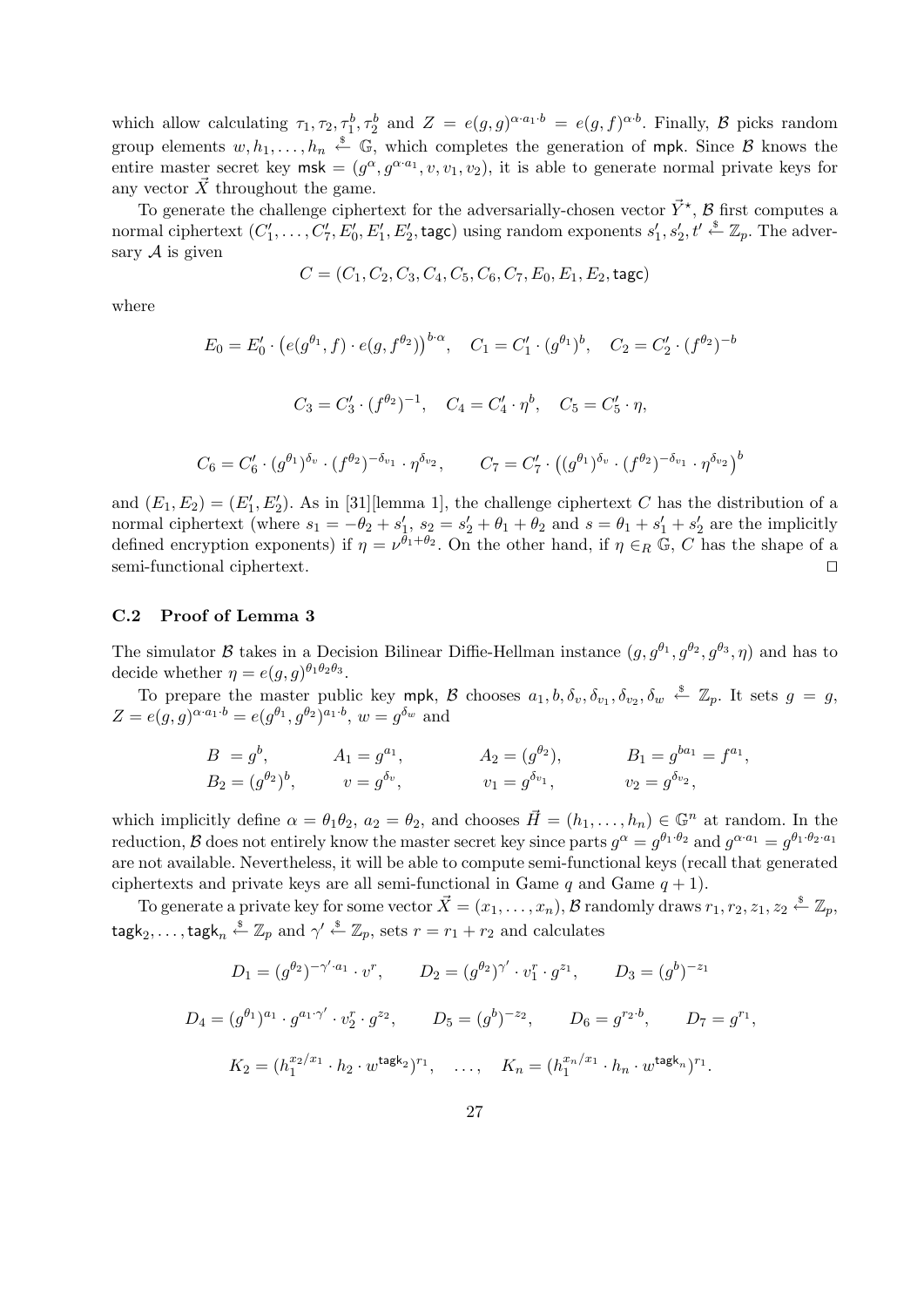which allow calculating $\tau_1, \tau_2, \tau_1^b, \tau_2^b$ and $Z = e(g,g)^{\alpha \cdot a_1 \cdot b} = e(g,f)^{\alpha \cdot b}$. Finally, $\mathcal{B}$ picks random group elements $w, h_1, \ldots, h_n \stackrel{\$}{\leftarrow} \mathbb{G}$, which completes the generation of $\mathsf{mpk}$. Since $\mathcal{B}$ knows the entire master secret key $\mathsf{msk} = (g^{\alpha}, g^{\alpha \cdot a_1}, v, v_1, v_2)$, it is able to generate normal private keys for any vector $\vec{X}$ throughout the game.

To generate the challenge ciphertext for the adversarially-chosen vector $\vec{Y}^{\star}$, $\mathcal{B}$ first computes a normal ciphertext $(C_1', \ldots, C_7', E_0', E_1', E_2', \mathsf{tagc})$ using random exponents $s_1', s_2', t' \stackrel{\$}{\leftarrow} \mathbb{Z}_p$. The adversary $\mathcal{A}$ is given

$$C = (C_1, C_2, C_3, C_4, C_5, C_6, C_7, E_0, E_1, E_2, \mathsf{tagc})$$

where

$$E_0 = E_0' \cdot \big(e(g^{\theta_1}, f) \cdot e(g, f^{\theta_2})\big)^{b \cdot \alpha}, \quad C_1 = C_1' \cdot (g^{\theta_1})^b, \quad C_2 = C_2' \cdot (f^{\theta_2})^{-b}$$

$$C_3 = C_3' \cdot (f^{\theta_2})^{-1}, \quad C_4 = C_4' \cdot \eta^b, \quad C_5 = C_5' \cdot \eta,$$

$$C_6 = C_6' \cdot (g^{\theta_1})^{\delta_v} \cdot (f^{\theta_2})^{-\delta_{v_1}} \cdot \eta^{\delta_{v_2}}, \qquad C_7 = C_7' \cdot \big((g^{\theta_1})^{\delta_v} \cdot (f^{\theta_2})^{-\delta_{v_1}} \cdot \eta^{\delta_{v_2}}\big)^b$$

and $(E_1, E_2) = (E_1', E_2')$. As in [31][lemma 1], the challenge ciphertext $C$ has the distribution of a normal ciphertext (where $s_1 = -\theta_2 + s_1'$, $s_2 = s_2' + \theta_1 + \theta_2$ and $s = \theta_1 + s_1' + s_2'$ are the implicitly defined encryption exponents) if $\eta = \nu^{\theta_1 + \theta_2}$. On the other hand, if $\eta \in_R \mathbb{G}$, $C$ has the shape of a semi-functional ciphertext. $\square$

### C.2 Proof of Lemma 3

The simulator $\mathcal{B}$ takes in a Decision Bilinear Diffie-Hellman instance $(g, g^{\theta_1}, g^{\theta_2}, g^{\theta_3}, \eta)$ and has to decide whether $\eta = e(g,g)^{\theta_1 \theta_2 \theta_3}$.

To prepare the master public key $\mathsf{mpk}$, $\mathcal{B}$ chooses $a_1, b, \delta_v, \delta_{v_1}, \delta_{v_2}, \delta_w \stackrel{\$}{\leftarrow} \mathbb{Z}_p$. It sets $g = g$, $Z = e(g,g)^{\alpha \cdot a_1 \cdot b} = e(g^{\theta_1}, g^{\theta_2})^{a_1 \cdot b}$, $w = g^{\delta_w}$ and

$$\begin{array}{llll}
B = g^b, & A_1 = g^{a_1}, & A_2 = (g^{\theta_2}), & B_1 = g^{b a_1} = f^{a_1}, \\
B_2 = (g^{\theta_2})^b, & v = g^{\delta_v}, & v_1 = g^{\delta_{v_1}}, & v_2 = g^{\delta_{v_2}},
\end{array}$$

which implicitly define $\alpha = \theta_1 \theta_2$, $a_2 = \theta_2$, and chooses $\vec{H} = (h_1, \ldots, h_n) \in \mathbb{G}^n$ at random. In the reduction, $\mathcal{B}$ does not entirely know the master secret key since parts $g^{\alpha} = g^{\theta_1 \cdot \theta_2}$ and $g^{\alpha \cdot a_1} = g^{\theta_1 \cdot \theta_2 \cdot a_1}$ are not available. Nevertheless, it will be able to compute semi-functional keys (recall that generated ciphertexts and private keys are all semi-functional in Game $q$ and Game $q+1$).

To generate a private key for some vector $\vec{X} = (x_1, \ldots, x_n)$, $\mathcal{B}$ randomly draws $r_1, r_2, z_1, z_2 \stackrel{\$}{\leftarrow} \mathbb{Z}_p$, $\mathsf{tagk}_2, \ldots, \mathsf{tagk}_n \stackrel{\$}{\leftarrow} \mathbb{Z}_p$ and $\gamma' \stackrel{\$}{\leftarrow} \mathbb{Z}_p$, sets $r = r_1 + r_2$ and calculates

$$D_1 = (g^{\theta_2})^{-\gamma' \cdot a_1} \cdot v^r, \qquad D_2 = (g^{\theta_2})^{\gamma'} \cdot v_1^r \cdot g^{z_1}, \qquad D_3 = (g^b)^{-z_1}$$

$$D_4 = (g^{\theta_1})^{a_1} \cdot g^{a_1 \cdot \gamma'} \cdot v_2^r \cdot g^{z_2}, \qquad D_5 = (g^b)^{-z_2}, \qquad D_6 = g^{r_2 \cdot b}, \qquad D_7 = g^{r_1},$$

$$K_2 = (h_1^{x_2/x_1} \cdot h_2 \cdot w^{\mathsf{tagk}_2})^{r_1}, \quad \ldots, \quad K_n = (h_1^{x_n/x_1} \cdot h_n \cdot w^{\mathsf{tagk}_n})^{r_1}.$$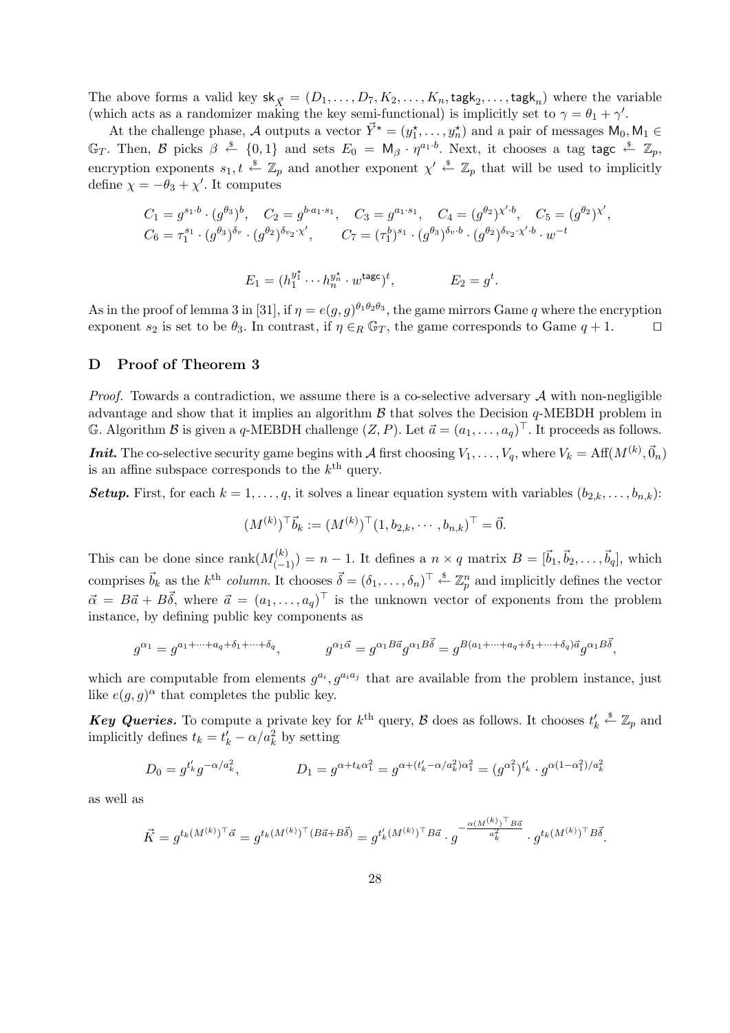The above forms a valid key $\mathsf{sk}_{\vec{X}} = (D_1, \ldots, D_7, K_2, \ldots, K_n, \mathsf{tagk}_2, \ldots, \mathsf{tagk}_n)$ where the variable (which acts as a randomizer making the key semi-functional) is implicitly set to $\gamma = \theta_1 + \gamma'$.

At the challenge phase, $\mathcal{A}$ outputs a vector $\vec{Y}^\star = (y_1^\star, \ldots, y_n^\star)$ and a pair of messages $\mathsf{M}_0, \mathsf{M}_1 \in \mathbb{G}_T$. Then, $\mathcal{B}$ picks $\beta \xleftarrow{\$} \{0,1\}$ and sets $E_0 = \mathsf{M}_\beta \cdot \eta^{a_1 \cdot b}$. Next, it chooses a tag $\mathsf{tagc} \xleftarrow{\$} \mathbb{Z}_p$, encryption exponents $s_1, t \xleftarrow{\$} \mathbb{Z}_p$ and another exponent $\chi' \xleftarrow{\$} \mathbb{Z}_p$ that will be used to implicitly define $\chi = -\theta_3 + \chi'$. It computes

$$C_1 = g^{s_1 \cdot b} \cdot (g^{\theta_3})^b, \quad C_2 = g^{b \cdot a_1 \cdot s_1}, \quad C_3 = g^{a_1 \cdot s_1}, \quad C_4 = (g^{\theta_2})^{\chi' \cdot b}, \quad C_5 = (g^{\theta_2})^{\chi'},$$
$$C_6 = \tau_1^{s_1} \cdot (g^{\theta_3})^{\delta_v} \cdot (g^{\theta_2})^{\delta_{v_2} \cdot \chi'}, \qquad C_7 = (\tau_1^b)^{s_1} \cdot (g^{\theta_3})^{\delta_v \cdot b} \cdot (g^{\theta_2})^{\delta_{v_2} \cdot \chi' \cdot b} \cdot w^{-t}$$

$$E_1 = (h_1^{y_1^\star} \cdots h_n^{y_n^\star} \cdot w^{\mathsf{tagc}})^t, \qquad E_2 = g^t.$$

As in the proof of lemma 3 in [31], if $\eta = e(g,g)^{\theta_1 \theta_2 \theta_3}$, the game mirrors Game $q$ where the encryption exponent $s_2$ is set to be $\theta_3$. In contrast, if $\eta \in_R \mathbb{G}_T$, the game corresponds to Game $q+1$. $\square$

## D Proof of Theorem 3

*Proof.* Towards a contradiction, we assume there is a co-selective adversary $\mathcal{A}$ with non-negligible advantage and show that it implies an algorithm $\mathcal{B}$ that solves the Decision $q$-MEBDH problem in $\mathbb{G}$. Algorithm $\mathcal{B}$ is given a $q$-MEBDH challenge $(Z, P)$. Let $\vec{a} = (a_1, \ldots, a_q)^\top$. It proceeds as follows.

***Init.*** The co-selective security game begins with $\mathcal{A}$ first choosing $V_1, \ldots, V_q$, where $V_k = \mathrm{Aff}(M^{(k)}, \vec{0}_n)$ is an affine subspace corresponds to the $k^{\text{th}}$ query.

***Setup.*** First, for each $k = 1, \ldots, q$, it solves a linear equation system with variables $(b_{2,k}, \ldots, b_{n,k})$:

$$(M^{(k)})^\top \vec{b}_k := (M^{(k)})^\top (1, b_{2,k}, \cdots, b_{n,k})^\top = \vec{0}.$$

This can be done since $\mathrm{rank}(M^{(k)}_{(-1)}) = n-1$. It defines a $n \times q$ matrix $B = [\vec{b}_1, \vec{b}_2, \ldots, \vec{b}_q]$, which comprises $\vec{b}_k$ as the $k^{\text{th}}$ *column*. It chooses $\vec{\delta} = (\delta_1, \ldots, \delta_n)^\top \xleftarrow{\$} \mathbb{Z}_p^n$ and implicitly defines the vector $\vec{\alpha} = B\vec{a} + B\vec{\delta}$, where $\vec{a} = (a_1, \ldots, a_q)^\top$ is the unknown vector of exponents from the problem instance, by defining public key components as

$$g^{\alpha_1} = g^{a_1 + \cdots + a_q + \delta_1 + \cdots + \delta_q}, \qquad g^{\alpha_1 \vec{\alpha}} = g^{\alpha_1 B \vec{a}} g^{\alpha_1 B \vec{\delta}} = g^{B(a_1 + \cdots + a_q + \delta_1 + \cdots + \delta_q)\vec{a}} g^{\alpha_1 B \vec{\delta}},$$

which are computable from elements $g^{a_i}, g^{a_i a_j}$ that are available from the problem instance, just like $e(g,g)^\alpha$ that completes the public key.

***Key Queries.*** To compute a private key for $k^{\text{th}}$ query, $\mathcal{B}$ does as follows. It chooses $t'_k \xleftarrow{\$} \mathbb{Z}_p$ and implicitly defines $t_k = t'_k - \alpha/a_k^2$ by setting

$$D_0 = g^{t'_k} g^{-\alpha/a_k^2}, \qquad D_1 = g^{\alpha + t_k \alpha_1^2} = g^{\alpha + (t'_k - \alpha/a_k^2)\alpha_1^2} = (g^{\alpha_1^2})^{t'_k} \cdot g^{\alpha(1-\alpha_1^2)/a_k^2}$$

as well as

$$\vec{K} = g^{t_k (M^{(k)})^\top \vec{\alpha}} = g^{t_k (M^{(k)})^\top (B\vec{a} + B\vec{\delta})} = g^{t'_k (M^{(k)})^\top B\vec{a}} \cdot g^{-\frac{\alpha (M^{(k)})^\top B\vec{a}}{a_k^2}} \cdot g^{t_k (M^{(k)})^\top B\vec{\delta}}.$$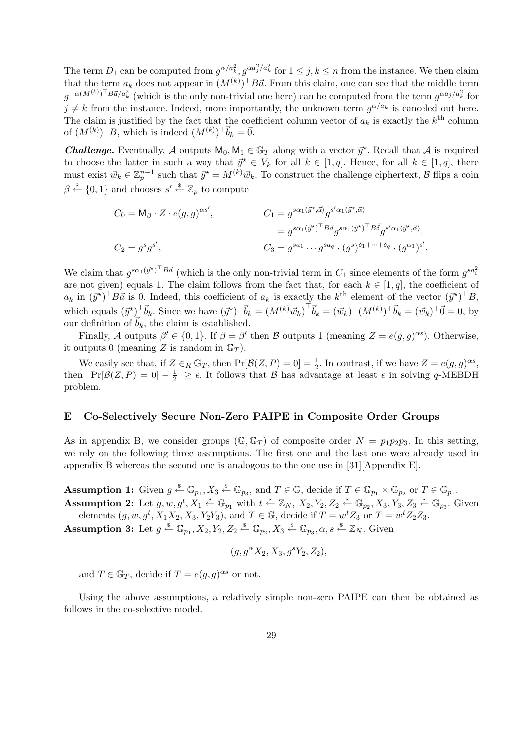The term $D_1$ can be computed from $g^{\alpha/a_k^2}, g^{\alpha a_j^2/a_k^2}$ for $1 \le j,k \le n$ from the instance. We then claim that the term $a_k$ does not appear in $(M^{(k)})^\top B\vec{a}$. From this claim, one can see that the middle term $g^{-\alpha(M^{(k)})^\top B\vec{a}/a_k^2}$ (which is the only non-trivial one here) can be computed from the term $g^{\alpha a_j/a_k^2}$ for $j \ne k$ from the instance. Indeed, more importantly, the unknown term $g^{\alpha/a_k}$ is canceled out here. The claim is justified by the fact that the coefficient column vector of $a_k$ is exactly the $k^{\text{th}}$ column of $(M^{(k)})^\top B$, which is indeed $(M^{(k)})^\top \vec{b}_k = \vec{0}$.

***Challenge.*** Eventually, $\mathcal{A}$ outputs $\mathsf{M}_0, \mathsf{M}_1 \in \mathbb{G}_T$ along with a vector $\vec{y}^\star$. Recall that $\mathcal{A}$ is required to choose the latter in such a way that $\vec{y}^\star \in V_k$ for all $k \in [1,q]$. Hence, for all $k \in [1,q]$, there must exist $\vec{w}_k \in \mathbb{Z}_p^{n-1}$ such that $\vec{y}^\star = M^{(k)}\vec{w}_k$. To construct the challenge ciphertext, $\mathcal{B}$ flips a coin $\beta \stackrel{\$}{\leftarrow} \{0,1\}$ and chooses $s' \stackrel{\$}{\leftarrow} \mathbb{Z}_p$ to compute

$$
\begin{aligned}
C_0 &= \mathsf{M}_\beta \cdot Z \cdot e(g,g)^{\alpha s'}, & C_1 &= g^{s\alpha_1\langle \vec{y}^\star, \vec{\alpha}\rangle} g^{s'\alpha_1\langle \vec{y}^\star, \vec{\alpha}\rangle} \\
& & &= g^{s\alpha_1(\vec{y}^\star)^\top B\vec{a}} g^{s\alpha_1(\vec{y}^\star)^\top B\vec{\delta}} g^{s'\alpha_1\langle \vec{y}^\star, \vec{\alpha}\rangle}, \\
C_2 &= g^s g^{s'}, & C_3 &= g^{sa_1}\cdots g^{sa_q}\cdot (g^s)^{\delta_1+\cdots+\delta_q}\cdot (g^{\alpha_1})^{s'}.
\end{aligned}
$$

We claim that $g^{s\alpha_1(\vec{y}^\star)^\top B\vec{a}}$ (which is the only non-trivial term in $C_1$ since elements of the form $g^{sa_i^2}$ are not given) equals 1. The claim follows from the fact that, for each $k \in [1,q]$, the coefficient of $a_k$ in $(\vec{y}^\star)^\top B\vec{a}$ is 0. Indeed, this coefficient of $a_k$ is exactly the $k^{\text{th}}$ element of the vector $(\vec{y}^\star)^\top B$, which equals $(\vec{y}^\star)^\top \vec{b}_k$. Since we have $(\vec{y}^\star)^\top \vec{b}_k = (M^{(k)}\vec{w}_k)^\top \vec{b}_k = (\vec{w}_k)^\top (M^{(k)})^\top \vec{b}_k = (\vec{w}_k)^\top \vec{0} = 0$, by our definition of $\vec{b}_k$, the claim is established.

Finally, $\mathcal{A}$ outputs $\beta' \in \{0,1\}$. If $\beta = \beta'$ then $\mathcal{B}$ outputs 1 (meaning $Z = e(g,g)^{\alpha s}$). Otherwise, it outputs 0 (meaning $Z$ is random in $\mathbb{G}_T$).

We easily see that, if $Z \in_R \mathbb{G}_T$, then $\Pr[\mathcal{B}(Z,P) = 0] = \frac{1}{2}$. In contrast, if we have $Z = e(g,g)^{\alpha s}$, then $|\Pr[\mathcal{B}(Z,P) = 0] - \frac{1}{2}| \ge \epsilon$. It follows that $\mathcal{B}$ has advantage at least $\epsilon$ in solving $q$-MEBDH problem.

## E Co-Selectively Secure Non-Zero PAIPE in Composite Order Groups

As in appendix B, we consider groups $(\mathbb{G}, \mathbb{G}_T)$ of composite order $N = p_1p_2p_3$. In this setting, we rely on the following three assumptions. The first one and the last one were already used in appendix B whereas the second one is analogous to the one use in [31][Appendix E].

**Assumption 1:** Given $g \stackrel{\$}{\leftarrow} \mathbb{G}_{p_1}, X_3 \stackrel{\$}{\leftarrow} \mathbb{G}_{p_3}$, and $T \in \mathbb{G}$, decide if $T \in \mathbb{G}_{p_1} \times \mathbb{G}_{p_2}$ or $T \in \mathbb{G}_{p_1}$.

**Assumption 2:** Let $g, w, g^t, X_1 \stackrel{\$}{\leftarrow} \mathbb{G}_{p_1}$ with $t \stackrel{\$}{\leftarrow} \mathbb{Z}_N$, $X_2, Y_2, Z_2 \stackrel{\$}{\leftarrow} \mathbb{G}_{p_2}, X_3, Y_3, Z_3 \stackrel{\$}{\leftarrow} \mathbb{G}_{p_3}$. Given elements $(g, w, g^t, X_1X_2, X_3, Y_2Y_3)$, and $T \in \mathbb{G}$, decide if $T = w^tZ_3$ or $T = w^tZ_2Z_3$.

**Assumption 3:** Let $g \stackrel{\$}{\leftarrow} \mathbb{G}_{p_1}, X_2, Y_2, Z_2 \stackrel{\$}{\leftarrow} \mathbb{G}_{p_2}, X_3 \stackrel{\$}{\leftarrow} \mathbb{G}_{p_3}, \alpha, s \stackrel{\$}{\leftarrow} \mathbb{Z}_N$. Given

$$(g, g^\alpha X_2, X_3, g^sY_2, Z_2),$$

and $T \in \mathbb{G}_T$, decide if $T = e(g,g)^{\alpha s}$ or not.

Using the above assumptions, a relatively simple non-zero PAIPE can then be obtained as follows in the co-selective model.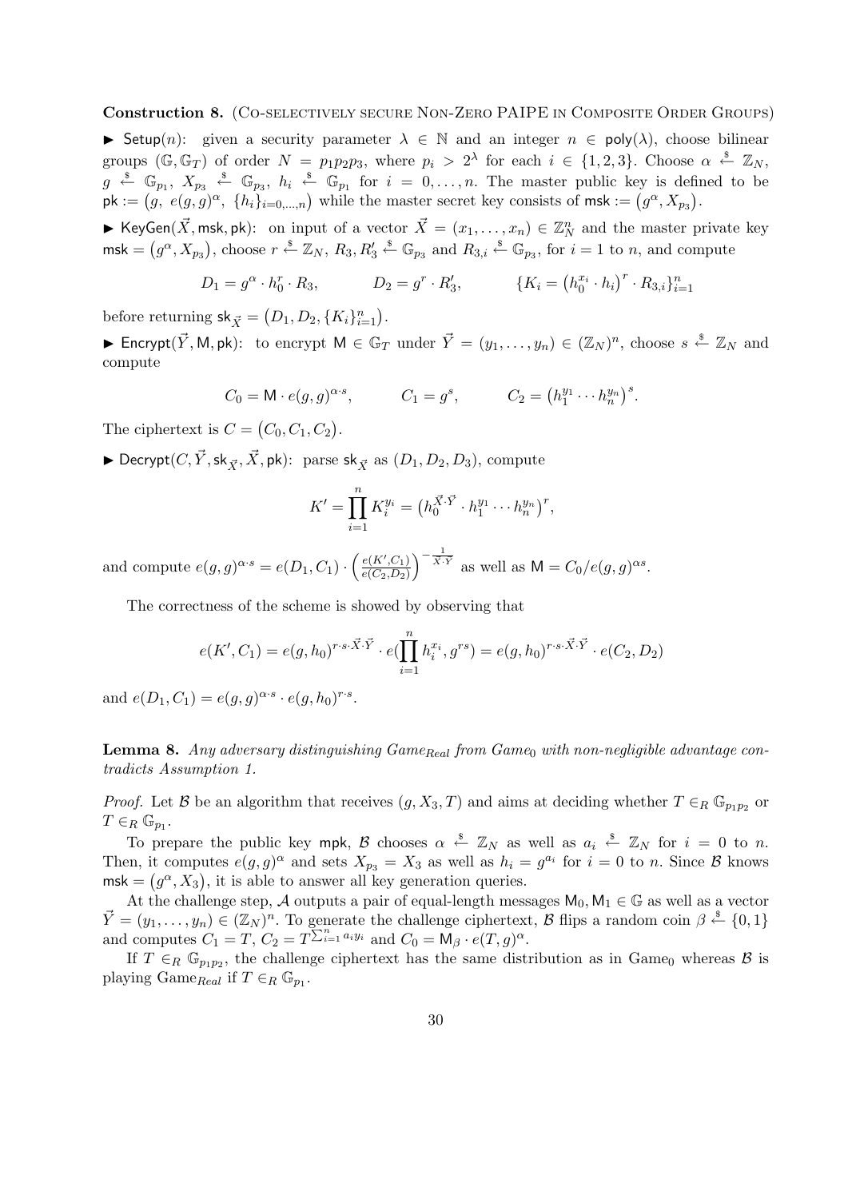**Construction 8.** (Co-selectively secure Non-Zero PAIPE in Composite Order Groups)

► $\mathsf{Setup}(n)$: given a security parameter $\lambda \in \mathbb{N}$ and an integer $n \in \mathsf{poly}(\lambda)$, choose bilinear groups $(\mathbb{G}, \mathbb{G}_T)$ of order $N = p_1 p_2 p_3$, where $p_i > 2^\lambda$ for each $i \in \{1, 2, 3\}$. Choose $\alpha \stackrel{\$}{\leftarrow} \mathbb{Z}_N$, $g \stackrel{\$}{\leftarrow} \mathbb{G}_{p_1}$, $X_{p_3} \stackrel{\$}{\leftarrow} \mathbb{G}_{p_3}$, $h_i \stackrel{\$}{\leftarrow} \mathbb{G}_{p_1}$ for $i = 0, \ldots, n$. The master public key is defined to be $\mathsf{pk} := \big(g,\ e(g,g)^\alpha,\ \{h_i\}_{i=0,\ldots,n}\big)$ while the master secret key consists of $\mathsf{msk} := \big(g^\alpha, X_{p_3}\big)$.

► $\mathsf{KeyGen}(\vec{X}, \mathsf{msk}, \mathsf{pk})$: on input of a vector $\vec{X} = (x_1, \ldots, x_n) \in \mathbb{Z}_N^n$ and the master private key $\mathsf{msk} = \big(g^\alpha, X_{p_3}\big)$, choose $r \stackrel{\$}{\leftarrow} \mathbb{Z}_N$, $R_3, R_3' \stackrel{\$}{\leftarrow} \mathbb{G}_{p_3}$ and $R_{3,i} \stackrel{\$}{\leftarrow} \mathbb{G}_{p_3}$, for $i = 1$ to $n$, and compute

$$D_1 = g^\alpha \cdot h_0^r \cdot R_3, \qquad D_2 = g^r \cdot R_3', \qquad \{K_i = \big(h_0^{x_i} \cdot h_i\big)^r \cdot R_{3,i}\}_{i=1}^n$$

before returning $\mathsf{sk}_{\vec{X}} = \big(D_1, D_2, \{K_i\}_{i=1}^n\big)$.

► $\mathsf{Encrypt}(\vec{Y}, \mathsf{M}, \mathsf{pk})$: to encrypt $\mathsf{M} \in \mathbb{G}_T$ under $\vec{Y} = (y_1, \ldots, y_n) \in (\mathbb{Z}_N)^n$, choose $s \stackrel{\$}{\leftarrow} \mathbb{Z}_N$ and compute

$$C_0 = \mathsf{M} \cdot e(g,g)^{\alpha \cdot s}, \qquad C_1 = g^s, \qquad C_2 = \big(h_1^{y_1} \cdots h_n^{y_n}\big)^s.$$

The ciphertext is $C = \big(C_0, C_1, C_2\big)$.

► $\mathsf{Decrypt}(C, \vec{Y}, \mathsf{sk}_{\vec{X}}, \vec{X}, \mathsf{pk})$: parse $\mathsf{sk}_{\vec{X}}$ as $(D_1, D_2, D_3)$, compute

$$K' = \prod_{i=1}^n K_i^{y_i} = \big(h_0^{\vec{X}\cdot\vec{Y}} \cdot h_1^{y_1} \cdots h_n^{y_n}\big)^r,$$

and compute $e(g,g)^{\alpha \cdot s} = e(D_1, C_1) \cdot \Big(\frac{e(K', C_1)}{e(C_2, D_2)}\Big)^{-\frac{1}{\vec{X}\cdot\vec{Y}}}$ as well as $\mathsf{M} = C_0 / e(g,g)^{\alpha s}$.

The correctness of the scheme is showed by observing that

$$e(K', C_1) = e(g, h_0)^{r \cdot s \cdot \vec{X}\cdot\vec{Y}} \cdot e(\prod_{i=1}^n h_i^{x_i}, g^{rs}) = e(g, h_0)^{r \cdot s \cdot \vec{X}\cdot\vec{Y}} \cdot e(C_2, D_2)$$

and $e(D_1, C_1) = e(g,g)^{\alpha \cdot s} \cdot e(g, h_0)^{r \cdot s}$.

**Lemma 8.** *Any adversary distinguishing Game$_{Real}$ from Game$_0$ with non-negligible advantage contradicts Assumption 1.*

*Proof.* Let $\mathcal{B}$ be an algorithm that receives $(g, X_3, T)$ and aims at deciding whether $T \in_R \mathbb{G}_{p_1 p_2}$ or $T \in_R \mathbb{G}_{p_1}$.

To prepare the public key $\mathsf{mpk}$, $\mathcal{B}$ chooses $\alpha \stackrel{\$}{\leftarrow} \mathbb{Z}_N$ as well as $a_i \stackrel{\$}{\leftarrow} \mathbb{Z}_N$ for $i = 0$ to $n$. Then, it computes $e(g,g)^\alpha$ and sets $X_{p_3} = X_3$ as well as $h_i = g^{a_i}$ for $i = 0$ to $n$. Since $\mathcal{B}$ knows $\mathsf{msk} = \big(g^\alpha, X_3\big)$, it is able to answer all key generation queries.

At the challenge step, $\mathcal{A}$ outputs a pair of equal-length messages $\mathsf{M}_0, \mathsf{M}_1 \in \mathbb{G}$ as well as a vector $\vec{Y} = (y_1, \ldots, y_n) \in (\mathbb{Z}_N)^n$. To generate the challenge ciphertext, $\mathcal{B}$ flips a random coin $\beta \stackrel{\$}{\leftarrow} \{0, 1\}$ and computes $C_1 = T$, $C_2 = T^{\sum_{i=1}^n a_i y_i}$ and $C_0 = \mathsf{M}_\beta \cdot e(T, g)^\alpha$.

If $T \in_R \mathbb{G}_{p_1 p_2}$, the challenge ciphertext has the same distribution as in Game$_0$ whereas $\mathcal{B}$ is playing Game$_{Real}$ if $T \in_R \mathbb{G}_{p_1}$.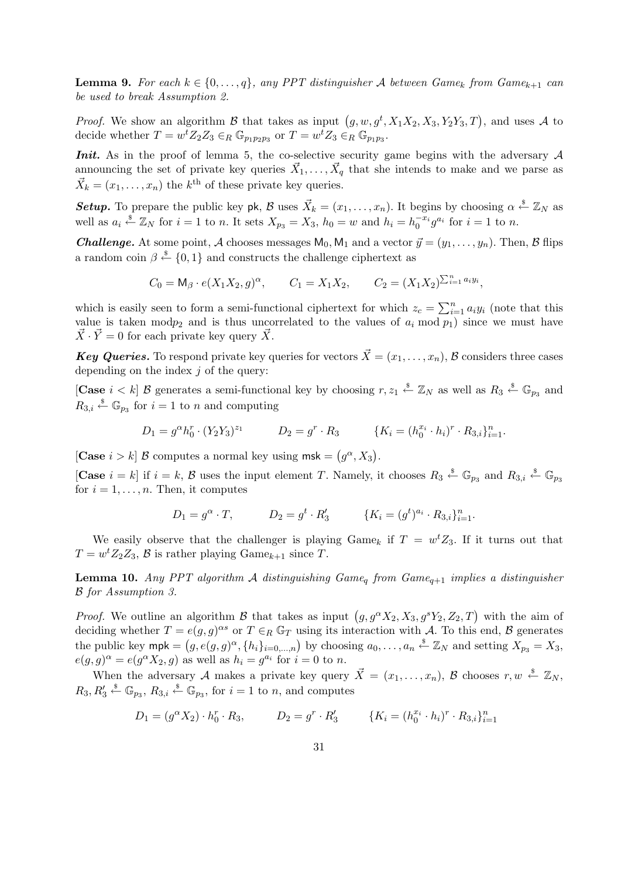**Lemma 9.** *For each $k \in \{0, \ldots, q\}$, any PPT distinguisher $\mathcal{A}$ between Game$_k$ from Game$_{k+1}$ can be used to break Assumption 2.*

*Proof.* We show an algorithm $\mathcal{B}$ that takes as input $\big(g, w, g^t, X_1X_2, X_3, Y_2Y_3, T\big)$, and uses $\mathcal{A}$ to decide whether $T = w^t Z_2 Z_3 \in_R \mathbb{G}_{p_1p_2p_3}$ or $T = w^t Z_3 \in_R \mathbb{G}_{p_1p_3}$.

***Init.*** As in the proof of lemma 5, the co-selective security game begins with the adversary $\mathcal{A}$ announcing the set of private key queries $\vec{X}_1, \ldots, \vec{X}_q$ that she intends to make and we parse as $\vec{X}_k = (x_1, \ldots, x_n)$ the $k^{\text{th}}$ of these private key queries.

***Setup.*** To prepare the public key $\mathsf{pk}$, $\mathcal{B}$ uses $\vec{X}_k = (x_1, \ldots, x_n)$. It begins by choosing $\alpha \xleftarrow{\$} \mathbb{Z}_N$ as well as $a_i \xleftarrow{\$} \mathbb{Z}_N$ for $i = 1$ to $n$. It sets $X_{p_3} = X_3$, $h_0 = w$ and $h_i = h_0^{-x_i} g^{a_i}$ for $i = 1$ to $n$.

***Challenge.*** At some point, $\mathcal{A}$ chooses messages $\mathsf{M}_0, \mathsf{M}_1$ and a vector $\vec{y} = (y_1, \ldots, y_n)$. Then, $\mathcal{B}$ flips a random coin $\beta \xleftarrow{\$} \{0, 1\}$ and constructs the challenge ciphertext as

$$C_0 = \mathsf{M}_\beta \cdot e(X_1X_2, g)^\alpha, \qquad C_1 = X_1X_2, \qquad C_2 = (X_1X_2)^{\sum_{i=1}^n a_i y_i},$$

which is easily seen to form a semi-functional ciphertext for which $z_c = \sum_{i=1}^n a_i y_i$ (note that this value is taken $\bmod p_2$ and is thus uncorrelated to the values of $a_i \bmod p_1$) since we must have $\vec{X} \cdot \vec{Y} = 0$ for each private key query $\vec{X}$.

***Key Queries.*** To respond private key queries for vectors $\vec{X} = (x_1, \ldots, x_n)$, $\mathcal{B}$ considers three cases depending on the index $j$ of the query:

[**Case** $i < k$] $\mathcal{B}$ generates a semi-functional key by choosing $r, z_1 \xleftarrow{\$} \mathbb{Z}_N$ as well as $R_3 \xleftarrow{\$} \mathbb{G}_{p_3}$ and $R_{3,i} \xleftarrow{\$} \mathbb{G}_{p_3}$ for $i = 1$ to $n$ and computing

$$D_1 = g^\alpha h_0^r \cdot (Y_2Y_3)^{z_1} \qquad D_2 = g^r \cdot R_3 \qquad \{K_i = (h_0^{x_i} \cdot h_i)^r \cdot R_{3,i}\}_{i=1}^n.$$

[**Case** $i > k$] $\mathcal{B}$ computes a normal key using $\mathsf{msk} = \big(g^\alpha, X_3\big)$.

[**Case** $i = k$] if $i = k$, $\mathcal{B}$ uses the input element $T$. Namely, it chooses $R_3 \xleftarrow{\$} \mathbb{G}_{p_3}$ and $R_{3,i} \xleftarrow{\$} \mathbb{G}_{p_3}$ for $i = 1, \ldots, n$. Then, it computes

$$D_1 = g^\alpha \cdot T, \qquad D_2 = g^t \cdot R_3' \qquad \{K_i = (g^t)^{a_i} \cdot R_{3,i}\}_{i=1}^n.$$

We easily observe that the challenger is playing Game$_k$ if $T = w^t Z_3$. If it turns out that $T = w^t Z_2 Z_3$, $\mathcal{B}$ is rather playing Game$_{k+1}$ since $T$.

**Lemma 10.** *Any PPT algorithm $\mathcal{A}$ distinguishing Game$_q$ from Game$_{q+1}$ implies a distinguisher $\mathcal{B}$ for Assumption 3.*

*Proof.* We outline an algorithm $\mathcal{B}$ that takes as input $\big(g, g^\alpha X_2, X_3, g^s Y_2, Z_2, T\big)$ with the aim of deciding whether $T = e(g, g)^{\alpha s}$ or $T \in_R \mathbb{G}_T$ using its interaction with $\mathcal{A}$. To this end, $\mathcal{B}$ generates the public key $\mathsf{mpk} = \big(g, e(g, g)^\alpha, \{h_i\}_{i=0,\ldots,n}\big)$ by choosing $a_0, \ldots, a_n \xleftarrow{\$} \mathbb{Z}_N$ and setting $X_{p_3} = X_3$, $e(g, g)^\alpha = e(g^\alpha X_2, g)$ as well as $h_i = g^{a_i}$ for $i = 0$ to $n$.

When the adversary $\mathcal{A}$ makes a private key query $\vec{X} = (x_1, \ldots, x_n)$, $\mathcal{B}$ chooses $r, w \xleftarrow{\$} \mathbb{Z}_N$, $R_3, R_3' \xleftarrow{\$} \mathbb{G}_{p_3}$, $R_{3,i} \xleftarrow{\$} \mathbb{G}_{p_3}$, for $i = 1$ to $n$, and computes

$$D_1 = (g^\alpha X_2) \cdot h_0^r \cdot R_3, \qquad D_2 = g^r \cdot R_3' \qquad \{K_i = (h_0^{x_i} \cdot h_i)^r \cdot R_{3,i}\}_{i=1}^n$$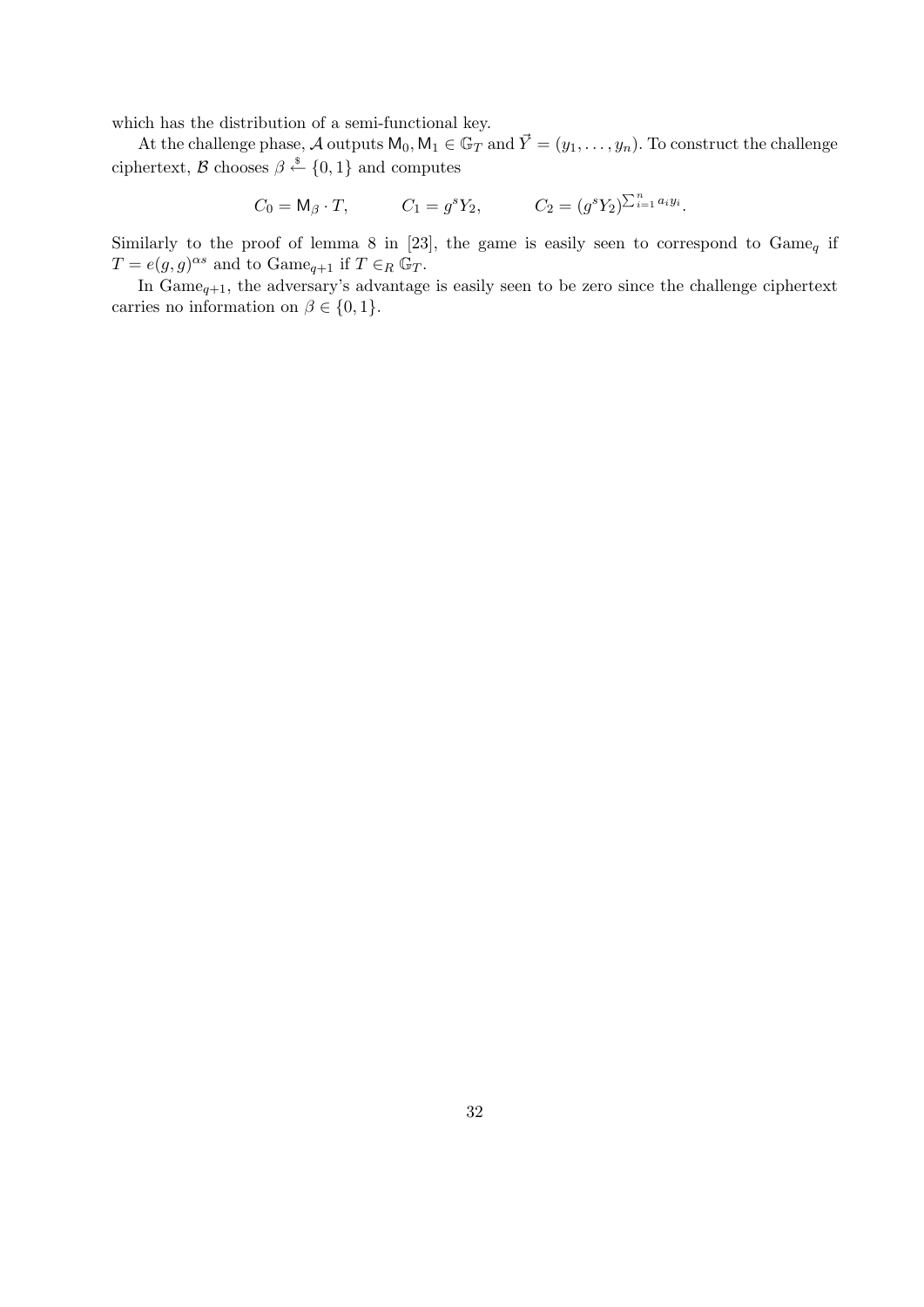which has the distribution of a semi-functional key.

At the challenge phase, $\mathcal{A}$ outputs $\mathsf{M}_0, \mathsf{M}_1 \in \mathbb{G}_T$ and $\vec{Y} = (y_1, \ldots, y_n)$. To construct the challenge ciphertext, $\mathcal{B}$ chooses $\beta \stackrel{\$}{\leftarrow} \{0,1\}$ and computes

$$C_0 = \mathsf{M}_\beta \cdot T, \qquad C_1 = g^s Y_2, \qquad C_2 = (g^s Y_2)^{\sum_{i=1}^n a_i y_i}.$$

Similarly to the proof of lemma 8 in [23], the game is easily seen to correspond to $\text{Game}_q$ if $T = e(g,g)^{\alpha s}$ and to $\text{Game}_{q+1}$ if $T \in_R \mathbb{G}_T$.

In $\text{Game}_{q+1}$, the adversary's advantage is easily seen to be zero since the challenge ciphertext carries no information on $\beta \in \{0,1\}$.